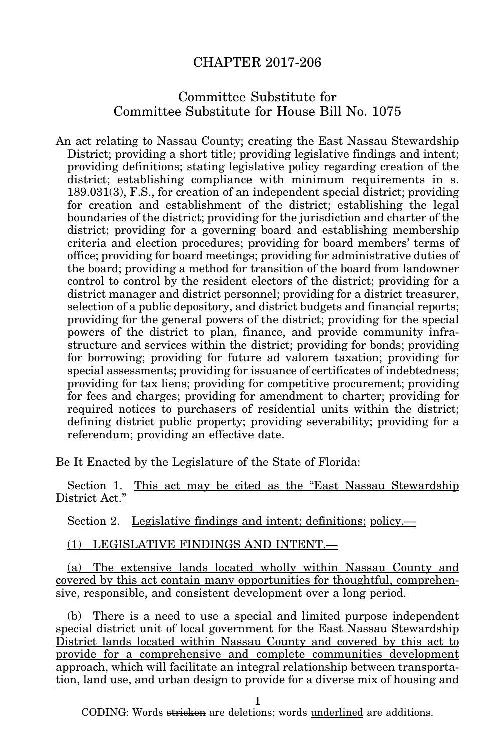# CHAPTER 2017-206

## Committee Substitute for Committee Substitute for House Bill No. 1075

An act relating to Nassau County; creating the East Nassau Stewardship District; providing a short title; providing legislative findings and intent; providing definitions; stating legislative policy regarding creation of the district; establishing compliance with minimum requirements in s. 189.031(3), F.S., for creation of an independent special district; providing for creation and establishment of the district; establishing the legal boundaries of the district; providing for the jurisdiction and charter of the district; providing for a governing board and establishing membership criteria and election procedures; providing for board members' terms of office; providing for board meetings; providing for administrative duties of the board; providing a method for transition of the board from landowner control to control by the resident electors of the district; providing for a district manager and district personnel; providing for a district treasurer, selection of a public depository, and district budgets and financial reports; providing for the general powers of the district; providing for the special powers of the district to plan, finance, and provide community infrastructure and services within the district; providing for bonds; providing for borrowing; providing for future ad valorem taxation; providing for special assessments; providing for issuance of certificates of indebtedness; providing for tax liens; providing for competitive procurement; providing for fees and charges; providing for amendment to charter; providing for required notices to purchasers of residential units within the district; defining district public property; providing severability; providing for a referendum; providing an effective date.

Be It Enacted by the Legislature of the State of Florida:

Section 1. <u>This act may be cited as the "East Nassau Stewardship District Act."</u>

Section 2. <u>Legislative findings and intent; definitions; policy.—</u>

<u>(1) LEGISLATIVE FINDINGS AND INTENT.—</u>

<u>(a) The extensive lands located wholly within Nassau County and covered by this act contain many opportunities for thoughtful, comprehensive, responsible, and consistent development over a long period.</u>

<u>(b) There is a need to use a special and limited purpose independent special district unit of local government for the East Nassau Stewardship District lands located within Nassau County and covered by this act to provide for a comprehensive and complete communities development approach, which will facilitate an integral relationship between transportation, land use, and urban design to provide for a diverse mix of housing and</u>

CODING: Words ~~stricken~~ are deletions; words <u>underlined</u> are additions.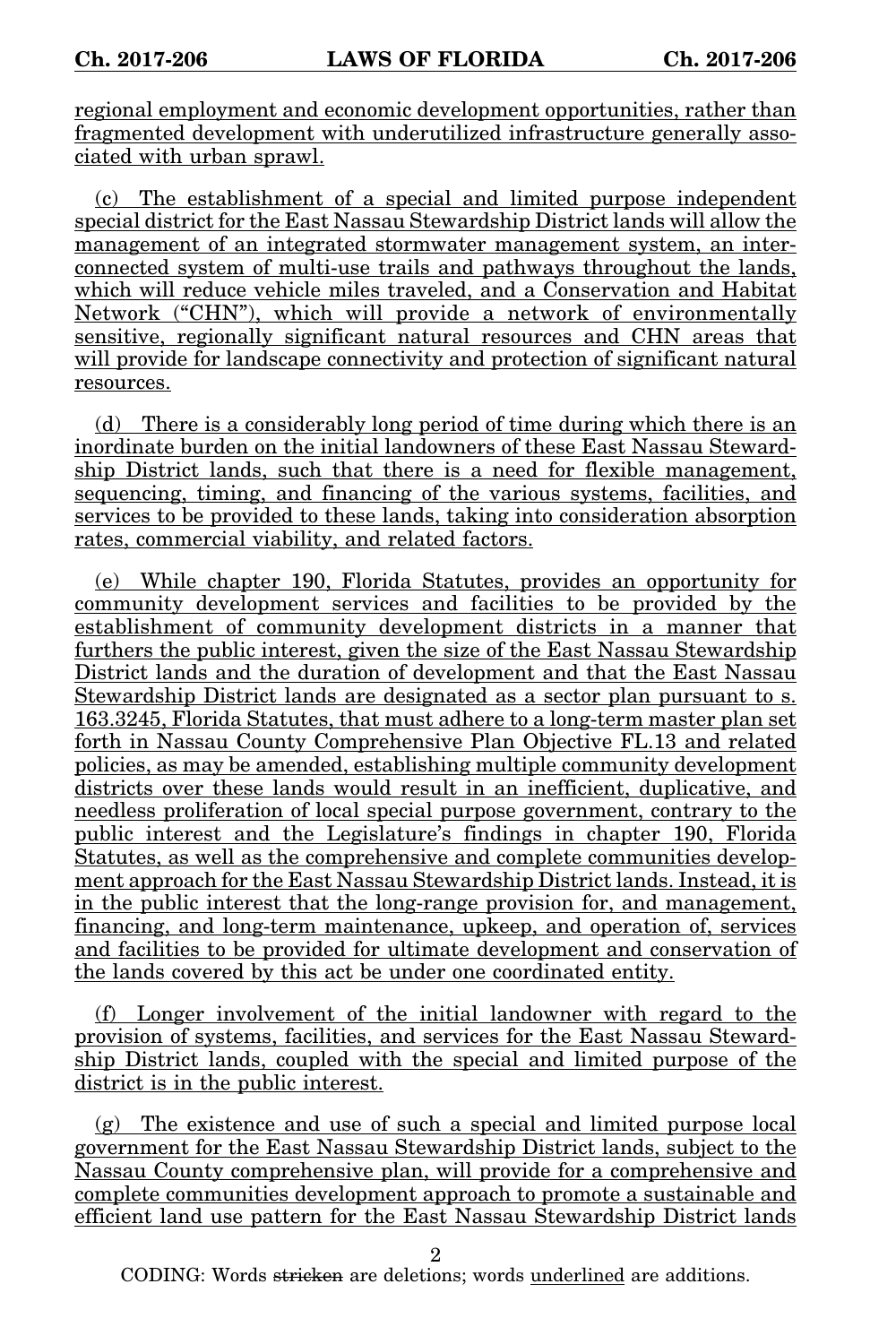regional employment and economic development opportunities, rather than fragmented development with underutilized infrastructure generally associated with urban sprawl.

(c) The establishment of a special and limited purpose independent special district for the East Nassau Stewardship District lands will allow the management of an integrated stormwater management system, an interconnected system of multi-use trails and pathways throughout the lands, which will reduce vehicle miles traveled, and a Conservation and Habitat Network ("CHN"), which will provide a network of environmentally sensitive, regionally significant natural resources and CHN areas that will provide for landscape connectivity and protection of significant natural resources.

(d) There is a considerably long period of time during which there is an inordinate burden on the initial landowners of these East Nassau Stewardship District lands, such that there is a need for flexible management, sequencing, timing, and financing of the various systems, facilities, and services to be provided to these lands, taking into consideration absorption rates, commercial viability, and related factors.

(e) While chapter 190, Florida Statutes, provides an opportunity for community development services and facilities to be provided by the establishment of community development districts in a manner that furthers the public interest, given the size of the East Nassau Stewardship District lands and the duration of development and that the East Nassau Stewardship District lands are designated as a sector plan pursuant to s. 163.3245, Florida Statutes, that must adhere to a long-term master plan set forth in Nassau County Comprehensive Plan Objective FL.13 and related policies, as may be amended, establishing multiple community development districts over these lands would result in an inefficient, duplicative, and needless proliferation of local special purpose government, contrary to the public interest and the Legislature's findings in chapter 190, Florida Statutes, as well as the comprehensive and complete communities development approach for the East Nassau Stewardship District lands. Instead, it is in the public interest that the long-range provision for, and management, financing, and long-term maintenance, upkeep, and operation of, services and facilities to be provided for ultimate development and conservation of the lands covered by this act be under one coordinated entity.

(f) Longer involvement of the initial landowner with regard to the provision of systems, facilities, and services for the East Nassau Stewardship District lands, coupled with the special and limited purpose of the district is in the public interest.

(g) The existence and use of such a special and limited purpose local government for the East Nassau Stewardship District lands, subject to the Nassau County comprehensive plan, will provide for a comprehensive and complete communities development approach to promote a sustainable and efficient land use pattern for the East Nassau Stewardship District lands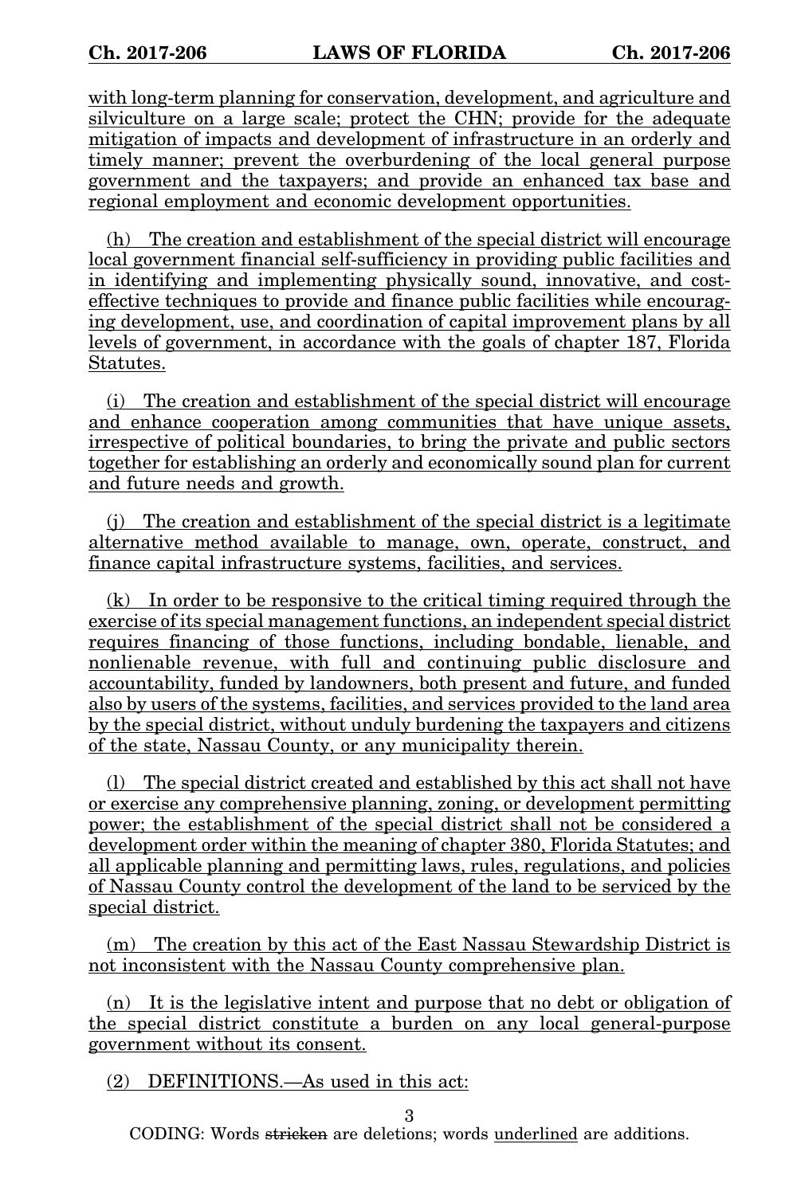with long-term planning for conservation, development, and agriculture and silviculture on a large scale; protect the CHN; provide for the adequate mitigation of impacts and development of infrastructure in an orderly and timely manner; prevent the overburdening of the local general purpose government and the taxpayers; and provide an enhanced tax base and regional employment and economic development opportunities.

(h) The creation and establishment of the special district will encourage local government financial self-sufficiency in providing public facilities and in identifying and implementing physically sound, innovative, and cost-effective techniques to provide and finance public facilities while encouraging development, use, and coordination of capital improvement plans by all levels of government, in accordance with the goals of chapter 187, Florida Statutes.

(i) The creation and establishment of the special district will encourage and enhance cooperation among communities that have unique assets, irrespective of political boundaries, to bring the private and public sectors together for establishing an orderly and economically sound plan for current and future needs and growth.

(j) The creation and establishment of the special district is a legitimate alternative method available to manage, own, operate, construct, and finance capital infrastructure systems, facilities, and services.

(k) In order to be responsive to the critical timing required through the exercise of its special management functions, an independent special district requires financing of those functions, including bondable, lienable, and nonlienable revenue, with full and continuing public disclosure and accountability, funded by landowners, both present and future, and funded also by users of the systems, facilities, and services provided to the land area by the special district, without unduly burdening the taxpayers and citizens of the state, Nassau County, or any municipality therein.

(l) The special district created and established by this act shall not have or exercise any comprehensive planning, zoning, or development permitting power; the establishment of the special district shall not be considered a development order within the meaning of chapter 380, Florida Statutes; and all applicable planning and permitting laws, rules, regulations, and policies of Nassau County control the development of the land to be serviced by the special district.

(m) The creation by this act of the East Nassau Stewardship District is not inconsistent with the Nassau County comprehensive plan.

(n) It is the legislative intent and purpose that no debt or obligation of the special district constitute a burden on any local general-purpose government without its consent.

(2) DEFINITIONS.—As used in this act:

CODING: Words ~~stricken~~ are deletions; words underlined are additions.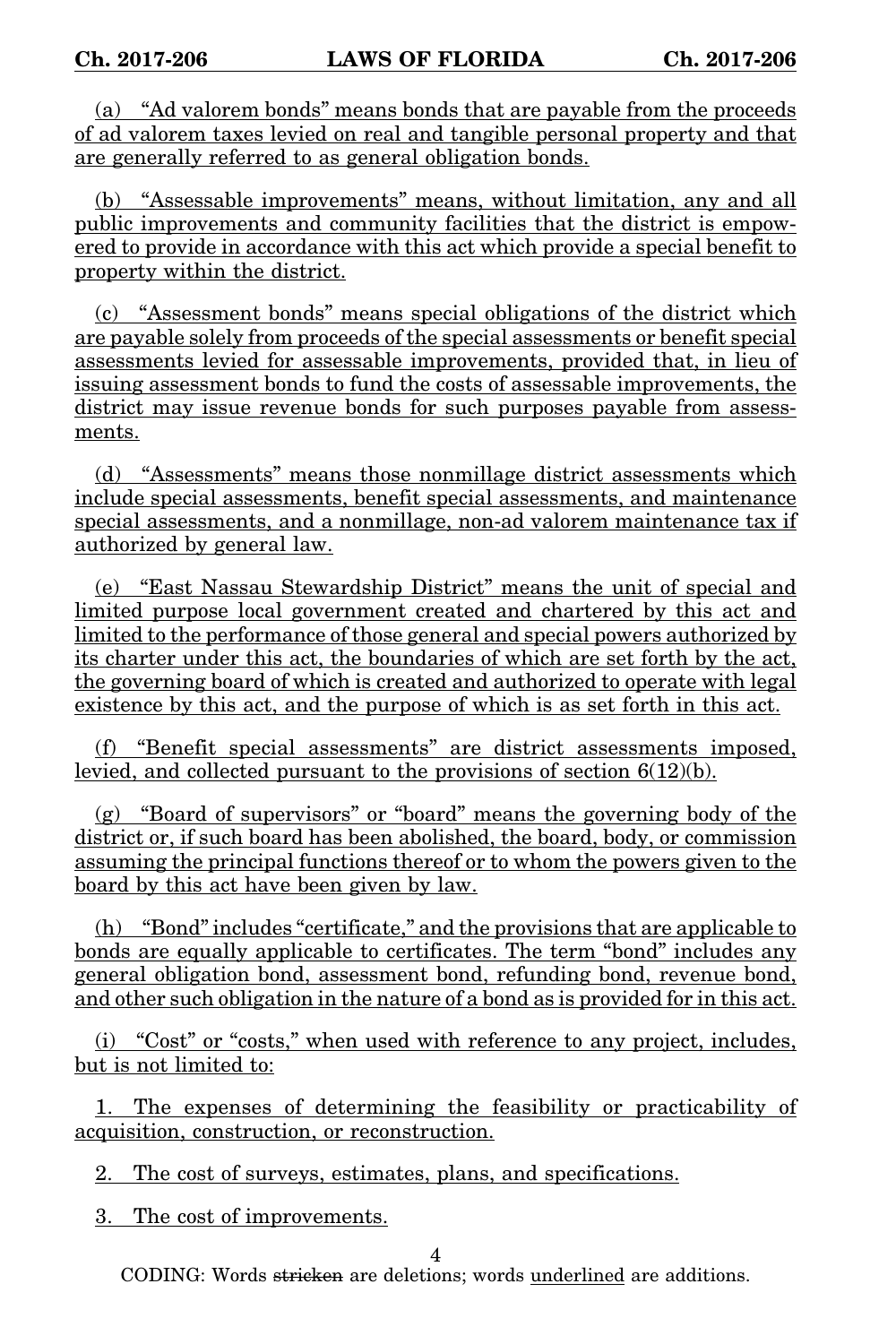(a) “Ad valorem bonds” means bonds that are payable from the proceeds of ad valorem taxes levied on real and tangible personal property and that are generally referred to as general obligation bonds.

(b) “Assessable improvements” means, without limitation, any and all public improvements and community facilities that the district is empowered to provide in accordance with this act which provide a special benefit to property within the district.

(c) “Assessment bonds” means special obligations of the district which are payable solely from proceeds of the special assessments or benefit special assessments levied for assessable improvements, provided that, in lieu of issuing assessment bonds to fund the costs of assessable improvements, the district may issue revenue bonds for such purposes payable from assessments.

(d) “Assessments” means those nonmillage district assessments which include special assessments, benefit special assessments, and maintenance special assessments, and a nonmillage, non-ad valorem maintenance tax if authorized by general law.

(e) “East Nassau Stewardship District” means the unit of special and limited purpose local government created and chartered by this act and limited to the performance of those general and special powers authorized by its charter under this act, the boundaries of which are set forth by the act, the governing board of which is created and authorized to operate with legal existence by this act, and the purpose of which is as set forth in this act.

(f) “Benefit special assessments” are district assessments imposed, levied, and collected pursuant to the provisions of section 6(12)(b).

(g) “Board of supervisors” or “board” means the governing body of the district or, if such board has been abolished, the board, body, or commission assuming the principal functions thereof or to whom the powers given to the board by this act have been given by law.

(h) “Bond” includes “certificate,” and the provisions that are applicable to bonds are equally applicable to certificates. The term “bond” includes any general obligation bond, assessment bond, refunding bond, revenue bond, and other such obligation in the nature of a bond as is provided for in this act.

(i) “Cost” or “costs,” when used with reference to any project, includes, but is not limited to:

1. The expenses of determining the feasibility or practicability of acquisition, construction, or reconstruction.

2. The cost of surveys, estimates, plans, and specifications.

3. The cost of improvements.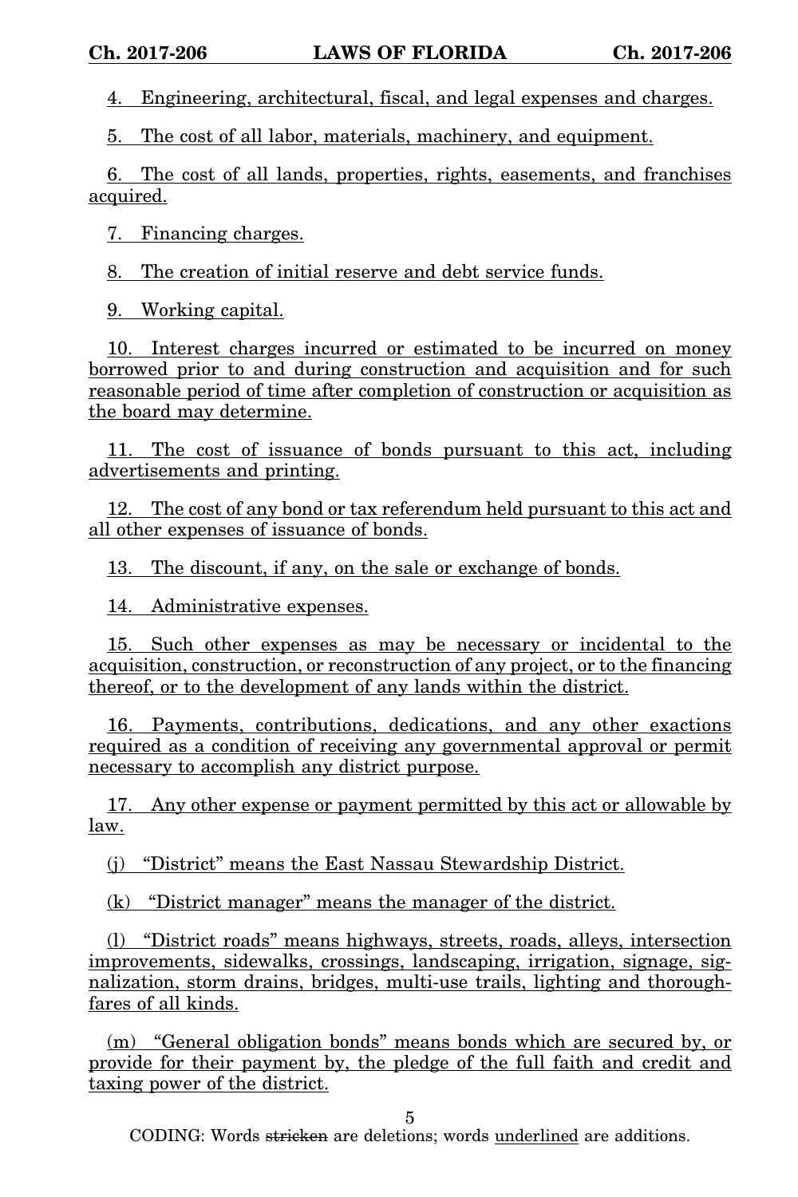4. Engineering, architectural, fiscal, and legal expenses and charges.

5. The cost of all labor, materials, machinery, and equipment.

6. The cost of all lands, properties, rights, easements, and franchises acquired.

7. Financing charges.

8. The creation of initial reserve and debt service funds.

9. Working capital.

10. Interest charges incurred or estimated to be incurred on money borrowed prior to and during construction and acquisition and for such reasonable period of time after completion of construction or acquisition as the board may determine.

11. The cost of issuance of bonds pursuant to this act, including advertisements and printing.

12. The cost of any bond or tax referendum held pursuant to this act and all other expenses of issuance of bonds.

13. The discount, if any, on the sale or exchange of bonds.

14. Administrative expenses.

15. Such other expenses as may be necessary or incidental to the acquisition, construction, or reconstruction of any project, or to the financing thereof, or to the development of any lands within the district.

16. Payments, contributions, dedications, and any other exactions required as a condition of receiving any governmental approval or permit necessary to accomplish any district purpose.

17. Any other expense or payment permitted by this act or allowable by law.

(j) "District" means the East Nassau Stewardship District.

(k) "District manager" means the manager of the district.

(l) "District roads" means highways, streets, roads, alleys, intersection improvements, sidewalks, crossings, landscaping, irrigation, signage, signalization, storm drains, bridges, multi-use trails, lighting and thoroughfares of all kinds.

(m) "General obligation bonds" means bonds which are secured by, or provide for their payment by, the pledge of the full faith and credit and taxing power of the district.

CODING: Words stricken are deletions; words underlined are additions.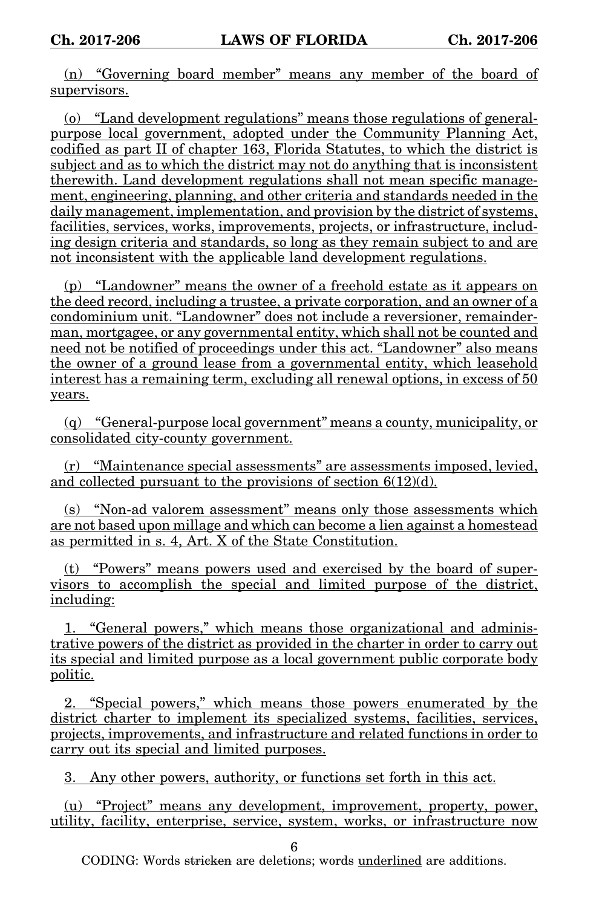(n) "Governing board member" means any member of the board of supervisors.

(o) "Land development regulations" means those regulations of general-purpose local government, adopted under the Community Planning Act, codified as part II of chapter 163, Florida Statutes, to which the district is subject and as to which the district may not do anything that is inconsistent therewith. Land development regulations shall not mean specific management, engineering, planning, and other criteria and standards needed in the daily management, implementation, and provision by the district of systems, facilities, services, works, improvements, projects, or infrastructure, including design criteria and standards, so long as they remain subject to and are not inconsistent with the applicable land development regulations.

(p) "Landowner" means the owner of a freehold estate as it appears on the deed record, including a trustee, a private corporation, and an owner of a condominium unit. "Landowner" does not include a reversioner, remainderman, mortgagee, or any governmental entity, which shall not be counted and need not be notified of proceedings under this act. "Landowner" also means the owner of a ground lease from a governmental entity, which leasehold interest has a remaining term, excluding all renewal options, in excess of 50 years.

(q) "General-purpose local government" means a county, municipality, or consolidated city-county government.

(r) "Maintenance special assessments" are assessments imposed, levied, and collected pursuant to the provisions of section 6(12)(d).

(s) "Non-ad valorem assessment" means only those assessments which are not based upon millage and which can become a lien against a homestead as permitted in s. 4, Art. X of the State Constitution.

(t) "Powers" means powers used and exercised by the board of supervisors to accomplish the special and limited purpose of the district, including:

1. "General powers," which means those organizational and administrative powers of the district as provided in the charter in order to carry out its special and limited purpose as a local government public corporate body politic.

2. "Special powers," which means those powers enumerated by the district charter to implement its specialized systems, facilities, services, projects, improvements, and infrastructure and related functions in order to carry out its special and limited purposes.

3. Any other powers, authority, or functions set forth in this act.

(u) "Project" means any development, improvement, property, power, utility, facility, enterprise, service, system, works, or infrastructure now

CODING: Words ~~stricken~~ are deletions; words underlined are additions.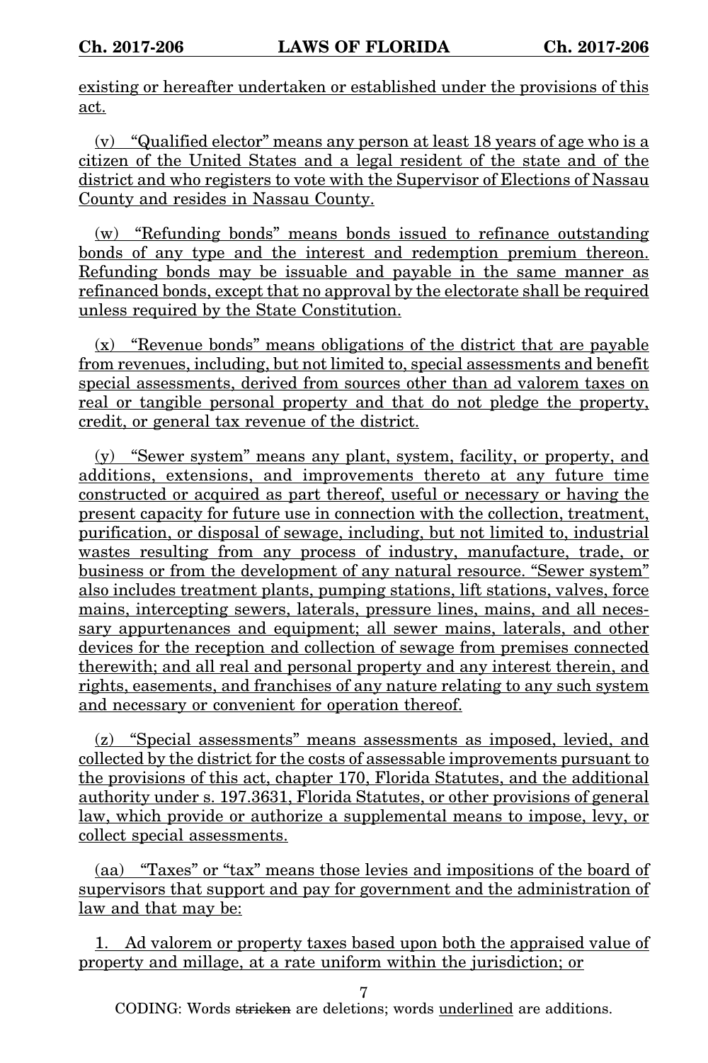existing or hereafter undertaken or established under the provisions of this act.

(v) "Qualified elector" means any person at least 18 years of age who is a citizen of the United States and a legal resident of the state and of the district and who registers to vote with the Supervisor of Elections of Nassau County and resides in Nassau County.

(w) "Refunding bonds" means bonds issued to refinance outstanding bonds of any type and the interest and redemption premium thereon. Refunding bonds may be issuable and payable in the same manner as refinanced bonds, except that no approval by the electorate shall be required unless required by the State Constitution.

(x) "Revenue bonds" means obligations of the district that are payable from revenues, including, but not limited to, special assessments and benefit special assessments, derived from sources other than ad valorem taxes on real or tangible personal property and that do not pledge the property, credit, or general tax revenue of the district.

(y) "Sewer system" means any plant, system, facility, or property, and additions, extensions, and improvements thereto at any future time constructed or acquired as part thereof, useful or necessary or having the present capacity for future use in connection with the collection, treatment, purification, or disposal of sewage, including, but not limited to, industrial wastes resulting from any process of industry, manufacture, trade, or business or from the development of any natural resource. "Sewer system" also includes treatment plants, pumping stations, lift stations, valves, force mains, intercepting sewers, laterals, pressure lines, mains, and all necessary appurtenances and equipment; all sewer mains, laterals, and other devices for the reception and collection of sewage from premises connected therewith; and all real and personal property and any interest therein, and rights, easements, and franchises of any nature relating to any such system and necessary or convenient for operation thereof.

(z) "Special assessments" means assessments as imposed, levied, and collected by the district for the costs of assessable improvements pursuant to the provisions of this act, chapter 170, Florida Statutes, and the additional authority under s. 197.3631, Florida Statutes, or other provisions of general law, which provide or authorize a supplemental means to impose, levy, or collect special assessments.

(aa) "Taxes" or "tax" means those levies and impositions of the board of supervisors that support and pay for government and the administration of law and that may be:

1. Ad valorem or property taxes based upon both the appraised value of property and millage, at a rate uniform within the jurisdiction; or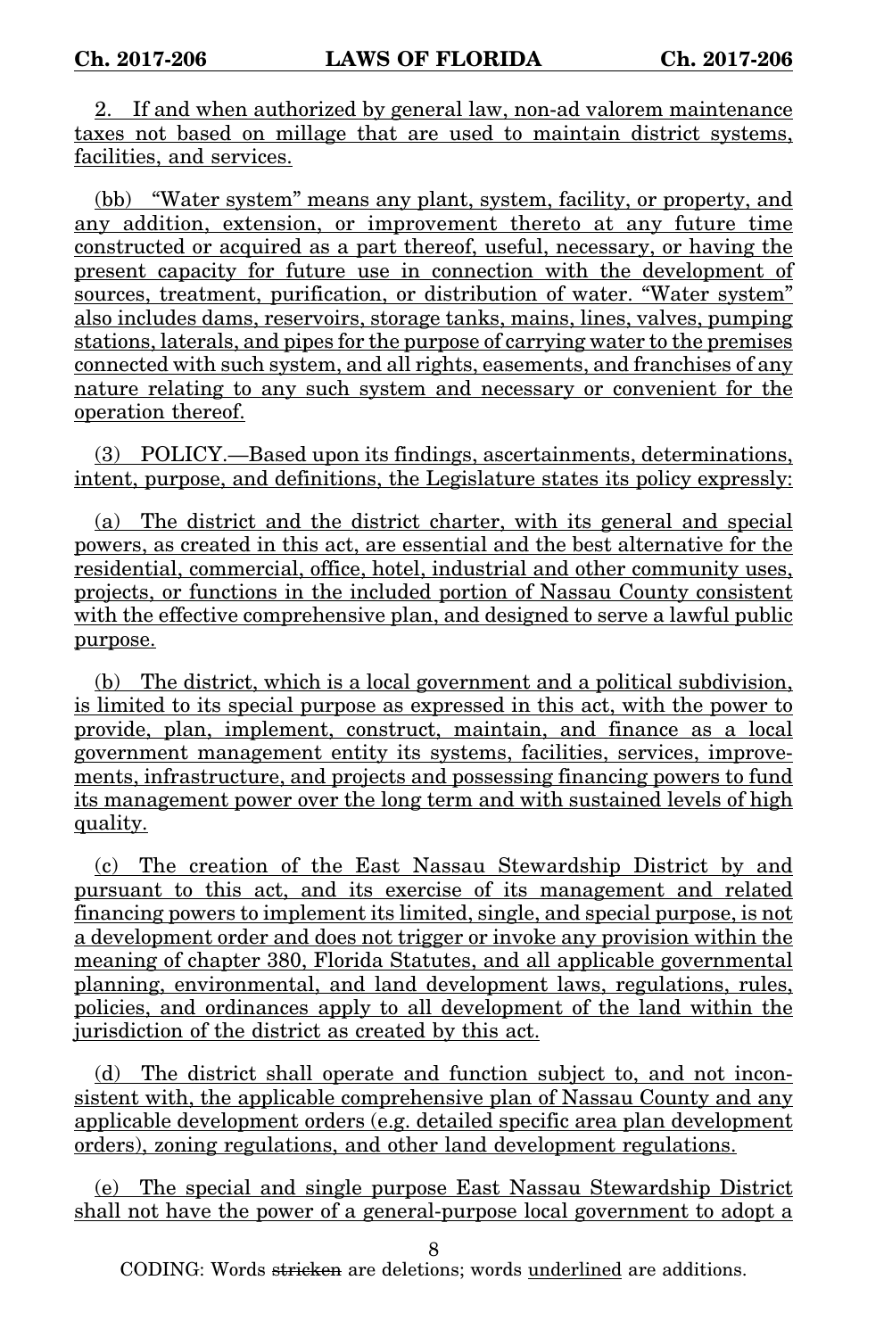2. If and when authorized by general law, non-ad valorem maintenance taxes not based on millage that are used to maintain district systems, facilities, and services.

(bb) "Water system" means any plant, system, facility, or property, and any addition, extension, or improvement thereto at any future time constructed or acquired as a part thereof, useful, necessary, or having the present capacity for future use in connection with the development of sources, treatment, purification, or distribution of water. "Water system" also includes dams, reservoirs, storage tanks, mains, lines, valves, pumping stations, laterals, and pipes for the purpose of carrying water to the premises connected with such system, and all rights, easements, and franchises of any nature relating to any such system and necessary or convenient for the operation thereof.

(3) POLICY.—Based upon its findings, ascertainments, determinations, intent, purpose, and definitions, the Legislature states its policy expressly:

(a) The district and the district charter, with its general and special powers, as created in this act, are essential and the best alternative for the residential, commercial, office, hotel, industrial and other community uses, projects, or functions in the included portion of Nassau County consistent with the effective comprehensive plan, and designed to serve a lawful public purpose.

(b) The district, which is a local government and a political subdivision, is limited to its special purpose as expressed in this act, with the power to provide, plan, implement, construct, maintain, and finance as a local government management entity its systems, facilities, services, improvements, infrastructure, and projects and possessing financing powers to fund its management power over the long term and with sustained levels of high quality.

(c) The creation of the East Nassau Stewardship District by and pursuant to this act, and its exercise of its management and related financing powers to implement its limited, single, and special purpose, is not a development order and does not trigger or invoke any provision within the meaning of chapter 380, Florida Statutes, and all applicable governmental planning, environmental, and land development laws, regulations, rules, policies, and ordinances apply to all development of the land within the jurisdiction of the district as created by this act.

(d) The district shall operate and function subject to, and not inconsistent with, the applicable comprehensive plan of Nassau County and any applicable development orders (e.g. detailed specific area plan development orders), zoning regulations, and other land development regulations.

(e) The special and single purpose East Nassau Stewardship District shall not have the power of a general-purpose local government to adopt a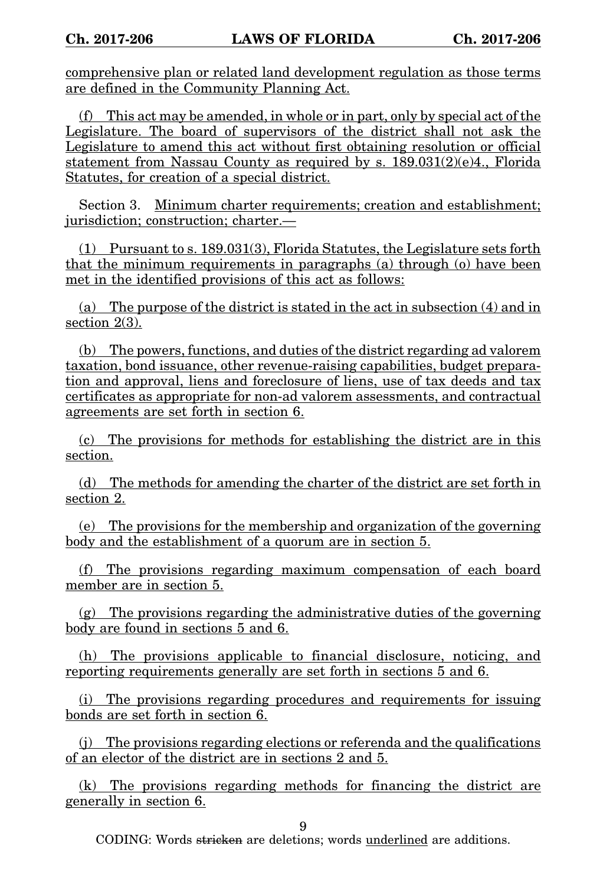comprehensive plan or related land development regulation as those terms are defined in the Community Planning Act.

(f) This act may be amended, in whole or in part, only by special act of the Legislature. The board of supervisors of the district shall not ask the Legislature to amend this act without first obtaining resolution or official statement from Nassau County as required by s. 189.031(2)(e)4., Florida Statutes, for creation of a special district.

Section 3. Minimum charter requirements; creation and establishment; jurisdiction; construction; charter.—

(1) Pursuant to s. 189.031(3), Florida Statutes, the Legislature sets forth that the minimum requirements in paragraphs (a) through (o) have been met in the identified provisions of this act as follows:

(a) The purpose of the district is stated in the act in subsection (4) and in section 2(3).

(b) The powers, functions, and duties of the district regarding ad valorem taxation, bond issuance, other revenue-raising capabilities, budget preparation and approval, liens and foreclosure of liens, use of tax deeds and tax certificates as appropriate for non-ad valorem assessments, and contractual agreements are set forth in section 6.

(c) The provisions for methods for establishing the district are in this section.

(d) The methods for amending the charter of the district are set forth in section 2.

(e) The provisions for the membership and organization of the governing body and the establishment of a quorum are in section 5.

(f) The provisions regarding maximum compensation of each board member are in section 5.

(g) The provisions regarding the administrative duties of the governing body are found in sections 5 and 6.

(h) The provisions applicable to financial disclosure, noticing, and reporting requirements generally are set forth in sections 5 and 6.

(i) The provisions regarding procedures and requirements for issuing bonds are set forth in section 6.

(j) The provisions regarding elections or referenda and the qualifications of an elector of the district are in sections 2 and 5.

(k) The provisions regarding methods for financing the district are generally in section 6.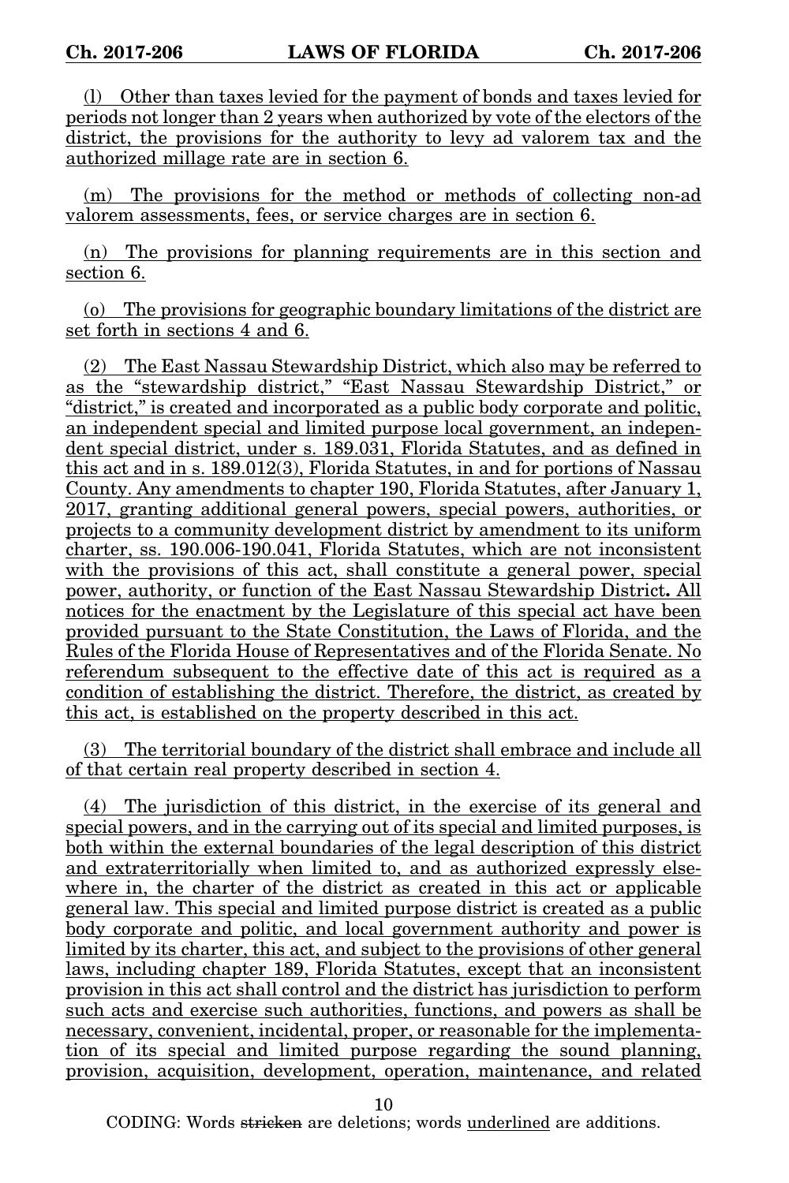(l) Other than taxes levied for the payment of bonds and taxes levied for periods not longer than 2 years when authorized by vote of the electors of the district, the provisions for the authority to levy ad valorem tax and the authorized millage rate are in section 6.

(m) The provisions for the method or methods of collecting non-ad valorem assessments, fees, or service charges are in section 6.

(n) The provisions for planning requirements are in this section and section 6.

(o) The provisions for geographic boundary limitations of the district are set forth in sections 4 and 6.

(2) The East Nassau Stewardship District, which also may be referred to as the "stewardship district," "East Nassau Stewardship District," or "district," is created and incorporated as a public body corporate and politic, an independent special and limited purpose local government, an independent special district, under s. 189.031, Florida Statutes, and as defined in this act and in s. 189.012(3), Florida Statutes, in and for portions of Nassau County. Any amendments to chapter 190, Florida Statutes, after January 1, 2017, granting additional general powers, special powers, authorities, or projects to a community development district by amendment to its uniform charter, ss. 190.006-190.041, Florida Statutes, which are not inconsistent with the provisions of this act, shall constitute a general power, special power, authority, or function of the East Nassau Stewardship District**.** All notices for the enactment by the Legislature of this special act have been provided pursuant to the State Constitution, the Laws of Florida, and the Rules of the Florida House of Representatives and of the Florida Senate. No referendum subsequent to the effective date of this act is required as a condition of establishing the district. Therefore, the district, as created by this act, is established on the property described in this act.

(3) The territorial boundary of the district shall embrace and include all of that certain real property described in section 4.

(4) The jurisdiction of this district, in the exercise of its general and special powers, and in the carrying out of its special and limited purposes, is both within the external boundaries of the legal description of this district and extraterritorially when limited to, and as authorized expressly elsewhere in, the charter of the district as created in this act or applicable general law. This special and limited purpose district is created as a public body corporate and politic, and local government authority and power is limited by its charter, this act, and subject to the provisions of other general laws, including chapter 189, Florida Statutes, except that an inconsistent provision in this act shall control and the district has jurisdiction to perform such acts and exercise such authorities, functions, and powers as shall be necessary, convenient, incidental, proper, or reasonable for the implementation of its special and limited purpose regarding the sound planning, provision, acquisition, development, operation, maintenance, and related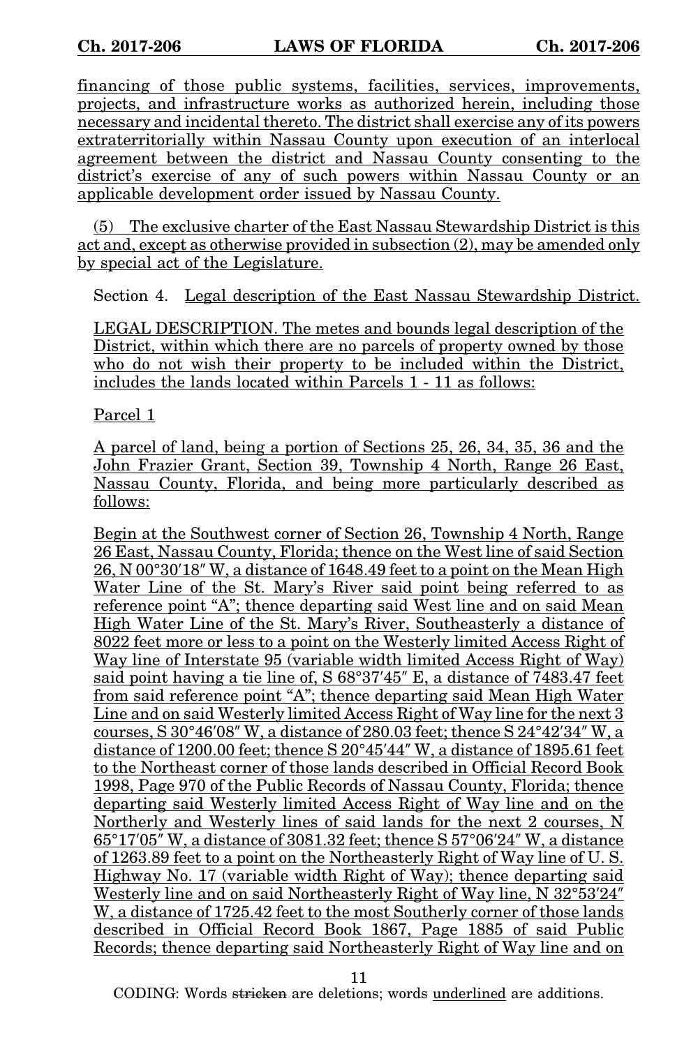financing of those public systems, facilities, services, improvements, projects, and infrastructure works as authorized herein, including those necessary and incidental thereto. The district shall exercise any of its powers extraterritorially within Nassau County upon execution of an interlocal agreement between the district and Nassau County consenting to the district's exercise of any of such powers within Nassau County or an applicable development order issued by Nassau County.

(5) The exclusive charter of the East Nassau Stewardship District is this act and, except as otherwise provided in subsection (2), may be amended only by special act of the Legislature.

Section 4. Legal description of the East Nassau Stewardship District.

LEGAL DESCRIPTION. The metes and bounds legal description of the District, within which there are no parcels of property owned by those who do not wish their property to be included within the District, includes the lands located within Parcels 1 - 11 as follows:

Parcel 1

A parcel of land, being a portion of Sections 25, 26, 34, 35, 36 and the John Frazier Grant, Section 39, Township 4 North, Range 26 East, Nassau County, Florida, and being more particularly described as follows:

Begin at the Southwest corner of Section 26, Township 4 North, Range 26 East, Nassau County, Florida; thence on the West line of said Section 26, N 00°30′18″ W, a distance of 1648.49 feet to a point on the Mean High Water Line of the St. Mary's River said point being referred to as reference point "A"; thence departing said West line and on said Mean High Water Line of the St. Mary's River, Southeasterly a distance of 8022 feet more or less to a point on the Westerly limited Access Right of Way line of Interstate 95 (variable width limited Access Right of Way) said point having a tie line of, S 68°37′45″ E, a distance of 7483.47 feet from said reference point "A"; thence departing said Mean High Water Line and on said Westerly limited Access Right of Way line for the next 3 courses, S 30°46′08″ W, a distance of 280.03 feet; thence S 24°42′34″ W, a distance of 1200.00 feet; thence S 20°45′44″ W, a distance of 1895.61 feet to the Northeast corner of those lands described in Official Record Book 1998, Page 970 of the Public Records of Nassau County, Florida; thence departing said Westerly limited Access Right of Way line and on the Northerly and Westerly lines of said lands for the next 2 courses, N 65°17′05″ W, a distance of 3081.32 feet; thence S 57°06′24″ W, a distance of 1263.89 feet to a point on the Northeasterly Right of Way line of U. S. Highway No. 17 (variable width Right of Way); thence departing said Westerly line and on said Northeasterly Right of Way line, N 32°53′24″ W, a distance of 1725.42 feet to the most Southerly corner of those lands described in Official Record Book 1867, Page 1885 of said Public Records; thence departing said Northeasterly Right of Way line and on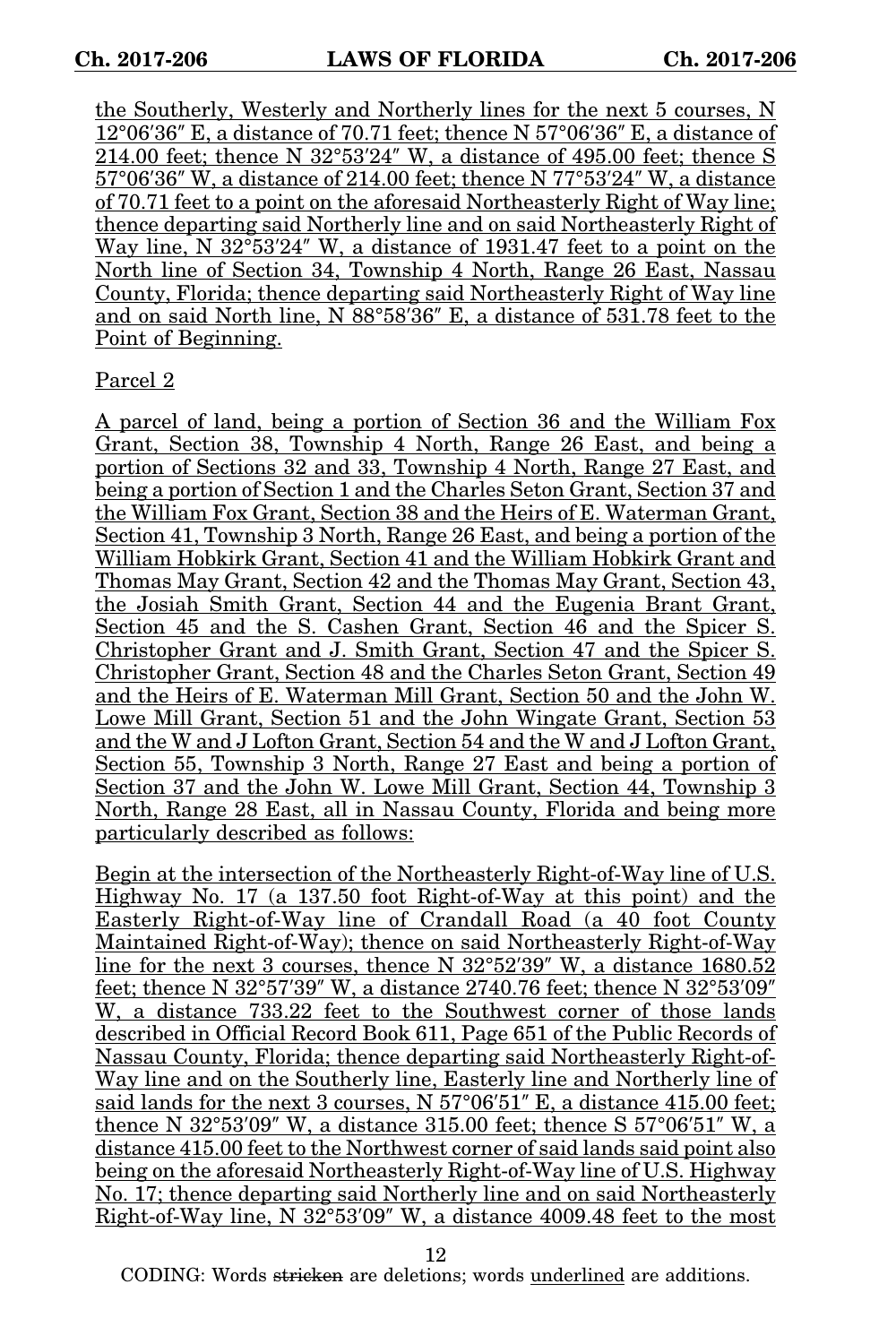the Southerly, Westerly and Northerly lines for the next 5 courses, N 12°06′36″ E, a distance of 70.71 feet; thence N 57°06′36″ E, a distance of 214.00 feet; thence N 32°53′24″ W, a distance of 495.00 feet; thence S 57°06′36″ W, a distance of 214.00 feet; thence N 77°53′24″ W, a distance of 70.71 feet to a point on the aforesaid Northeasterly Right of Way line; thence departing said Northerly line and on said Northeasterly Right of Way line, N 32°53′24″ W, a distance of 1931.47 feet to a point on the North line of Section 34, Township 4 North, Range 26 East, Nassau County, Florida; thence departing said Northeasterly Right of Way line and on said North line, N 88°58′36″ E, a distance of 531.78 feet to the Point of Beginning.

Parcel 2

A parcel of land, being a portion of Section 36 and the William Fox Grant, Section 38, Township 4 North, Range 26 East, and being a portion of Sections 32 and 33, Township 4 North, Range 27 East, and being a portion of Section 1 and the Charles Seton Grant, Section 37 and the William Fox Grant, Section 38 and the Heirs of E. Waterman Grant, Section 41, Township 3 North, Range 26 East, and being a portion of the William Hobkirk Grant, Section 41 and the William Hobkirk Grant and Thomas May Grant, Section 42 and the Thomas May Grant, Section 43, the Josiah Smith Grant, Section 44 and the Eugenia Brant Grant, Section 45 and the S. Cashen Grant, Section 46 and the Spicer S. Christopher Grant and J. Smith Grant, Section 47 and the Spicer S. Christopher Grant, Section 48 and the Charles Seton Grant, Section 49 and the Heirs of E. Waterman Mill Grant, Section 50 and the John W. Lowe Mill Grant, Section 51 and the John Wingate Grant, Section 53 and the W and J Lofton Grant, Section 54 and the W and J Lofton Grant, Section 55, Township 3 North, Range 27 East and being a portion of Section 37 and the John W. Lowe Mill Grant, Section 44, Township 3 North, Range 28 East, all in Nassau County, Florida and being more particularly described as follows:

Begin at the intersection of the Northeasterly Right-of-Way line of U.S. Highway No. 17 (a 137.50 foot Right-of-Way at this point) and the Easterly Right-of-Way line of Crandall Road (a 40 foot County Maintained Right-of-Way); thence on said Northeasterly Right-of-Way line for the next 3 courses, thence N 32°52′39″ W, a distance 1680.52 feet; thence N 32°57′39″ W, a distance 2740.76 feet; thence N 32°53′09″ W, a distance 733.22 feet to the Southwest corner of those lands described in Official Record Book 611, Page 651 of the Public Records of Nassau County, Florida; thence departing said Northeasterly Right-of-Way line and on the Southerly line, Easterly line and Northerly line of said lands for the next 3 courses, N 57°06′51″ E, a distance 415.00 feet; thence N 32°53′09″ W, a distance 315.00 feet; thence S 57°06′51″ W, a distance 415.00 feet to the Northwest corner of said lands said point also being on the aforesaid Northeasterly Right-of-Way line of U.S. Highway No. 17; thence departing said Northerly line and on said Northeasterly Right-of-Way line, N 32°53′09″ W, a distance 4009.48 feet to the most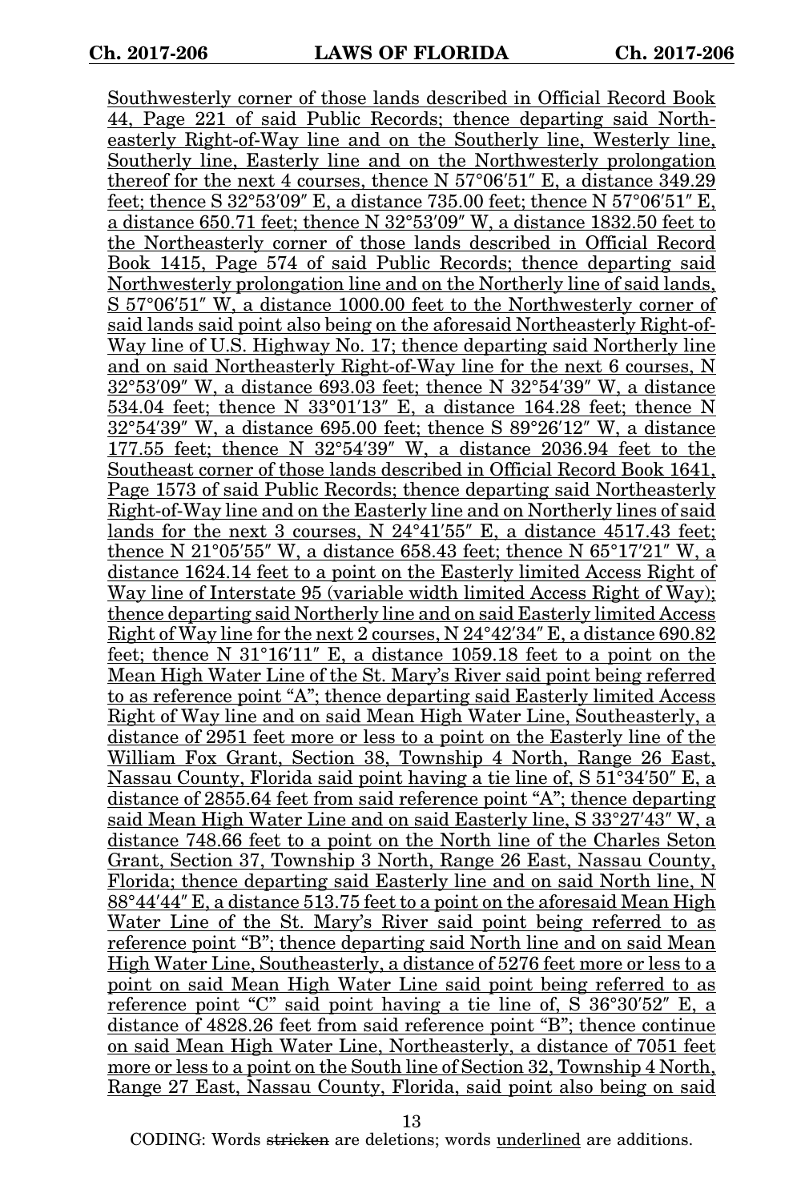Southwesterly corner of those lands described in Official Record Book 44, Page 221 of said Public Records; thence departing said Northeasterly Right-of-Way line and on the Southerly line, Westerly line, Southerly line, Easterly line and on the Northwesterly prolongation thereof for the next 4 courses, thence N 57°06′51″ E, a distance 349.29 feet; thence S 32°53′09″ E, a distance 735.00 feet; thence N 57°06′51″ E, a distance 650.71 feet; thence N 32°53′09″ W, a distance 1832.50 feet to the Northeasterly corner of those lands described in Official Record Book 1415, Page 574 of said Public Records; thence departing said Northwesterly prolongation line and on the Northerly line of said lands, S 57°06′51″ W, a distance 1000.00 feet to the Northwesterly corner of said lands said point also being on the aforesaid Northeasterly Right-of-Way line of U.S. Highway No. 17; thence departing said Northerly line and on said Northeasterly Right-of-Way line for the next 6 courses, N 32°53′09″ W, a distance 693.03 feet; thence N 32°54′39″ W, a distance 534.04 feet; thence N 33°01′13″ E, a distance 164.28 feet; thence N 32°54′39″ W, a distance 695.00 feet; thence S 89°26′12″ W, a distance 177.55 feet; thence N 32°54′39″ W, a distance 2036.94 feet to the Southeast corner of those lands described in Official Record Book 1641, Page 1573 of said Public Records; thence departing said Northeasterly Right-of-Way line and on the Easterly line and on Northerly lines of said lands for the next 3 courses, N 24°41′55″ E, a distance 4517.43 feet; thence N 21°05′55″ W, a distance 658.43 feet; thence N 65°17′21″ W, a distance 1624.14 feet to a point on the Easterly limited Access Right of Way line of Interstate 95 (variable width limited Access Right of Way); thence departing said Northerly line and on said Easterly limited Access Right of Way line for the next 2 courses, N 24°42′34″ E, a distance 690.82 feet; thence N 31°16′11″ E, a distance 1059.18 feet to a point on the Mean High Water Line of the St. Mary's River said point being referred to as reference point "A"; thence departing said Easterly limited Access Right of Way line and on said Mean High Water Line, Southeasterly, a distance of 2951 feet more or less to a point on the Easterly line of the William Fox Grant, Section 38, Township 4 North, Range 26 East, Nassau County, Florida said point having a tie line of, S 51°34′50″ E, a distance of 2855.64 feet from said reference point "A"; thence departing said Mean High Water Line and on said Easterly line, S 33°27′43″ W, a distance 748.66 feet to a point on the North line of the Charles Seton Grant, Section 37, Township 3 North, Range 26 East, Nassau County, Florida; thence departing said Easterly line and on said North line, N 88°44′44″ E, a distance 513.75 feet to a point on the aforesaid Mean High Water Line of the St. Mary's River said point being referred to as reference point "B"; thence departing said North line and on said Mean High Water Line, Southeasterly, a distance of 5276 feet more or less to a point on said Mean High Water Line said point being referred to as reference point "C" said point having a tie line of, S 36°30′52″ E, a distance of 4828.26 feet from said reference point "B"; thence continue on said Mean High Water Line, Northeasterly, a distance of 7051 feet more or less to a point on the South line of Section 32, Township 4 North, Range 27 East, Nassau County, Florida, said point also being on said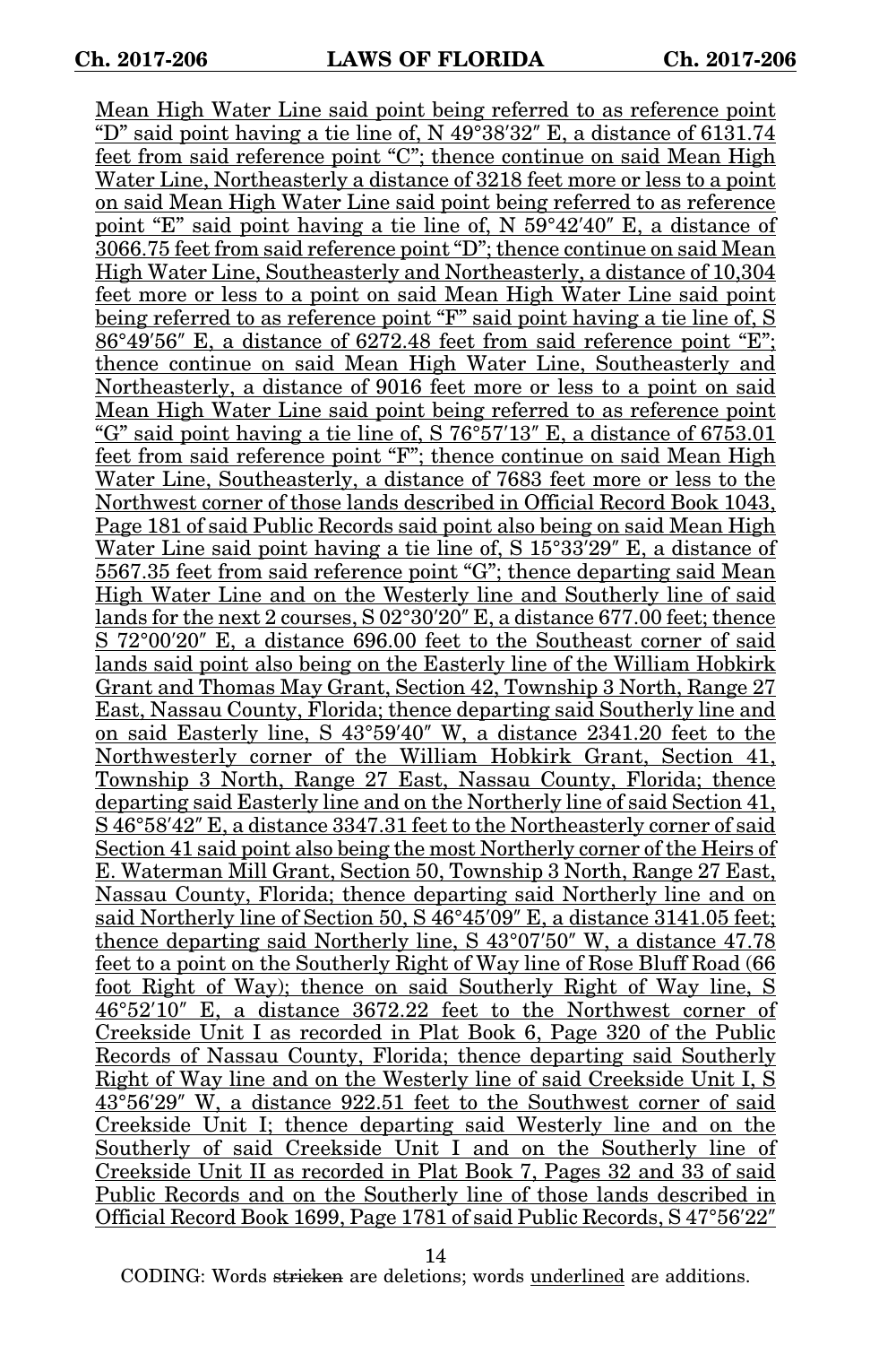Mean High Water Line said point being referred to as reference point "D" said point having a tie line of, N 49°38′32″ E, a distance of 6131.74 feet from said reference point "C"; thence continue on said Mean High Water Line, Northeasterly a distance of 3218 feet more or less to a point on said Mean High Water Line said point being referred to as reference point "E" said point having a tie line of, N 59°42′40″ E, a distance of 3066.75 feet from said reference point "D"; thence continue on said Mean High Water Line, Southeasterly and Northeasterly, a distance of 10,304 feet more or less to a point on said Mean High Water Line said point being referred to as reference point "F" said point having a tie line of, S 86°49′56″ E, a distance of 6272.48 feet from said reference point "E"; thence continue on said Mean High Water Line, Southeasterly and Northeasterly, a distance of 9016 feet more or less to a point on said Mean High Water Line said point being referred to as reference point "G" said point having a tie line of, S 76°57′13″ E, a distance of 6753.01 feet from said reference point "F"; thence continue on said Mean High Water Line, Southeasterly, a distance of 7683 feet more or less to the Northwest corner of those lands described in Official Record Book 1043, Page 181 of said Public Records said point also being on said Mean High Water Line said point having a tie line of, S 15°33′29″ E, a distance of 5567.35 feet from said reference point "G"; thence departing said Mean High Water Line and on the Westerly line and Southerly line of said lands for the next 2 courses, S 02°30′20″ E, a distance 677.00 feet; thence S 72°00′20″ E, a distance 696.00 feet to the Southeast corner of said lands said point also being on the Easterly line of the William Hobkirk Grant and Thomas May Grant, Section 42, Township 3 North, Range 27 East, Nassau County, Florida; thence departing said Southerly line and on said Easterly line, S 43°59′40″ W, a distance 2341.20 feet to the Northwesterly corner of the William Hobkirk Grant, Section 41, Township 3 North, Range 27 East, Nassau County, Florida; thence departing said Easterly line and on the Northerly line of said Section 41, S 46°58′42″ E, a distance 3347.31 feet to the Northeasterly corner of said Section 41 said point also being the most Northerly corner of the Heirs of E. Waterman Mill Grant, Section 50, Township 3 North, Range 27 East, Nassau County, Florida; thence departing said Northerly line and on said Northerly line of Section 50, S 46°45′09″ E, a distance 3141.05 feet; thence departing said Northerly line, S 43°07′50″ W, a distance 47.78 feet to a point on the Southerly Right of Way line of Rose Bluff Road (66 foot Right of Way); thence on said Southerly Right of Way line, S 46°52′10″ E, a distance 3672.22 feet to the Northwest corner of Creekside Unit I as recorded in Plat Book 6, Page 320 of the Public Records of Nassau County, Florida; thence departing said Southerly Right of Way line and on the Westerly line of said Creekside Unit I, S 43°56′29″ W, a distance 922.51 feet to the Southwest corner of said Creekside Unit I; thence departing said Westerly line and on the Southerly of said Creekside Unit I and on the Southerly line of Creekside Unit II as recorded in Plat Book 7, Pages 32 and 33 of said Public Records and on the Southerly line of those lands described in Official Record Book 1699, Page 1781 of said Public Records, S 47°56′22″

CODING: Words stricken are deletions; words underlined are additions.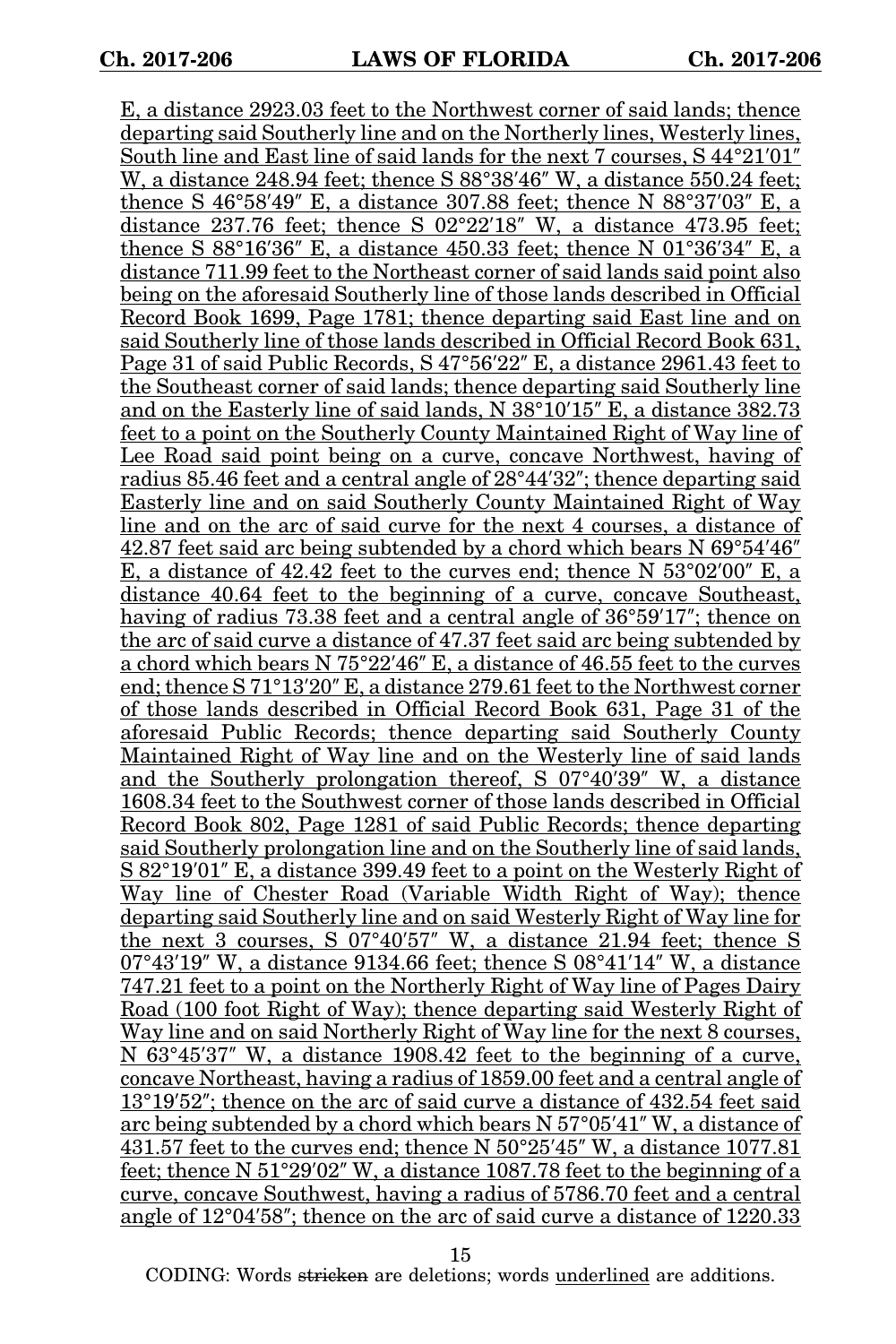E, a distance 2923.03 feet to the Northwest corner of said lands; thence departing said Southerly line and on the Northerly lines, Westerly lines, South line and East line of said lands for the next 7 courses, S 44°21′01″ W, a distance 248.94 feet; thence S 88°38′46″ W, a distance 550.24 feet; thence S 46°58′49″ E, a distance 307.88 feet; thence N 88°37′03″ E, a distance 237.76 feet; thence S 02°22′18″ W, a distance 473.95 feet; thence S 88°16′36″ E, a distance 450.33 feet; thence N 01°36′34″ E, a distance 711.99 feet to the Northeast corner of said lands said point also being on the aforesaid Southerly line of those lands described in Official Record Book 1699, Page 1781; thence departing said East line and on said Southerly line of those lands described in Official Record Book 631, Page 31 of said Public Records, S 47°56′22″ E, a distance 2961.43 feet to the Southeast corner of said lands; thence departing said Southerly line and on the Easterly line of said lands, N 38°10′15″ E, a distance 382.73 feet to a point on the Southerly County Maintained Right of Way line of Lee Road said point being on a curve, concave Northwest, having of radius 85.46 feet and a central angle of 28°44′32″; thence departing said Easterly line and on said Southerly County Maintained Right of Way line and on the arc of said curve for the next 4 courses, a distance of 42.87 feet said arc being subtended by a chord which bears N 69°54′46″ E, a distance of 42.42 feet to the curves end; thence N 53°02′00″ E, a distance 40.64 feet to the beginning of a curve, concave Southeast, having of radius 73.38 feet and a central angle of 36°59′17″; thence on the arc of said curve a distance of 47.37 feet said arc being subtended by a chord which bears N 75°22′46″ E, a distance of 46.55 feet to the curves end; thence S 71°13′20″ E, a distance 279.61 feet to the Northwest corner of those lands described in Official Record Book 631, Page 31 of the aforesaid Public Records; thence departing said Southerly County Maintained Right of Way line and on the Westerly line of said lands and the Southerly prolongation thereof, S 07°40′39″ W, a distance 1608.34 feet to the Southwest corner of those lands described in Official Record Book 802, Page 1281 of said Public Records; thence departing said Southerly prolongation line and on the Southerly line of said lands, S 82°19′01″ E, a distance 399.49 feet to a point on the Westerly Right of Way line of Chester Road (Variable Width Right of Way); thence departing said Southerly line and on said Westerly Right of Way line for the next 3 courses, S 07°40′57″ W, a distance 21.94 feet; thence S 07°43′19″ W, a distance 9134.66 feet; thence S 08°41′14″ W, a distance 747.21 feet to a point on the Northerly Right of Way line of Pages Dairy Road (100 foot Right of Way); thence departing said Westerly Right of Way line and on said Northerly Right of Way line for the next 8 courses, N 63°45′37″ W, a distance 1908.42 feet to the beginning of a curve, concave Northeast, having a radius of 1859.00 feet and a central angle of 13°19′52″; thence on the arc of said curve a distance of 432.54 feet said arc being subtended by a chord which bears N 57°05′41″ W, a distance of 431.57 feet to the curves end; thence N 50°25′45″ W, a distance 1077.81 feet; thence N 51°29′02″ W, a distance 1087.78 feet to the beginning of a curve, concave Southwest, having a radius of 5786.70 feet and a central angle of 12°04′58″; thence on the arc of said curve a distance of 1220.33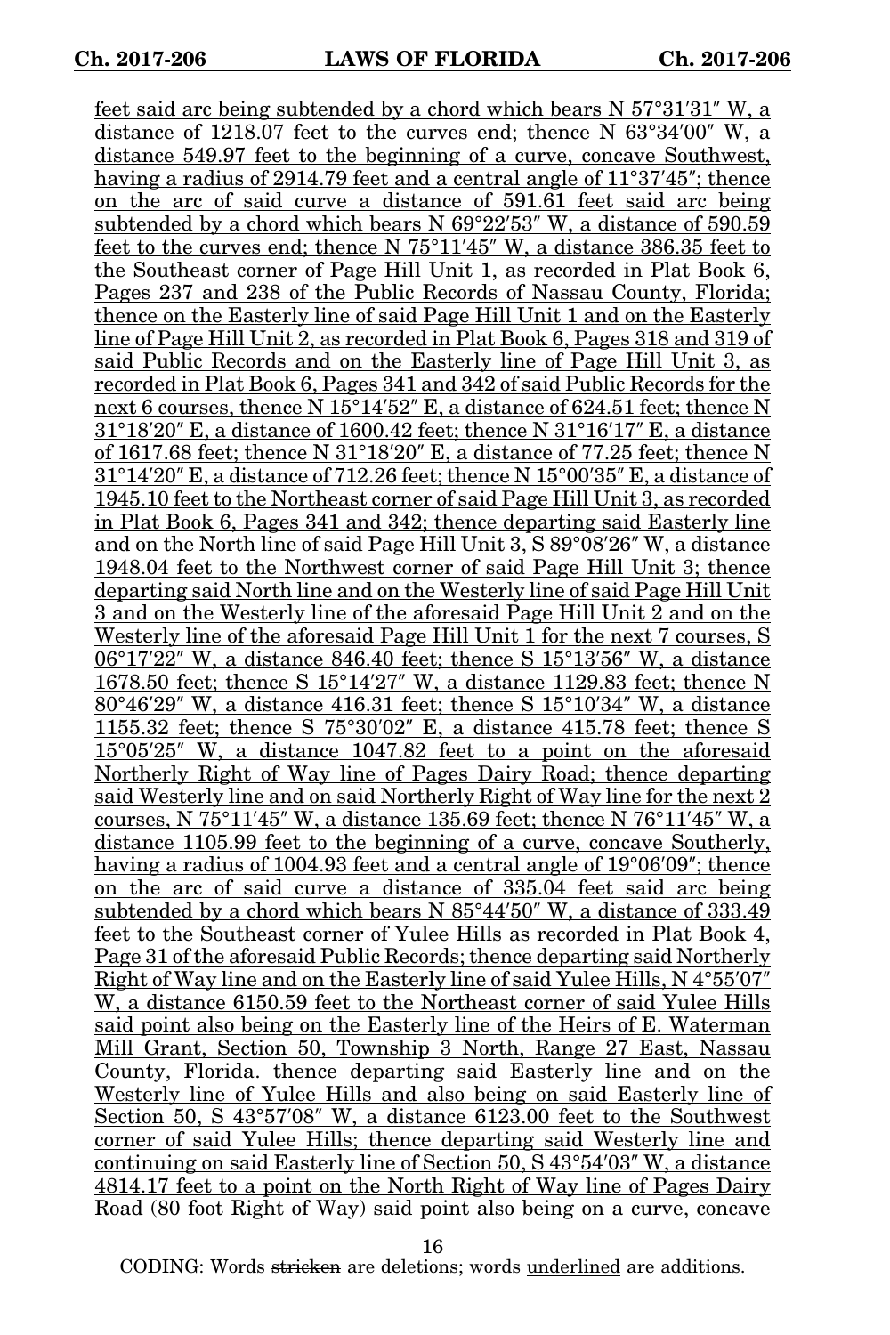feet said arc being subtended by a chord which bears N 57°31′31″ W, a distance of 1218.07 feet to the curves end; thence N 63°34′00″ W, a distance 549.97 feet to the beginning of a curve, concave Southwest, having a radius of 2914.79 feet and a central angle of 11°37′45″; thence on the arc of said curve a distance of 591.61 feet said arc being subtended by a chord which bears N 69°22′53″ W, a distance of 590.59 feet to the curves end; thence N 75°11′45″ W, a distance 386.35 feet to the Southeast corner of Page Hill Unit 1, as recorded in Plat Book 6, Pages 237 and 238 of the Public Records of Nassau County, Florida; thence on the Easterly line of said Page Hill Unit 1 and on the Easterly line of Page Hill Unit 2, as recorded in Plat Book 6, Pages 318 and 319 of said Public Records and on the Easterly line of Page Hill Unit 3, as recorded in Plat Book 6, Pages 341 and 342 of said Public Records for the next 6 courses, thence N 15°14′52″ E, a distance of 624.51 feet; thence N 31°18′20″ E, a distance of 1600.42 feet; thence N 31°16′17″ E, a distance of 1617.68 feet; thence N 31°18′20″ E, a distance of 77.25 feet; thence N 31°14′20″ E, a distance of 712.26 feet; thence N 15°00′35″ E, a distance of 1945.10 feet to the Northeast corner of said Page Hill Unit 3, as recorded in Plat Book 6, Pages 341 and 342; thence departing said Easterly line and on the North line of said Page Hill Unit 3, S 89°08′26″ W, a distance 1948.04 feet to the Northwest corner of said Page Hill Unit 3; thence departing said North line and on the Westerly line of said Page Hill Unit 3 and on the Westerly line of the aforesaid Page Hill Unit 2 and on the Westerly line of the aforesaid Page Hill Unit 1 for the next 7 courses, S 06°17′22″ W, a distance 846.40 feet; thence S 15°13′56″ W, a distance 1678.50 feet; thence S 15°14′27″ W, a distance 1129.83 feet; thence N 80°46′29″ W, a distance 416.31 feet; thence S 15°10′34″ W, a distance 1155.32 feet; thence S 75°30′02″ E, a distance 415.78 feet; thence S 15°05′25″ W, a distance 1047.82 feet to a point on the aforesaid Northerly Right of Way line of Pages Dairy Road; thence departing said Westerly line and on said Northerly Right of Way line for the next 2 courses, N 75°11′45″ W, a distance 135.69 feet; thence N 76°11′45″ W, a distance 1105.99 feet to the beginning of a curve, concave Southerly, having a radius of 1004.93 feet and a central angle of 19°06′09″; thence on the arc of said curve a distance of 335.04 feet said arc being subtended by a chord which bears N 85°44′50″ W, a distance of 333.49 feet to the Southeast corner of Yulee Hills as recorded in Plat Book 4, Page 31 of the aforesaid Public Records; thence departing said Northerly Right of Way line and on the Easterly line of said Yulee Hills, N 4°55′07″ W, a distance 6150.59 feet to the Northeast corner of said Yulee Hills said point also being on the Easterly line of the Heirs of E. Waterman Mill Grant, Section 50, Township 3 North, Range 27 East, Nassau County, Florida. thence departing said Easterly line and on the Westerly line of Yulee Hills and also being on said Easterly line of Section 50, S 43°57′08″ W, a distance 6123.00 feet to the Southwest corner of said Yulee Hills; thence departing said Westerly line and continuing on said Easterly line of Section 50, S 43°54′03″ W, a distance 4814.17 feet to a point on the North Right of Way line of Pages Dairy Road (80 foot Right of Way) said point also being on a curve, concave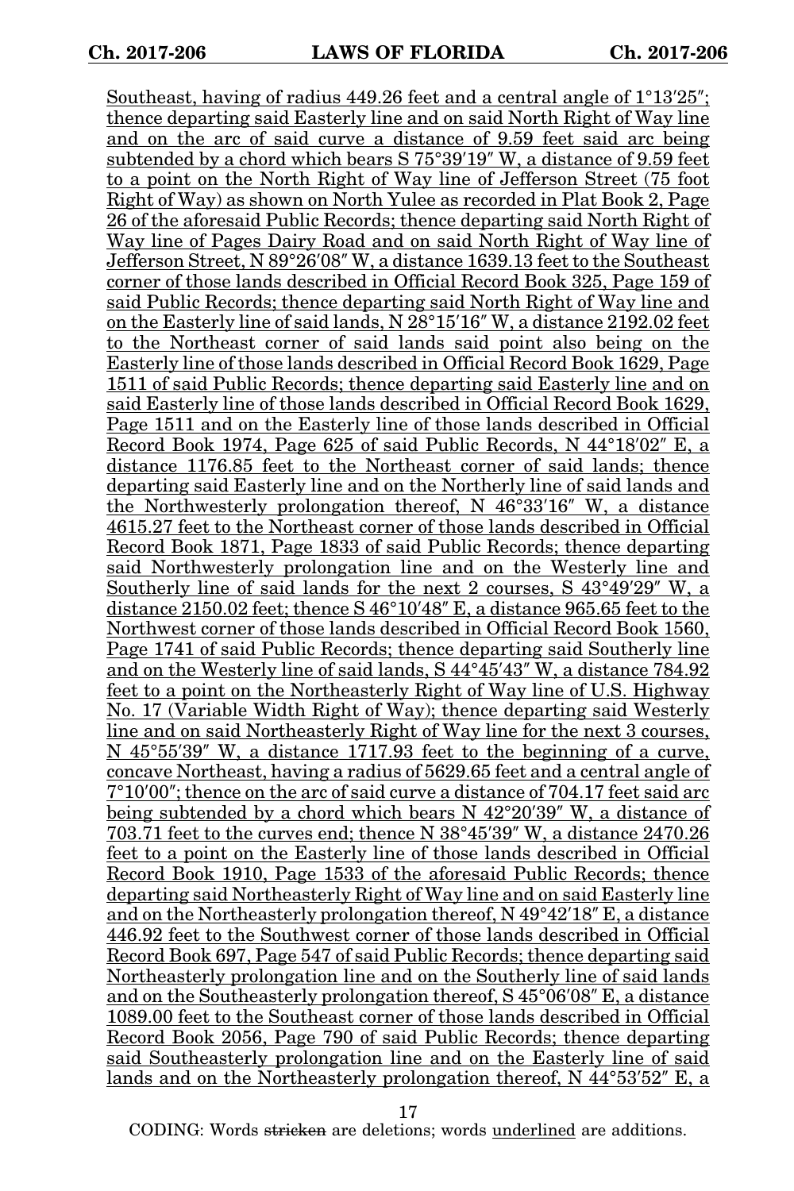Southeast, having of radius 449.26 feet and a central angle of 1°13′25″; thence departing said Easterly line and on said North Right of Way line and on the arc of said curve a distance of 9.59 feet said arc being subtended by a chord which bears S 75°39′19″ W, a distance of 9.59 feet to a point on the North Right of Way line of Jefferson Street (75 foot Right of Way) as shown on North Yulee as recorded in Plat Book 2, Page 26 of the aforesaid Public Records; thence departing said North Right of Way line of Pages Dairy Road and on said North Right of Way line of Jefferson Street, N 89°26′08″ W, a distance 1639.13 feet to the Southeast corner of those lands described in Official Record Book 325, Page 159 of said Public Records; thence departing said North Right of Way line and on the Easterly line of said lands, N 28°15′16″ W, a distance 2192.02 feet to the Northeast corner of said lands said point also being on the Easterly line of those lands described in Official Record Book 1629, Page 1511 of said Public Records; thence departing said Easterly line and on said Easterly line of those lands described in Official Record Book 1629, Page 1511 and on the Easterly line of those lands described in Official Record Book 1974, Page 625 of said Public Records, N 44°18′02″ E, a distance 1176.85 feet to the Northeast corner of said lands; thence departing said Easterly line and on the Northerly line of said lands and the Northwesterly prolongation thereof, N 46°33′16″ W, a distance 4615.27 feet to the Northeast corner of those lands described in Official Record Book 1871, Page 1833 of said Public Records; thence departing said Northwesterly prolongation line and on the Westerly line and Southerly line of said lands for the next 2 courses, S 43°49′29″ W, a distance 2150.02 feet; thence S 46°10′48″ E, a distance 965.65 feet to the Northwest corner of those lands described in Official Record Book 1560, Page 1741 of said Public Records; thence departing said Southerly line and on the Westerly line of said lands, S 44°45′43″ W, a distance 784.92 feet to a point on the Northeasterly Right of Way line of U.S. Highway No. 17 (Variable Width Right of Way); thence departing said Westerly line and on said Northeasterly Right of Way line for the next 3 courses, N 45°55′39″ W, a distance 1717.93 feet to the beginning of a curve, concave Northeast, having a radius of 5629.65 feet and a central angle of 7°10′00″; thence on the arc of said curve a distance of 704.17 feet said arc being subtended by a chord which bears N 42°20′39″ W, a distance of 703.71 feet to the curves end; thence N 38°45′39″ W, a distance 2470.26 feet to a point on the Easterly line of those lands described in Official Record Book 1910, Page 1533 of the aforesaid Public Records; thence departing said Northeasterly Right of Way line and on said Easterly line and on the Northeasterly prolongation thereof, N 49°42′18″ E, a distance 446.92 feet to the Southwest corner of those lands described in Official Record Book 697, Page 547 of said Public Records; thence departing said Northeasterly prolongation line and on the Southerly line of said lands and on the Southeasterly prolongation thereof, S 45°06′08″ E, a distance 1089.00 feet to the Southeast corner of those lands described in Official Record Book 2056, Page 790 of said Public Records; thence departing said Southeasterly prolongation line and on the Easterly line of said lands and on the Northeasterly prolongation thereof, N 44°53′52″ E, a

CODING: Words stricken are deletions; words underlined are additions.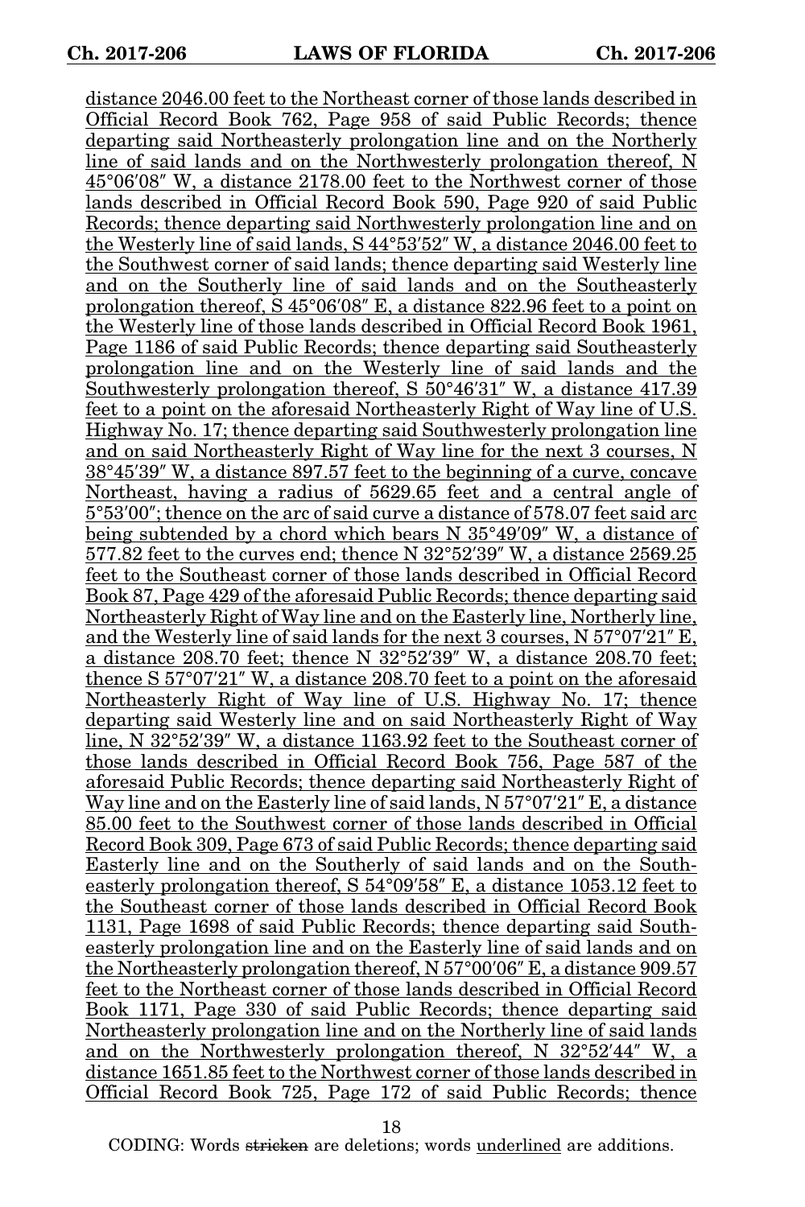distance 2046.00 feet to the Northeast corner of those lands described in Official Record Book 762, Page 958 of said Public Records; thence departing said Northeasterly prolongation line and on the Northerly line of said lands and on the Northwesterly prolongation thereof, N 45°06′08″ W, a distance 2178.00 feet to the Northwest corner of those lands described in Official Record Book 590, Page 920 of said Public Records; thence departing said Northwesterly prolongation line and on the Westerly line of said lands, S 44°53′52″ W, a distance 2046.00 feet to the Southwest corner of said lands; thence departing said Westerly line and on the Southerly line of said lands and on the Southeasterly prolongation thereof, S 45°06′08″ E, a distance 822.96 feet to a point on the Westerly line of those lands described in Official Record Book 1961, Page 1186 of said Public Records; thence departing said Southeasterly prolongation line and on the Westerly line of said lands and the Southwesterly prolongation thereof, S 50°46′31″ W, a distance 417.39 feet to a point on the aforesaid Northeasterly Right of Way line of U.S. Highway No. 17; thence departing said Southwesterly prolongation line and on said Northeasterly Right of Way line for the next 3 courses, N 38°45′39″ W, a distance 897.57 feet to the beginning of a curve, concave Northeast, having a radius of 5629.65 feet and a central angle of 5°53′00″; thence on the arc of said curve a distance of 578.07 feet said arc being subtended by a chord which bears N 35°49′09″ W, a distance of 577.82 feet to the curves end; thence N 32°52′39″ W, a distance 2569.25 feet to the Southeast corner of those lands described in Official Record Book 87, Page 429 of the aforesaid Public Records; thence departing said Northeasterly Right of Way line and on the Easterly line, Northerly line, and the Westerly line of said lands for the next 3 courses, N 57°07′21″ E, a distance 208.70 feet; thence N 32°52′39″ W, a distance 208.70 feet; thence S 57°07′21″ W, a distance 208.70 feet to a point on the aforesaid Northeasterly Right of Way line of U.S. Highway No. 17; thence departing said Westerly line and on said Northeasterly Right of Way line, N 32°52′39″ W, a distance 1163.92 feet to the Southeast corner of those lands described in Official Record Book 756, Page 587 of the aforesaid Public Records; thence departing said Northeasterly Right of Way line and on the Easterly line of said lands, N 57°07′21″ E, a distance 85.00 feet to the Southwest corner of those lands described in Official Record Book 309, Page 673 of said Public Records; thence departing said Easterly line and on the Southerly of said lands and on the Southeasterly prolongation thereof, S 54°09′58″ E, a distance 1053.12 feet to the Southeast corner of those lands described in Official Record Book 1131, Page 1698 of said Public Records; thence departing said Southeasterly prolongation line and on the Easterly line of said lands and on the Northeasterly prolongation thereof, N 57°00′06″ E, a distance 909.57 feet to the Northeast corner of those lands described in Official Record Book 1171, Page 330 of said Public Records; thence departing said Northeasterly prolongation line and on the Northerly line of said lands and on the Northwesterly prolongation thereof, N 32°52′44″ W, a distance 1651.85 feet to the Northwest corner of those lands described in Official Record Book 725, Page 172 of said Public Records; thence

CODING: Words stricken are deletions; words underlined are additions.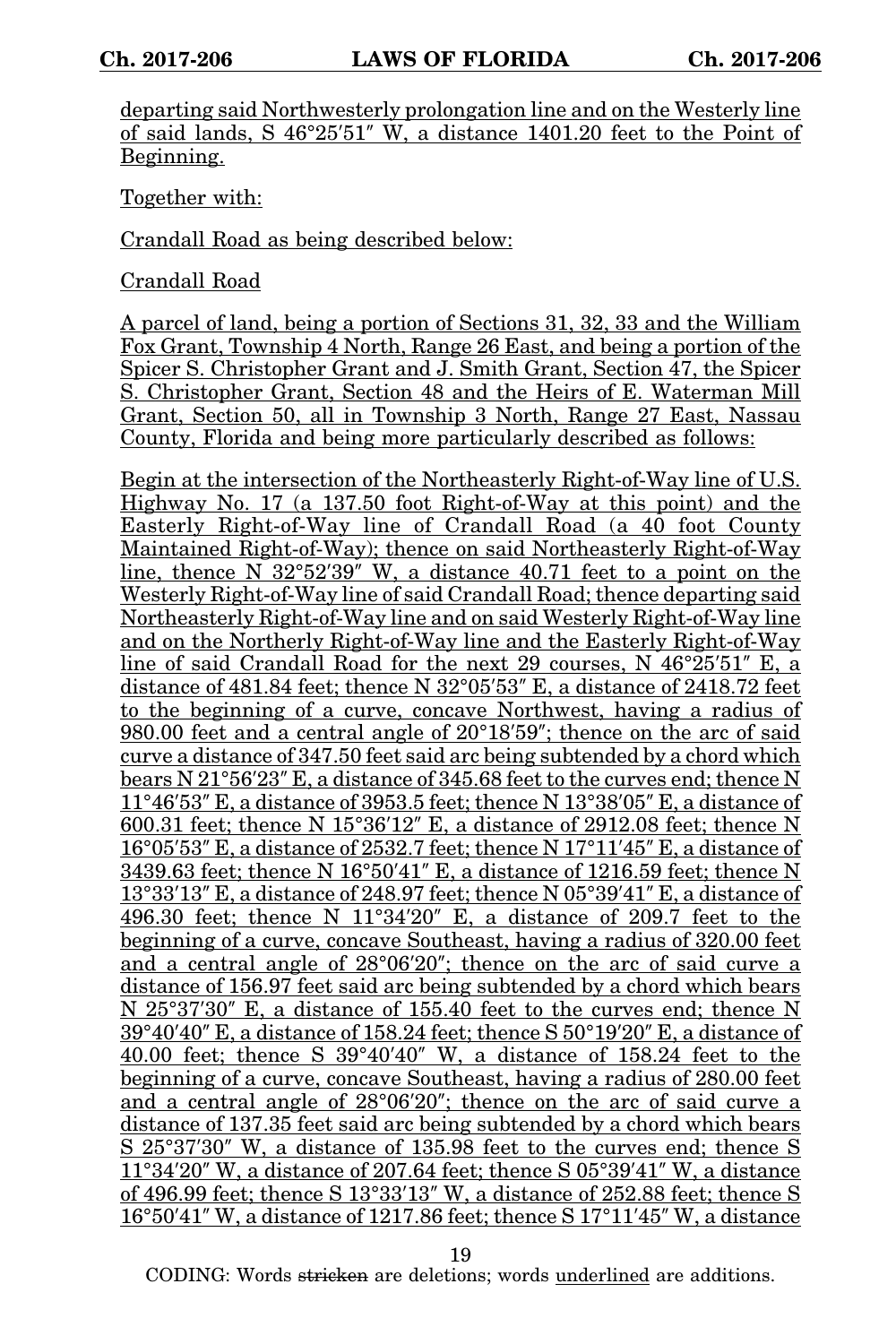departing said Northwesterly prolongation line and on the Westerly line of said lands, S 46°25′51″ W, a distance 1401.20 feet to the Point of Beginning.

Together with:

Crandall Road as being described below:

Crandall Road

A parcel of land, being a portion of Sections 31, 32, 33 and the William Fox Grant, Township 4 North, Range 26 East, and being a portion of the Spicer S. Christopher Grant and J. Smith Grant, Section 47, the Spicer S. Christopher Grant, Section 48 and the Heirs of E. Waterman Mill Grant, Section 50, all in Township 3 North, Range 27 East, Nassau County, Florida and being more particularly described as follows:

Begin at the intersection of the Northeasterly Right-of-Way line of U.S. Highway No. 17 (a 137.50 foot Right-of-Way at this point) and the Easterly Right-of-Way line of Crandall Road (a 40 foot County Maintained Right-of-Way); thence on said Northeasterly Right-of-Way line, thence N 32°52′39″ W, a distance 40.71 feet to a point on the Westerly Right-of-Way line of said Crandall Road; thence departing said Northeasterly Right-of-Way line and on said Westerly Right-of-Way line and on the Northerly Right-of-Way line and the Easterly Right-of-Way line of said Crandall Road for the next 29 courses, N 46°25′51″ E, a distance of 481.84 feet; thence N 32°05′53″ E, a distance of 2418.72 feet to the beginning of a curve, concave Northwest, having a radius of 980.00 feet and a central angle of 20°18′59″; thence on the arc of said curve a distance of 347.50 feet said arc being subtended by a chord which bears N 21°56′23″ E, a distance of 345.68 feet to the curves end; thence N 11°46′53″ E, a distance of 3953.5 feet; thence N 13°38′05″ E, a distance of 600.31 feet; thence N 15°36′12″ E, a distance of 2912.08 feet; thence N 16°05′53″ E, a distance of 2532.7 feet; thence N 17°11′45″ E, a distance of 3439.63 feet; thence N 16°50′41″ E, a distance of 1216.59 feet; thence N 13°33′13″ E, a distance of 248.97 feet; thence N 05°39′41″ E, a distance of 496.30 feet; thence N 11°34′20″ E, a distance of 209.7 feet to the beginning of a curve, concave Southeast, having a radius of 320.00 feet and a central angle of 28°06′20″; thence on the arc of said curve a distance of 156.97 feet said arc being subtended by a chord which bears N 25°37′30″ E, a distance of 155.40 feet to the curves end; thence N 39°40′40″ E, a distance of 158.24 feet; thence S 50°19′20″ E, a distance of 40.00 feet; thence S 39°40′40″ W, a distance of 158.24 feet to the beginning of a curve, concave Southeast, having a radius of 280.00 feet and a central angle of 28°06′20″; thence on the arc of said curve a distance of 137.35 feet said arc being subtended by a chord which bears S 25°37′30″ W, a distance of 135.98 feet to the curves end; thence S 11°34′20″ W, a distance of 207.64 feet; thence S 05°39′41″ W, a distance of 496.99 feet; thence S 13°33′13″ W, a distance of 252.88 feet; thence S 16°50′41″ W, a distance of 1217.86 feet; thence S 17°11′45″ W, a distance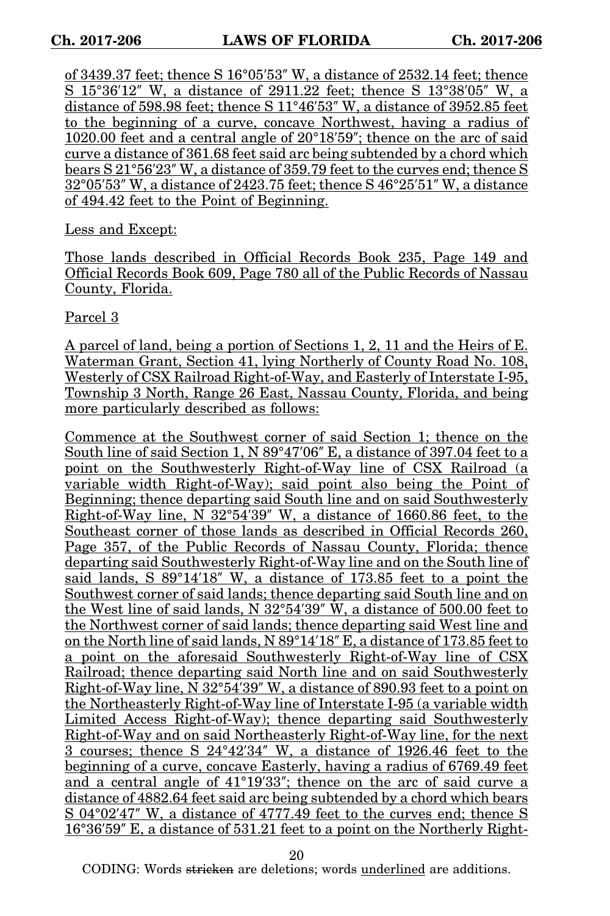of 3439.37 feet; thence S 16°05′53″ W, a distance of 2532.14 feet; thence S 15°36′12″ W, a distance of 2911.22 feet; thence S 13°38′05″ W, a distance of 598.98 feet; thence S 11°46′53″ W, a distance of 3952.85 feet to the beginning of a curve, concave Northwest, having a radius of 1020.00 feet and a central angle of 20°18′59″; thence on the arc of said curve a distance of 361.68 feet said arc being subtended by a chord which bears S 21°56′23″ W, a distance of 359.79 feet to the curves end; thence S 32°05′53″ W, a distance of 2423.75 feet; thence S 46°25′51″ W, a distance of 494.42 feet to the Point of Beginning.

Less and Except:

Those lands described in Official Records Book 235, Page 149 and Official Records Book 609, Page 780 all of the Public Records of Nassau County, Florida.

Parcel 3

A parcel of land, being a portion of Sections 1, 2, 11 and the Heirs of E. Waterman Grant, Section 41, lying Northerly of County Road No. 108, Westerly of CSX Railroad Right-of-Way, and Easterly of Interstate I-95, Township 3 North, Range 26 East, Nassau County, Florida, and being more particularly described as follows:

Commence at the Southwest corner of said Section 1; thence on the South line of said Section 1, N 89°47′06″ E, a distance of 397.04 feet to a point on the Southwesterly Right-of-Way line of CSX Railroad (a variable width Right-of-Way); said point also being the Point of Beginning; thence departing said South line and on said Southwesterly Right-of-Way line, N 32°54′39″ W, a distance of 1660.86 feet, to the Southeast corner of those lands as described in Official Records 260, Page 357, of the Public Records of Nassau County, Florida; thence departing said Southwesterly Right-of-Way line and on the South line of said lands, S 89°14′18″ W, a distance of 173.85 feet to a point the Southwest corner of said lands; thence departing said South line and on the West line of said lands, N 32°54′39″ W, a distance of 500.00 feet to the Northwest corner of said lands; thence departing said West line and on the North line of said lands, N 89°14′18″ E, a distance of 173.85 feet to a point on the aforesaid Southwesterly Right-of-Way line of CSX Railroad; thence departing said North line and on said Southwesterly Right-of-Way line, N 32°54′39″ W, a distance of 890.93 feet to a point on the Northeasterly Right-of-Way line of Interstate I-95 (a variable width Limited Access Right-of-Way); thence departing said Southwesterly Right-of-Way and on said Northeasterly Right-of-Way line, for the next 3 courses; thence S 24°42′34″ W, a distance of 1926.46 feet to the beginning of a curve, concave Easterly, having a radius of 6769.49 feet and a central angle of 41°19′33″; thence on the arc of said curve a distance of 4882.64 feet said arc being subtended by a chord which bears S 04°02′47″ W, a distance of 4777.49 feet to the curves end; thence S 16°36′59″ E, a distance of 531.21 feet to a point on the Northerly Right-

CODING: Words stricken are deletions; words underlined are additions.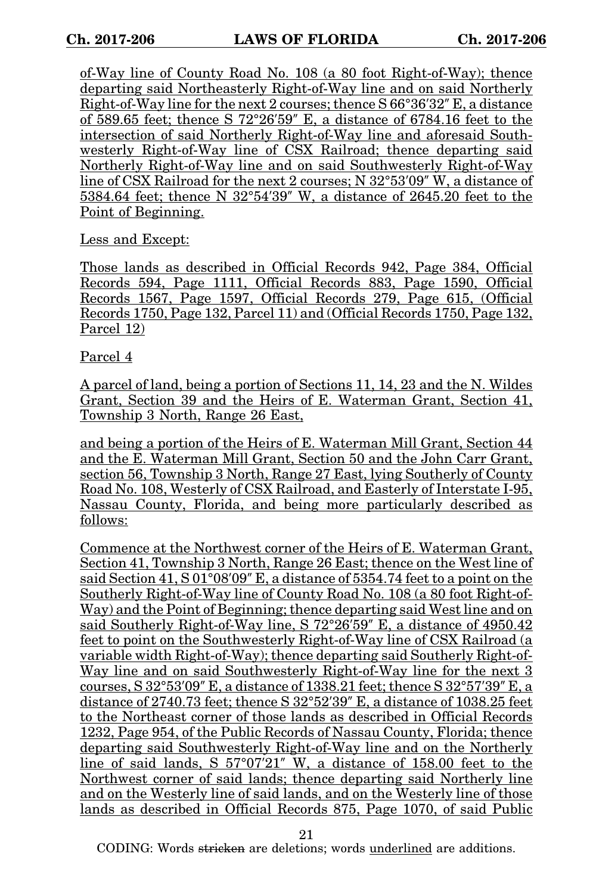of-Way line of County Road No. 108 (a 80 foot Right-of-Way); thence departing said Northeasterly Right-of-Way line and on said Northerly Right-of-Way line for the next 2 courses; thence S 66°36′32″ E, a distance of 589.65 feet; thence S 72°26′59″ E, a distance of 6784.16 feet to the intersection of said Northerly Right-of-Way line and aforesaid Southwesterly Right-of-Way line of CSX Railroad; thence departing said Northerly Right-of-Way line and on said Southwesterly Right-of-Way line of CSX Railroad for the next 2 courses; N 32°53′09″ W, a distance of 5384.64 feet; thence N 32°54′39″ W, a distance of 2645.20 feet to the Point of Beginning.

Less and Except:

Those lands as described in Official Records 942, Page 384, Official Records 594, Page 1111, Official Records 883, Page 1590, Official Records 1567, Page 1597, Official Records 279, Page 615, (Official Records 1750, Page 132, Parcel 11) and (Official Records 1750, Page 132, Parcel 12)

Parcel 4

A parcel of land, being a portion of Sections 11, 14, 23 and the N. Wildes Grant, Section 39 and the Heirs of E. Waterman Grant, Section 41, Township 3 North, Range 26 East,

and being a portion of the Heirs of E. Waterman Mill Grant, Section 44 and the E. Waterman Mill Grant, Section 50 and the John Carr Grant, section 56, Township 3 North, Range 27 East, lying Southerly of County Road No. 108, Westerly of CSX Railroad, and Easterly of Interstate I-95, Nassau County, Florida, and being more particularly described as follows:

Commence at the Northwest corner of the Heirs of E. Waterman Grant, Section 41, Township 3 North, Range 26 East; thence on the West line of said Section 41, S 01°08′09″ E, a distance of 5354.74 feet to a point on the Southerly Right-of-Way line of County Road No. 108 (a 80 foot Right-of-Way) and the Point of Beginning; thence departing said West line and on said Southerly Right-of-Way line, S 72°26′59″ E, a distance of 4950.42 feet to point on the Southwesterly Right-of-Way line of CSX Railroad (a variable width Right-of-Way); thence departing said Southerly Right-of-Way line and on said Southwesterly Right-of-Way line for the next 3 courses, S 32°53′09″ E, a distance of 1338.21 feet; thence S 32°57′39″ E, a distance of 2740.73 feet; thence S 32°52′39″ E, a distance of 1038.25 feet to the Northeast corner of those lands as described in Official Records 1232, Page 954, of the Public Records of Nassau County, Florida; thence departing said Southwesterly Right-of-Way line and on the Northerly line of said lands, S 57°07′21″ W, a distance of 158.00 feet to the Northwest corner of said lands; thence departing said Northerly line and on the Westerly line of said lands, and on the Westerly line of those lands as described in Official Records 875, Page 1070, of said Public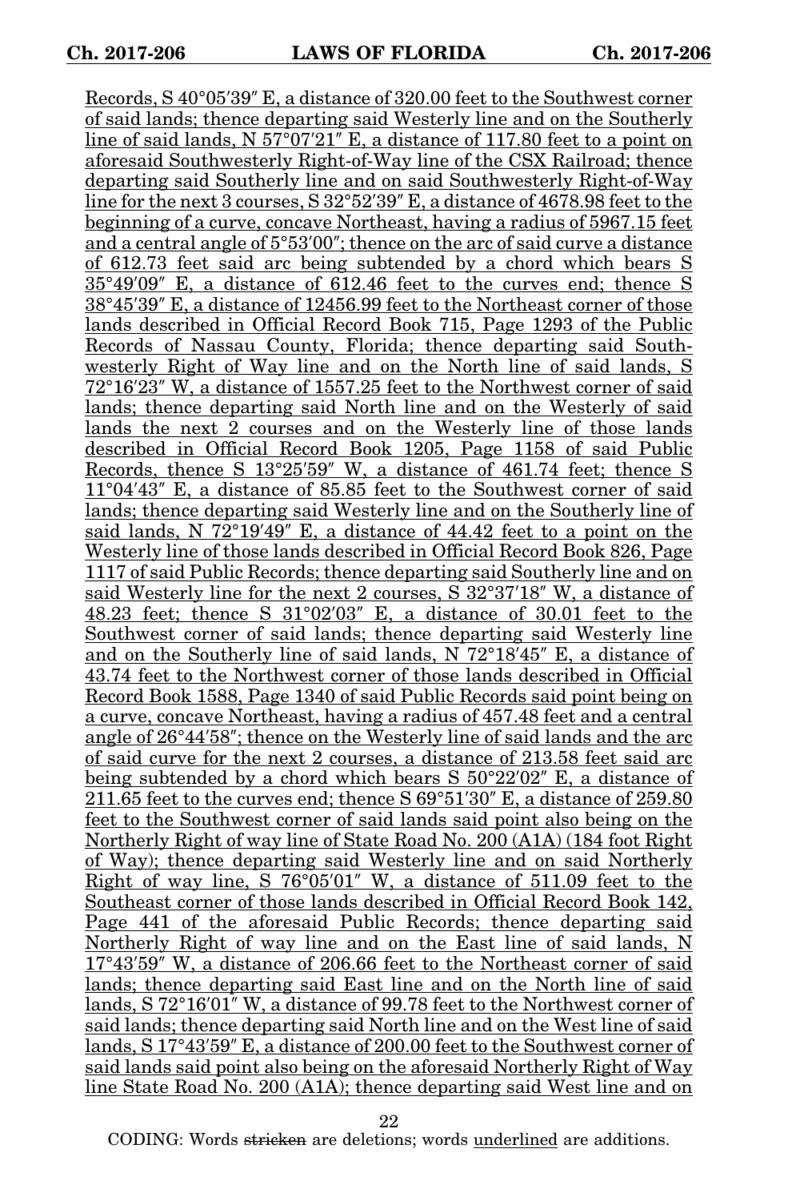Records, S 40°05′39″ E, a distance of 320.00 feet to the Southwest corner of said lands; thence departing said Westerly line and on the Southerly line of said lands, N 57°07′21″ E, a distance of 117.80 feet to a point on aforesaid Southwesterly Right-of-Way line of the CSX Railroad; thence departing said Southerly line and on said Southwesterly Right-of-Way line for the next 3 courses, S 32°52′39″ E, a distance of 4678.98 feet to the beginning of a curve, concave Northeast, having a radius of 5967.15 feet and a central angle of 5°53′00″; thence on the arc of said curve a distance of 612.73 feet said arc being subtended by a chord which bears S 35°49′09″ E, a distance of 612.46 feet to the curves end; thence S 38°45′39″ E, a distance of 12456.99 feet to the Northeast corner of those lands described in Official Record Book 715, Page 1293 of the Public Records of Nassau County, Florida; thence departing said Southwesterly Right of Way line and on the North line of said lands, S 72°16′23″ W, a distance of 1557.25 feet to the Northwest corner of said lands; thence departing said North line and on the Westerly of said lands the next 2 courses and on the Westerly line of those lands described in Official Record Book 1205, Page 1158 of said Public Records, thence S 13°25′59″ W, a distance of 461.74 feet; thence S 11°04′43″ E, a distance of 85.85 feet to the Southwest corner of said lands; thence departing said Westerly line and on the Southerly line of said lands, N 72°19′49″ E, a distance of 44.42 feet to a point on the Westerly line of those lands described in Official Record Book 826, Page 1117 of said Public Records; thence departing said Southerly line and on said Westerly line for the next 2 courses, S 32°37′18″ W, a distance of 48.23 feet; thence S 31°02′03″ E, a distance of 30.01 feet to the Southwest corner of said lands; thence departing said Westerly line and on the Southerly line of said lands, N 72°18′45″ E, a distance of 43.74 feet to the Northwest corner of those lands described in Official Record Book 1588, Page 1340 of said Public Records said point being on a curve, concave Northeast, having a radius of 457.48 feet and a central angle of 26°44′58″; thence on the Westerly line of said lands and the arc of said curve for the next 2 courses, a distance of 213.58 feet said arc being subtended by a chord which bears S 50°22′02″ E, a distance of 211.65 feet to the curves end; thence S 69°51′30″ E, a distance of 259.80 feet to the Southwest corner of said lands said point also being on the Northerly Right of way line of State Road No. 200 (A1A) (184 foot Right of Way); thence departing said Westerly line and on said Northerly Right of way line, S 76°05′01″ W, a distance of 511.09 feet to the Southeast corner of those lands described in Official Record Book 142, Page 441 of the aforesaid Public Records; thence departing said Northerly Right of way line and on the East line of said lands, N 17°43′59″ W, a distance of 206.66 feet to the Northeast corner of said lands; thence departing said East line and on the North line of said lands, S 72°16′01″ W, a distance of 99.78 feet to the Northwest corner of said lands; thence departing said North line and on the West line of said lands, S 17°43′59″ E, a distance of 200.00 feet to the Southwest corner of said lands said point also being on the aforesaid Northerly Right of Way line State Road No. 200 (A1A); thence departing said West line and on

CODING: Words ~~stricken~~ are deletions; words underlined are additions.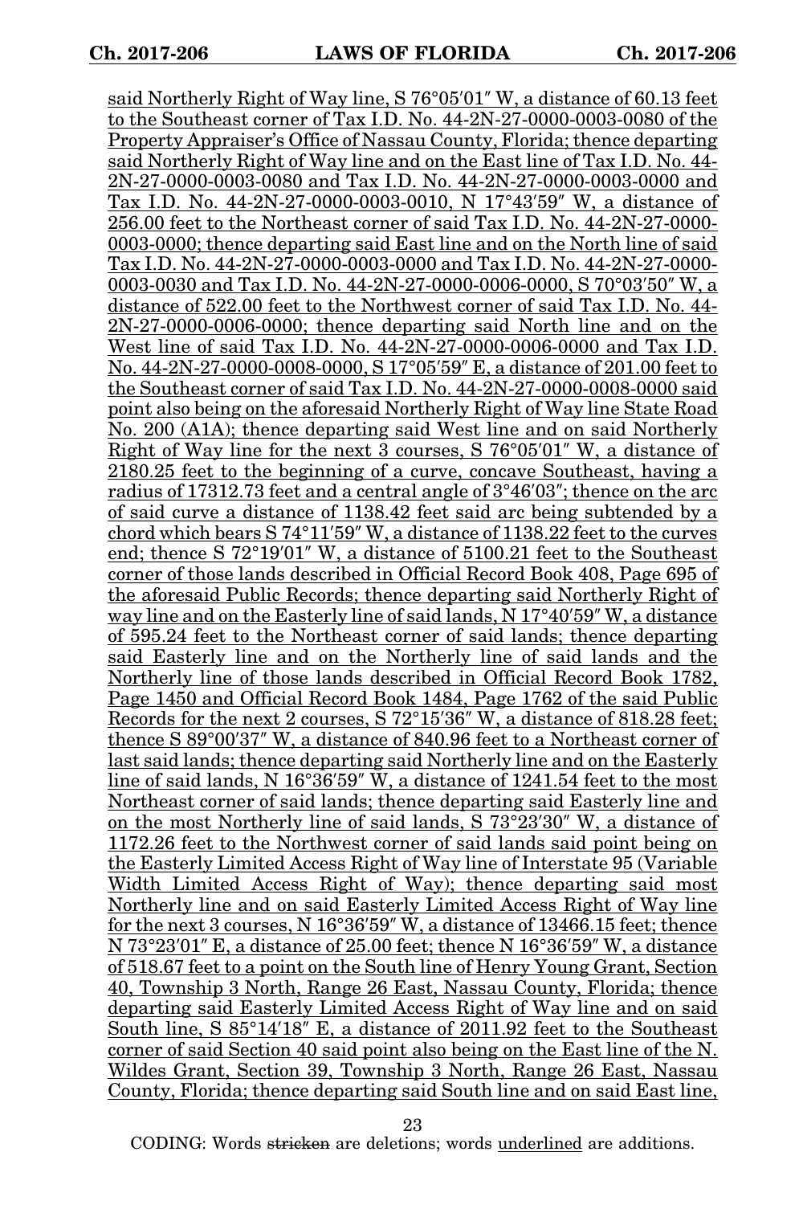said Northerly Right of Way line, S 76°05′01″ W, a distance of 60.13 feet to the Southeast corner of Tax I.D. No. 44-2N-27-0000-0003-0080 of the Property Appraiser's Office of Nassau County, Florida; thence departing said Northerly Right of Way line and on the East line of Tax I.D. No. 44-2N-27-0000-0003-0080 and Tax I.D. No. 44-2N-27-0000-0003-0000 and Tax I.D. No. 44-2N-27-0000-0003-0010, N 17°43′59″ W, a distance of 256.00 feet to the Northeast corner of said Tax I.D. No. 44-2N-27-0000-0003-0000; thence departing said East line and on the North line of said Tax I.D. No. 44-2N-27-0000-0003-0000 and Tax I.D. No. 44-2N-27-0000-0003-0030 and Tax I.D. No. 44-2N-27-0000-0006-0000, S 70°03′50″ W, a distance of 522.00 feet to the Northwest corner of said Tax I.D. No. 44-2N-27-0000-0006-0000; thence departing said North line and on the West line of said Tax I.D. No. 44-2N-27-0000-0006-0000 and Tax I.D. No. 44-2N-27-0000-0008-0000, S 17°05′59″ E, a distance of 201.00 feet to the Southeast corner of said Tax I.D. No. 44-2N-27-0000-0008-0000 said point also being on the aforesaid Northerly Right of Way line State Road No. 200 (A1A); thence departing said West line and on said Northerly Right of Way line for the next 3 courses, S 76°05′01″ W, a distance of 2180.25 feet to the beginning of a curve, concave Southeast, having a radius of 17312.73 feet and a central angle of 3°46′03″; thence on the arc of said curve a distance of 1138.42 feet said arc being subtended by a chord which bears S 74°11′59″ W, a distance of 1138.22 feet to the curves end; thence S 72°19′01″ W, a distance of 5100.21 feet to the Southeast corner of those lands described in Official Record Book 408, Page 695 of the aforesaid Public Records; thence departing said Northerly Right of way line and on the Easterly line of said lands, N 17°40′59″ W, a distance of 595.24 feet to the Northeast corner of said lands; thence departing said Easterly line and on the Northerly line of said lands and the Northerly line of those lands described in Official Record Book 1782, Page 1450 and Official Record Book 1484, Page 1762 of the said Public Records for the next 2 courses, S 72°15′36″ W, a distance of 818.28 feet; thence S 89°00′37″ W, a distance of 840.96 feet to a Northeast corner of last said lands; thence departing said Northerly line and on the Easterly line of said lands, N 16°36′59″ W, a distance of 1241.54 feet to the most Northeast corner of said lands; thence departing said Easterly line and on the most Northerly line of said lands, S 73°23′30″ W, a distance of 1172.26 feet to the Northwest corner of said lands said point being on the Easterly Limited Access Right of Way line of Interstate 95 (Variable Width Limited Access Right of Way); thence departing said most Northerly line and on said Easterly Limited Access Right of Way line for the next 3 courses, N 16°36′59″ W, a distance of 13466.15 feet; thence N 73°23′01″ E, a distance of 25.00 feet; thence N 16°36′59″ W, a distance of 518.67 feet to a point on the South line of Henry Young Grant, Section 40, Township 3 North, Range 26 East, Nassau County, Florida; thence departing said Easterly Limited Access Right of Way line and on said South line, S 85°14′18″ E, a distance of 2011.92 feet to the Southeast corner of said Section 40 said point also being on the East line of the N. Wildes Grant, Section 39, Township 3 North, Range 26 East, Nassau County, Florida; thence departing said South line and on said East line,

CODING: Words stricken are deletions; words underlined are additions.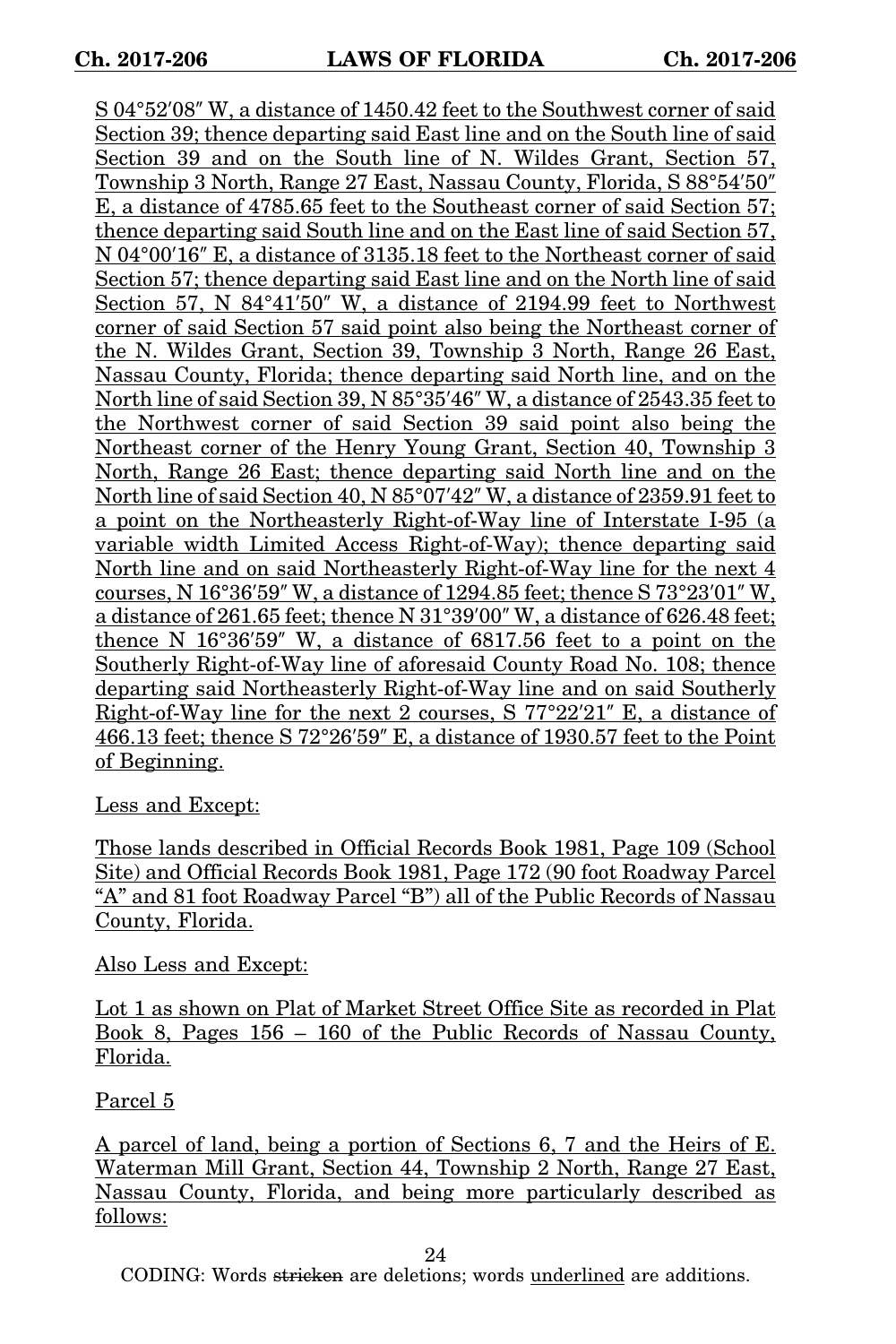S 04°52′08″ W, a distance of 1450.42 feet to the Southwest corner of said Section 39; thence departing said East line and on the South line of said Section 39 and on the South line of N. Wildes Grant, Section 57, Township 3 North, Range 27 East, Nassau County, Florida, S 88°54′50″ E, a distance of 4785.65 feet to the Southeast corner of said Section 57; thence departing said South line and on the East line of said Section 57, N 04°00′16″ E, a distance of 3135.18 feet to the Northeast corner of said Section 57; thence departing said East line and on the North line of said Section 57, N 84°41′50″ W, a distance of 2194.99 feet to Northwest corner of said Section 57 said point also being the Northeast corner of the N. Wildes Grant, Section 39, Township 3 North, Range 26 East, Nassau County, Florida; thence departing said North line, and on the North line of said Section 39, N 85°35′46″ W, a distance of 2543.35 feet to the Northwest corner of said Section 39 said point also being the Northeast corner of the Henry Young Grant, Section 40, Township 3 North, Range 26 East; thence departing said North line and on the North line of said Section 40, N 85°07′42″ W, a distance of 2359.91 feet to a point on the Northeasterly Right-of-Way line of Interstate I-95 (a variable width Limited Access Right-of-Way); thence departing said North line and on said Northeasterly Right-of-Way line for the next 4 courses, N 16°36′59″ W, a distance of 1294.85 feet; thence S 73°23′01″ W, a distance of 261.65 feet; thence N 31°39′00″ W, a distance of 626.48 feet; thence N 16°36′59″ W, a distance of 6817.56 feet to a point on the Southerly Right-of-Way line of aforesaid County Road No. 108; thence departing said Northeasterly Right-of-Way line and on said Southerly Right-of-Way line for the next 2 courses, S 77°22′21″ E, a distance of 466.13 feet; thence S 72°26′59″ E, a distance of 1930.57 feet to the Point of Beginning.

Less and Except:

Those lands described in Official Records Book 1981, Page 109 (School Site) and Official Records Book 1981, Page 172 (90 foot Roadway Parcel "A" and 81 foot Roadway Parcel "B") all of the Public Records of Nassau County, Florida.

Also Less and Except:

Lot 1 as shown on Plat of Market Street Office Site as recorded in Plat Book 8, Pages 156 – 160 of the Public Records of Nassau County, Florida.

Parcel 5

A parcel of land, being a portion of Sections 6, 7 and the Heirs of E. Waterman Mill Grant, Section 44, Township 2 North, Range 27 East, Nassau County, Florida, and being more particularly described as follows: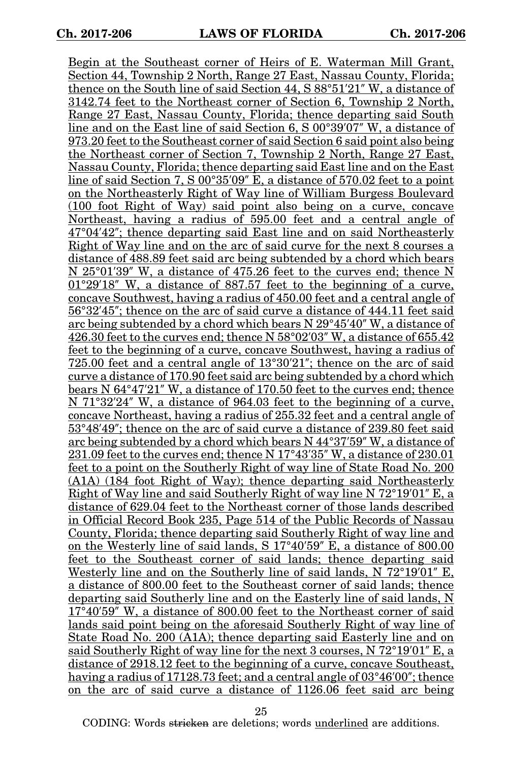Begin at the Southeast corner of Heirs of E. Waterman Mill Grant, Section 44, Township 2 North, Range 27 East, Nassau County, Florida; thence on the South line of said Section 44, S 88°51′21″ W, a distance of 3142.74 feet to the Northeast corner of Section 6, Township 2 North, Range 27 East, Nassau County, Florida; thence departing said South line and on the East line of said Section 6, S 00°39′07″ W, a distance of 973.20 feet to the Southeast corner of said Section 6 said point also being the Northeast corner of Section 7, Township 2 North, Range 27 East, Nassau County, Florida; thence departing said East line and on the East line of said Section 7, S 00°35′09″ E, a distance of 570.02 feet to a point on the Northeasterly Right of Way line of William Burgess Boulevard (100 foot Right of Way) said point also being on a curve, concave Northeast, having a radius of 595.00 feet and a central angle of 47°04′42″; thence departing said East line and on said Northeasterly Right of Way line and on the arc of said curve for the next 8 courses a distance of 488.89 feet said arc being subtended by a chord which bears N 25°01′39″ W, a distance of 475.26 feet to the curves end; thence N 01°29′18″ W, a distance of 887.57 feet to the beginning of a curve, concave Southwest, having a radius of 450.00 feet and a central angle of 56°32′45″; thence on the arc of said curve a distance of 444.11 feet said arc being subtended by a chord which bears N 29°45′40″ W, a distance of 426.30 feet to the curves end; thence N 58°02′03″ W, a distance of 655.42 feet to the beginning of a curve, concave Southwest, having a radius of 725.00 feet and a central angle of 13°30′21″; thence on the arc of said curve a distance of 170.90 feet said arc being subtended by a chord which bears N 64°47′21″ W, a distance of 170.50 feet to the curves end; thence N 71°32′24″ W, a distance of 964.03 feet to the beginning of a curve, concave Northeast, having a radius of 255.32 feet and a central angle of 53°48′49″; thence on the arc of said curve a distance of 239.80 feet said arc being subtended by a chord which bears N 44°37′59″ W, a distance of 231.09 feet to the curves end; thence N 17°43′35″ W, a distance of 230.01 feet to a point on the Southerly Right of way line of State Road No. 200 (A1A) (184 foot Right of Way); thence departing said Northeasterly Right of Way line and said Southerly Right of way line N 72°19′01″ E, a distance of 629.04 feet to the Northeast corner of those lands described in Official Record Book 235, Page 514 of the Public Records of Nassau County, Florida; thence departing said Southerly Right of way line and on the Westerly line of said lands, S 17°40′59″ E, a distance of 800.00 feet to the Southeast corner of said lands; thence departing said Westerly line and on the Southerly line of said lands, N 72°19′01″ E, a distance of 800.00 feet to the Southeast corner of said lands; thence departing said Southerly line and on the Easterly line of said lands, N 17°40′59″ W, a distance of 800.00 feet to the Northeast corner of said lands said point being on the aforesaid Southerly Right of way line of State Road No. 200 (A1A); thence departing said Easterly line and on said Southerly Right of way line for the next 3 courses, N 72°19′01″ E, a distance of 2918.12 feet to the beginning of a curve, concave Southeast, having a radius of 17128.73 feet; and a central angle of 03°46′00″; thence on the arc of said curve a distance of 1126.06 feet said arc being

CODING: Words stricken are deletions; words underlined are additions.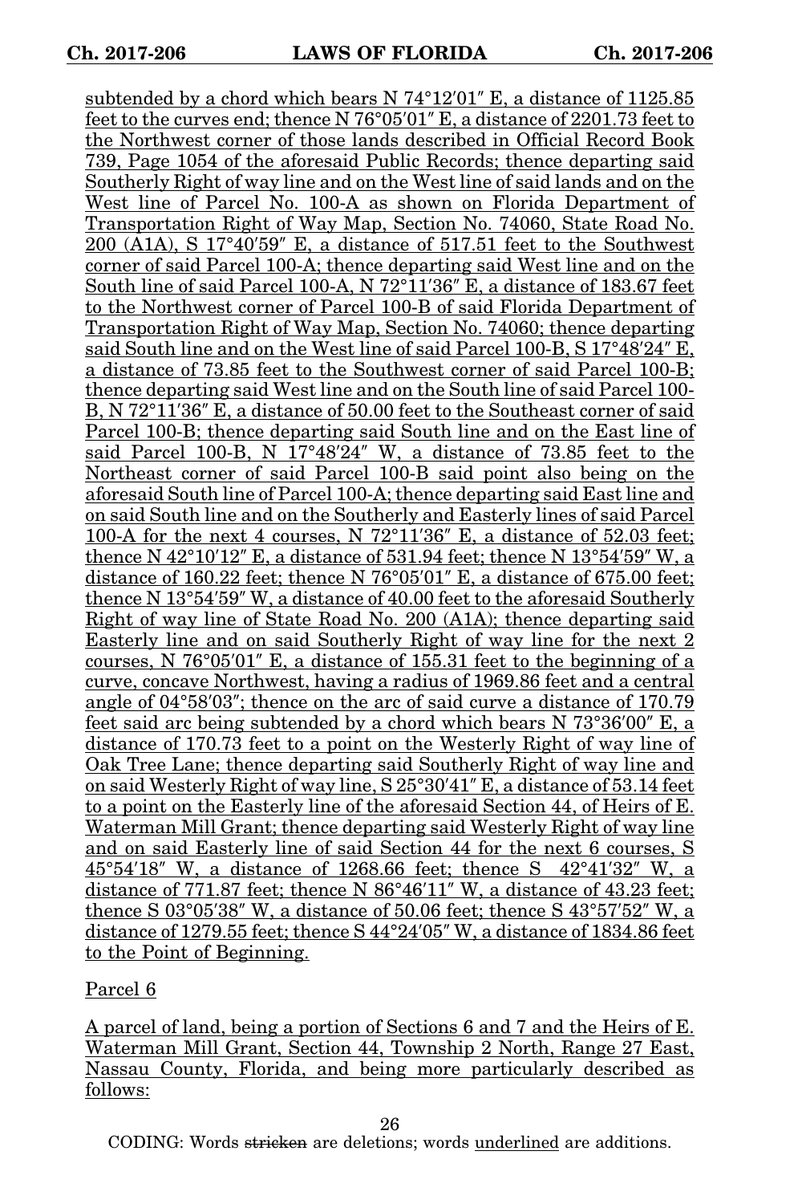subtended by a chord which bears N 74°12′01″ E, a distance of 1125.85 feet to the curves end; thence N 76°05′01″ E, a distance of 2201.73 feet to the Northwest corner of those lands described in Official Record Book 739, Page 1054 of the aforesaid Public Records; thence departing said Southerly Right of way line and on the West line of said lands and on the West line of Parcel No. 100-A as shown on Florida Department of Transportation Right of Way Map, Section No. 74060, State Road No. 200 (A1A), S 17°40′59″ E, a distance of 517.51 feet to the Southwest corner of said Parcel 100-A; thence departing said West line and on the South line of said Parcel 100-A, N 72°11′36″ E, a distance of 183.67 feet to the Northwest corner of Parcel 100-B of said Florida Department of Transportation Right of Way Map, Section No. 74060; thence departing said South line and on the West line of said Parcel 100-B, S 17°48′24″ E, a distance of 73.85 feet to the Southwest corner of said Parcel 100-B; thence departing said West line and on the South line of said Parcel 100-B, N 72°11′36″ E, a distance of 50.00 feet to the Southeast corner of said Parcel 100-B; thence departing said South line and on the East line of said Parcel 100-B, N 17°48′24″ W, a distance of 73.85 feet to the Northeast corner of said Parcel 100-B said point also being on the aforesaid South line of Parcel 100-A; thence departing said East line and on said South line and on the Southerly and Easterly lines of said Parcel 100-A for the next 4 courses, N 72°11′36″ E, a distance of 52.03 feet; thence N 42°10′12″ E, a distance of 531.94 feet; thence N 13°54′59″ W, a distance of 160.22 feet; thence N 76°05′01″ E, a distance of 675.00 feet; thence N 13°54′59″ W, a distance of 40.00 feet to the aforesaid Southerly Right of way line of State Road No. 200 (A1A); thence departing said Easterly line and on said Southerly Right of way line for the next 2 courses, N 76°05′01″ E, a distance of 155.31 feet to the beginning of a curve, concave Northwest, having a radius of 1969.86 feet and a central angle of 04°58′03″; thence on the arc of said curve a distance of 170.79 feet said arc being subtended by a chord which bears N 73°36′00″ E, a distance of 170.73 feet to a point on the Westerly Right of way line of Oak Tree Lane; thence departing said Southerly Right of way line and on said Westerly Right of way line, S 25°30′41″ E, a distance of 53.14 feet to a point on the Easterly line of the aforesaid Section 44, of Heirs of E. Waterman Mill Grant; thence departing said Westerly Right of way line and on said Easterly line of said Section 44 for the next 6 courses, S 45°54′18″ W, a distance of 1268.66 feet; thence S 42°41′32″ W, a distance of 771.87 feet; thence N 86°46′11″ W, a distance of 43.23 feet; thence S 03°05′38″ W, a distance of 50.06 feet; thence S 43°57′52″ W, a distance of 1279.55 feet; thence S 44°24′05″ W, a distance of 1834.86 feet to the Point of Beginning.

Parcel 6

A parcel of land, being a portion of Sections 6 and 7 and the Heirs of E. Waterman Mill Grant, Section 44, Township 2 North, Range 27 East, Nassau County, Florida, and being more particularly described as follows: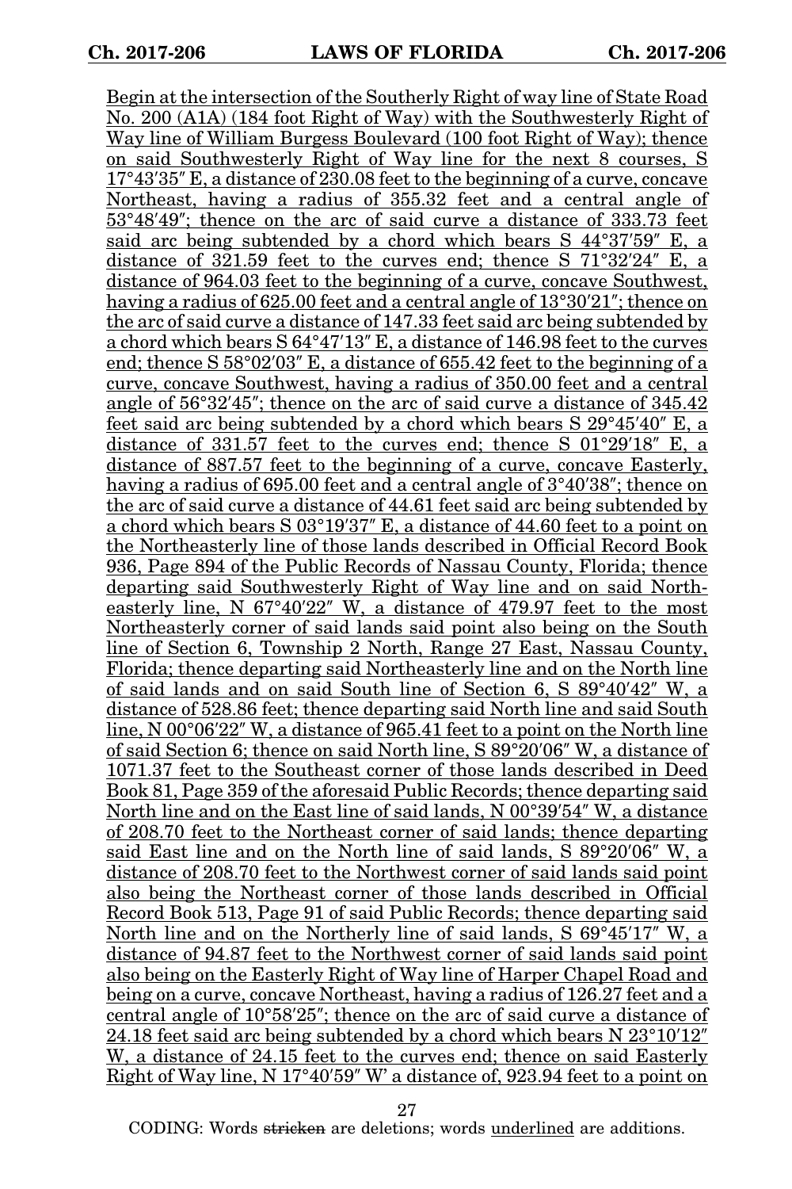Begin at the intersection of the Southerly Right of way line of State Road No. 200 (A1A) (184 foot Right of Way) with the Southwesterly Right of Way line of William Burgess Boulevard (100 foot Right of Way); thence on said Southwesterly Right of Way line for the next 8 courses, S 17°43′35″ E, a distance of 230.08 feet to the beginning of a curve, concave Northeast, having a radius of 355.32 feet and a central angle of 53°48′49″; thence on the arc of said curve a distance of 333.73 feet said arc being subtended by a chord which bears S 44°37′59″ E, a distance of 321.59 feet to the curves end; thence S 71°32′24″ E, a distance of 964.03 feet to the beginning of a curve, concave Southwest, having a radius of 625.00 feet and a central angle of 13°30′21″; thence on the arc of said curve a distance of 147.33 feet said arc being subtended by a chord which bears S 64°47′13″ E, a distance of 146.98 feet to the curves end; thence S 58°02′03″ E, a distance of 655.42 feet to the beginning of a curve, concave Southwest, having a radius of 350.00 feet and a central angle of 56°32′45″; thence on the arc of said curve a distance of 345.42 feet said arc being subtended by a chord which bears S 29°45′40″ E, a distance of 331.57 feet to the curves end; thence S 01°29′18″ E, a distance of 887.57 feet to the beginning of a curve, concave Easterly, having a radius of 695.00 feet and a central angle of 3°40′38″; thence on the arc of said curve a distance of 44.61 feet said arc being subtended by a chord which bears S 03°19′37″ E, a distance of 44.60 feet to a point on the Northeasterly line of those lands described in Official Record Book 936, Page 894 of the Public Records of Nassau County, Florida; thence departing said Southwesterly Right of Way line and on said Northeasterly line, N 67°40′22″ W, a distance of 479.97 feet to the most Northeasterly corner of said lands said point also being on the South line of Section 6, Township 2 North, Range 27 East, Nassau County, Florida; thence departing said Northeasterly line and on the North line of said lands and on said South line of Section 6, S 89°40′42″ W, a distance of 528.86 feet; thence departing said North line and said South line, N 00°06′22″ W, a distance of 965.41 feet to a point on the North line of said Section 6; thence on said North line, S 89°20′06″ W, a distance of 1071.37 feet to the Southeast corner of those lands described in Deed Book 81, Page 359 of the aforesaid Public Records; thence departing said North line and on the East line of said lands, N 00°39′54″ W, a distance of 208.70 feet to the Northeast corner of said lands; thence departing said East line and on the North line of said lands, S 89°20′06″ W, a distance of 208.70 feet to the Northwest corner of said lands said point also being the Northeast corner of those lands described in Official Record Book 513, Page 91 of said Public Records; thence departing said North line and on the Northerly line of said lands, S 69°45′17″ W, a distance of 94.87 feet to the Northwest corner of said lands said point also being on the Easterly Right of Way line of Harper Chapel Road and being on a curve, concave Northeast, having a radius of 126.27 feet and a central angle of 10°58′25″; thence on the arc of said curve a distance of 24.18 feet said arc being subtended by a chord which bears N 23°10′12″ W, a distance of 24.15 feet to the curves end; thence on said Easterly Right of Way line, N 17°40′59″ W′ a distance of, 923.94 feet to a point on

CODING: Words ~~stricken~~ are deletions; words underlined are additions.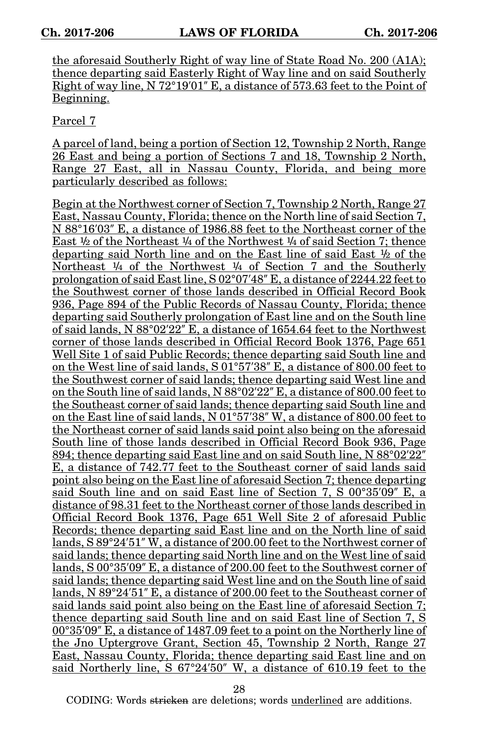the aforesaid Southerly Right of way line of State Road No. 200 (A1A); thence departing said Easterly Right of Way line and on said Southerly Right of way line, N 72°19′01″ E, a distance of 573.63 feet to the Point of Beginning.

Parcel 7

A parcel of land, being a portion of Section 12, Township 2 North, Range 26 East and being a portion of Sections 7 and 18, Township 2 North, Range 27 East, all in Nassau County, Florida, and being more particularly described as follows:

Begin at the Northwest corner of Section 7, Township 2 North, Range 27 East, Nassau County, Florida; thence on the North line of said Section 7, N 88°16′03″ E, a distance of 1986.88 feet to the Northeast corner of the East ½ of the Northeast ¼ of the Northwest ¼ of said Section 7; thence departing said North line and on the East line of said East ½ of the Northeast ¼ of the Northwest ¼ of Section 7 and the Southerly prolongation of said East line, S 02°07′48″ E, a distance of 2244.22 feet to the Southwest corner of those lands described in Official Record Book 936, Page 894 of the Public Records of Nassau County, Florida; thence departing said Southerly prolongation of East line and on the South line of said lands, N 88°02′22″ E, a distance of 1654.64 feet to the Northwest corner of those lands described in Official Record Book 1376, Page 651 Well Site 1 of said Public Records; thence departing said South line and on the West line of said lands, S 01°57′38″ E, a distance of 800.00 feet to the Southwest corner of said lands; thence departing said West line and on the South line of said lands, N 88°02′22″ E, a distance of 800.00 feet to the Southeast corner of said lands; thence departing said South line and on the East line of said lands, N 01°57′38″ W, a distance of 800.00 feet to the Northeast corner of said lands said point also being on the aforesaid South line of those lands described in Official Record Book 936, Page 894; thence departing said East line and on said South line, N 88°02′22″ E, a distance of 742.77 feet to the Southeast corner of said lands said point also being on the East line of aforesaid Section 7; thence departing said South line and on said East line of Section 7, S 00°35′09″ E, a distance of 98.31 feet to the Northeast corner of those lands described in Official Record Book 1376, Page 651 Well Site 2 of aforesaid Public Records; thence departing said East line and on the North line of said lands, S 89°24′51″ W, a distance of 200.00 feet to the Northwest corner of said lands; thence departing said North line and on the West line of said lands, S 00°35′09″ E, a distance of 200.00 feet to the Southwest corner of said lands; thence departing said West line and on the South line of said lands, N 89°24′51″ E, a distance of 200.00 feet to the Southeast corner of said lands said point also being on the East line of aforesaid Section 7; thence departing said South line and on said East line of Section 7, S 00°35′09″ E, a distance of 1487.09 feet to a point on the Northerly line of the Jno Uptergrove Grant, Section 45, Township 2 North, Range 27 East, Nassau County, Florida; thence departing said East line and on said Northerly line, S 67°24′50″ W, a distance of 610.19 feet to the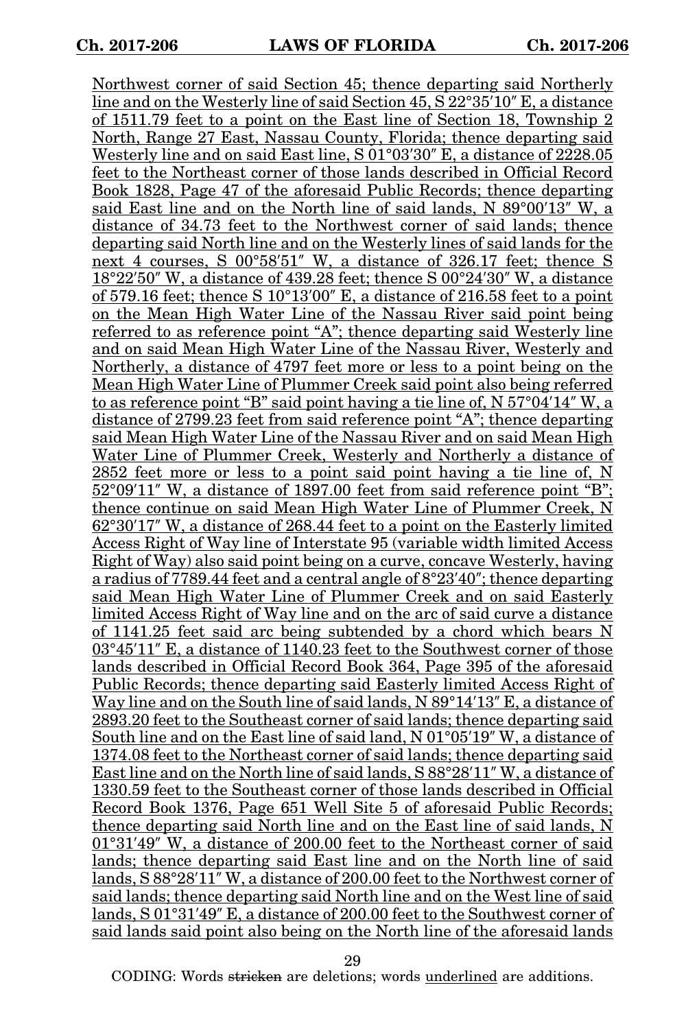Northwest corner of said Section 45; thence departing said Northerly line and on the Westerly line of said Section 45, S 22°35′10″ E, a distance of 1511.79 feet to a point on the East line of Section 18, Township 2 North, Range 27 East, Nassau County, Florida; thence departing said Westerly line and on said East line, S 01°03′30″ E, a distance of 2228.05 feet to the Northeast corner of those lands described in Official Record Book 1828, Page 47 of the aforesaid Public Records; thence departing said East line and on the North line of said lands, N 89°00′13″ W, a distance of 34.73 feet to the Northwest corner of said lands; thence departing said North line and on the Westerly lines of said lands for the next 4 courses, S 00°58′51″ W, a distance of 326.17 feet; thence S 18°22′50″ W, a distance of 439.28 feet; thence S 00°24′30″ W, a distance of 579.16 feet; thence S 10°13′00″ E, a distance of 216.58 feet to a point on the Mean High Water Line of the Nassau River said point being referred to as reference point "A"; thence departing said Westerly line and on said Mean High Water Line of the Nassau River, Westerly and Northerly, a distance of 4797 feet more or less to a point being on the Mean High Water Line of Plummer Creek said point also being referred to as reference point "B" said point having a tie line of, N 57°04′14″ W, a distance of 2799.23 feet from said reference point "A"; thence departing said Mean High Water Line of the Nassau River and on said Mean High Water Line of Plummer Creek, Westerly and Northerly a distance of 2852 feet more or less to a point said point having a tie line of, N 52°09′11″ W, a distance of 1897.00 feet from said reference point "B"; thence continue on said Mean High Water Line of Plummer Creek, N 62°30′17″ W, a distance of 268.44 feet to a point on the Easterly limited Access Right of Way line of Interstate 95 (variable width limited Access Right of Way) also said point being on a curve, concave Westerly, having a radius of 7789.44 feet and a central angle of 8°23′40″; thence departing said Mean High Water Line of Plummer Creek and on said Easterly limited Access Right of Way line and on the arc of said curve a distance of 1141.25 feet said arc being subtended by a chord which bears N 03°45′11″ E, a distance of 1140.23 feet to the Southwest corner of those lands described in Official Record Book 364, Page 395 of the aforesaid Public Records; thence departing said Easterly limited Access Right of Way line and on the South line of said lands, N 89°14′13″ E, a distance of 2893.20 feet to the Southeast corner of said lands; thence departing said South line and on the East line of said land, N 01°05′19″ W, a distance of 1374.08 feet to the Northeast corner of said lands; thence departing said East line and on the North line of said lands, S 88°28′11″ W, a distance of 1330.59 feet to the Southeast corner of those lands described in Official Record Book 1376, Page 651 Well Site 5 of aforesaid Public Records; thence departing said North line and on the East line of said lands, N 01°31′49″ W, a distance of 200.00 feet to the Northeast corner of said lands; thence departing said East line and on the North line of said lands, S 88°28′11″ W, a distance of 200.00 feet to the Northwest corner of said lands; thence departing said North line and on the West line of said lands, S 01°31′49″ E, a distance of 200.00 feet to the Southwest corner of said lands said point also being on the North line of the aforesaid lands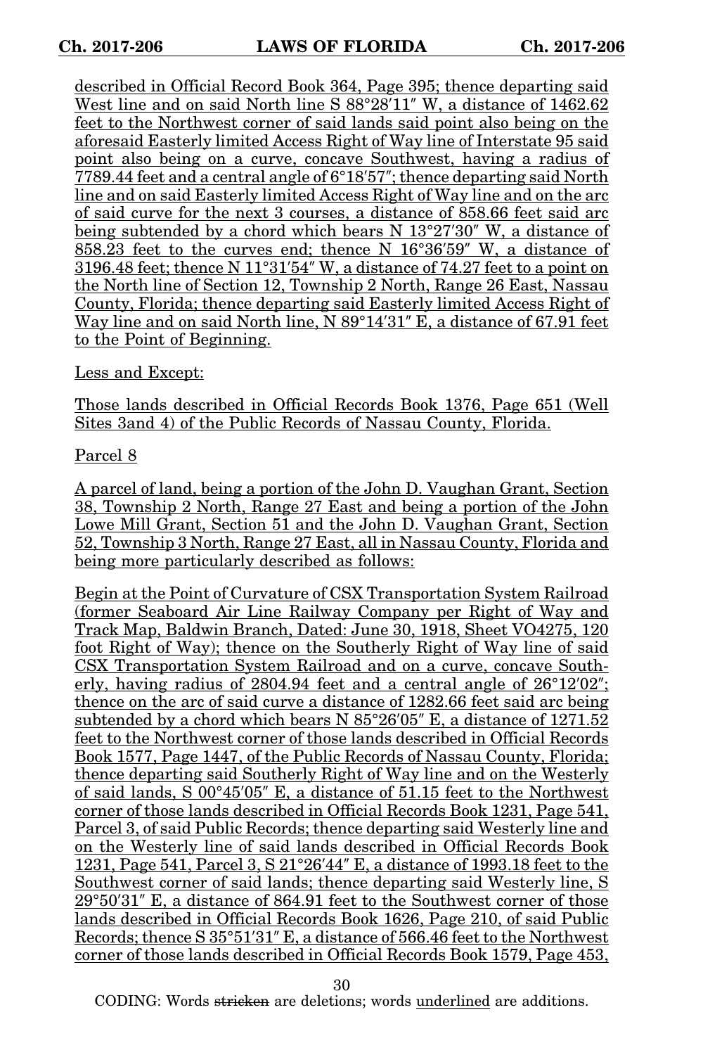described in Official Record Book 364, Page 395; thence departing said West line and on said North line S 88°28′11″ W, a distance of 1462.62 feet to the Northwest corner of said lands said point also being on the aforesaid Easterly limited Access Right of Way line of Interstate 95 said point also being on a curve, concave Southwest, having a radius of 7789.44 feet and a central angle of 6°18′57″; thence departing said North line and on said Easterly limited Access Right of Way line and on the arc of said curve for the next 3 courses, a distance of 858.66 feet said arc being subtended by a chord which bears N 13°27′30″ W, a distance of 858.23 feet to the curves end; thence N 16°36′59″ W, a distance of 3196.48 feet; thence N 11°31′54″ W, a distance of 74.27 feet to a point on the North line of Section 12, Township 2 North, Range 26 East, Nassau County, Florida; thence departing said Easterly limited Access Right of Way line and on said North line, N 89°14′31″ E, a distance of 67.91 feet to the Point of Beginning.

Less and Except:

Those lands described in Official Records Book 1376, Page 651 (Well Sites 3and 4) of the Public Records of Nassau County, Florida.

Parcel 8

A parcel of land, being a portion of the John D. Vaughan Grant, Section 38, Township 2 North, Range 27 East and being a portion of the John Lowe Mill Grant, Section 51 and the John D. Vaughan Grant, Section 52, Township 3 North, Range 27 East, all in Nassau County, Florida and being more particularly described as follows:

Begin at the Point of Curvature of CSX Transportation System Railroad (former Seaboard Air Line Railway Company per Right of Way and Track Map, Baldwin Branch, Dated: June 30, 1918, Sheet VO4275, 120 foot Right of Way); thence on the Southerly Right of Way line of said CSX Transportation System Railroad and on a curve, concave Southerly, having radius of 2804.94 feet and a central angle of 26°12′02″; thence on the arc of said curve a distance of 1282.66 feet said arc being subtended by a chord which bears N 85°26′05″ E, a distance of 1271.52 feet to the Northwest corner of those lands described in Official Records Book 1577, Page 1447, of the Public Records of Nassau County, Florida; thence departing said Southerly Right of Way line and on the Westerly of said lands, S 00°45′05″ E, a distance of 51.15 feet to the Northwest corner of those lands described in Official Records Book 1231, Page 541, Parcel 3, of said Public Records; thence departing said Westerly line and on the Westerly line of said lands described in Official Records Book 1231, Page 541, Parcel 3, S 21°26′44″ E, a distance of 1993.18 feet to the Southwest corner of said lands; thence departing said Westerly line, S 29°50′31″ E, a distance of 864.91 feet to the Southwest corner of those lands described in Official Records Book 1626, Page 210, of said Public Records; thence S 35°51′31″ E, a distance of 566.46 feet to the Northwest corner of those lands described in Official Records Book 1579, Page 453,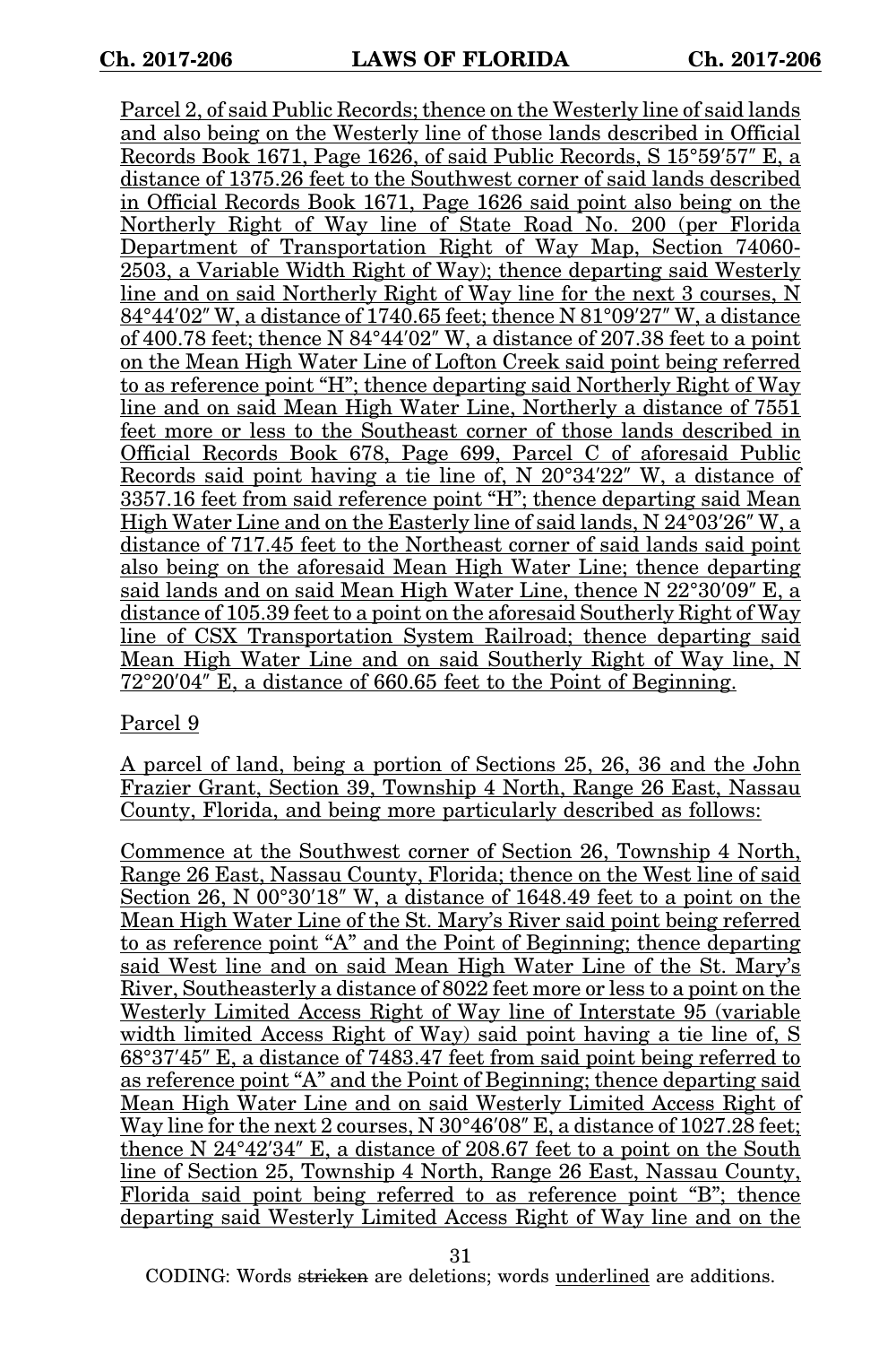Parcel 2, of said Public Records; thence on the Westerly line of said lands and also being on the Westerly line of those lands described in Official Records Book 1671, Page 1626, of said Public Records, S 15°59′57″ E, a distance of 1375.26 feet to the Southwest corner of said lands described in Official Records Book 1671, Page 1626 said point also being on the Northerly Right of Way line of State Road No. 200 (per Florida Department of Transportation Right of Way Map, Section 74060-2503, a Variable Width Right of Way); thence departing said Westerly line and on said Northerly Right of Way line for the next 3 courses, N 84°44′02″ W, a distance of 1740.65 feet; thence N 81°09′27″ W, a distance of 400.78 feet; thence N 84°44′02″ W, a distance of 207.38 feet to a point on the Mean High Water Line of Lofton Creek said point being referred to as reference point "H"; thence departing said Northerly Right of Way line and on said Mean High Water Line, Northerly a distance of 7551 feet more or less to the Southeast corner of those lands described in Official Records Book 678, Page 699, Parcel C of aforesaid Public Records said point having a tie line of, N 20°34′22″ W, a distance of 3357.16 feet from said reference point "H"; thence departing said Mean High Water Line and on the Easterly line of said lands, N 24°03′26″ W, a distance of 717.45 feet to the Northeast corner of said lands said point also being on the aforesaid Mean High Water Line; thence departing said lands and on said Mean High Water Line, thence N 22°30′09″ E, a distance of 105.39 feet to a point on the aforesaid Southerly Right of Way line of CSX Transportation System Railroad; thence departing said Mean High Water Line and on said Southerly Right of Way line, N 72°20′04″ E, a distance of 660.65 feet to the Point of Beginning.

Parcel 9

A parcel of land, being a portion of Sections 25, 26, 36 and the John Frazier Grant, Section 39, Township 4 North, Range 26 East, Nassau County, Florida, and being more particularly described as follows:

Commence at the Southwest corner of Section 26, Township 4 North, Range 26 East, Nassau County, Florida; thence on the West line of said Section 26, N 00°30′18″ W, a distance of 1648.49 feet to a point on the Mean High Water Line of the St. Mary's River said point being referred to as reference point "A" and the Point of Beginning; thence departing said West line and on said Mean High Water Line of the St. Mary's River, Southeasterly a distance of 8022 feet more or less to a point on the Westerly Limited Access Right of Way line of Interstate 95 (variable width limited Access Right of Way) said point having a tie line of, S 68°37′45″ E, a distance of 7483.47 feet from said point being referred to as reference point "A" and the Point of Beginning; thence departing said Mean High Water Line and on said Westerly Limited Access Right of Way line for the next 2 courses, N 30°46′08″ E, a distance of 1027.28 feet; thence N 24°42′34″ E, a distance of 208.67 feet to a point on the South line of Section 25, Township 4 North, Range 26 East, Nassau County, Florida said point being referred to as reference point "B"; thence departing said Westerly Limited Access Right of Way line and on the

CODING: Words stricken are deletions; words underlined are additions.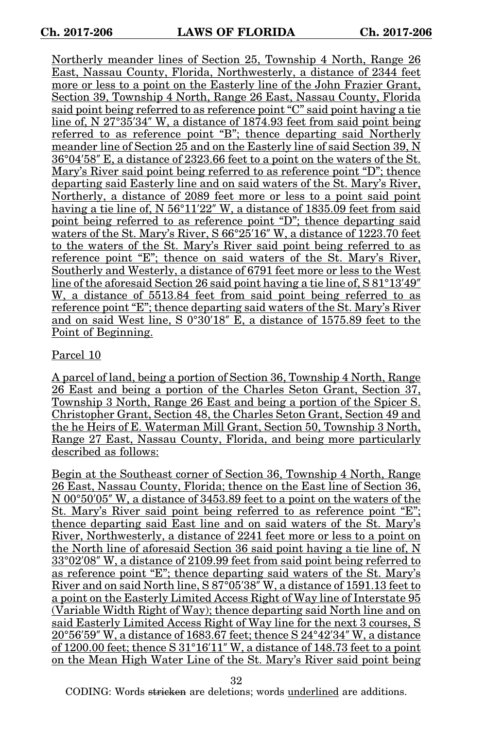Northerly meander lines of Section 25, Township 4 North, Range 26 East, Nassau County, Florida, Northwesterly, a distance of 2344 feet more or less to a point on the Easterly line of the John Frazier Grant, Section 39, Township 4 North, Range 26 East, Nassau County, Florida said point being referred to as reference point "C" said point having a tie line of, N 27°35′34″ W, a distance of 1874.93 feet from said point being referred to as reference point "B"; thence departing said Northerly meander line of Section 25 and on the Easterly line of said Section 39, N 36°04′58″ E, a distance of 2323.66 feet to a point on the waters of the St. Mary's River said point being referred to as reference point "D"; thence departing said Easterly line and on said waters of the St. Mary's River, Northerly, a distance of 2089 feet more or less to a point said point having a tie line of, N 56°11′22″ W, a distance of 1835.09 feet from said point being referred to as reference point "D"; thence departing said waters of the St. Mary's River, S 66°25′16″ W, a distance of 1223.70 feet to the waters of the St. Mary's River said point being referred to as reference point "E"; thence on said waters of the St. Mary's River, Southerly and Westerly, a distance of 6791 feet more or less to the West line of the aforesaid Section 26 said point having a tie line of, S 81°13′49″ W, a distance of 5513.84 feet from said point being referred to as reference point "E"; thence departing said waters of the St. Mary's River and on said West line, S 0°30′18″ E, a distance of 1575.89 feet to the Point of Beginning.

Parcel 10

A parcel of land, being a portion of Section 36, Township 4 North, Range 26 East and being a portion of the Charles Seton Grant, Section 37, Township 3 North, Range 26 East and being a portion of the Spicer S. Christopher Grant, Section 48, the Charles Seton Grant, Section 49 and the he Heirs of E. Waterman Mill Grant, Section 50, Township 3 North, Range 27 East, Nassau County, Florida, and being more particularly described as follows:

Begin at the Southeast corner of Section 36, Township 4 North, Range 26 East, Nassau County, Florida; thence on the East line of Section 36, N 00°50′05″ W, a distance of 3453.89 feet to a point on the waters of the St. Mary's River said point being referred to as reference point "E"; thence departing said East line and on said waters of the St. Mary's River, Northwesterly, a distance of 2241 feet more or less to a point on the North line of aforesaid Section 36 said point having a tie line of, N 33°02′08″ W, a distance of 2109.99 feet from said point being referred to as reference point "E"; thence departing said waters of the St. Mary's River and on said North line, S 87°05′38″ W, a distance of 1591.13 feet to a point on the Easterly Limited Access Right of Way line of Interstate 95 (Variable Width Right of Way); thence departing said North line and on said Easterly Limited Access Right of Way line for the next 3 courses, S 20°56′59″ W, a distance of 1683.67 feet; thence S 24°42′34″ W, a distance of 1200.00 feet; thence S 31°16′11″ W, a distance of 148.73 feet to a point on the Mean High Water Line of the St. Mary's River said point being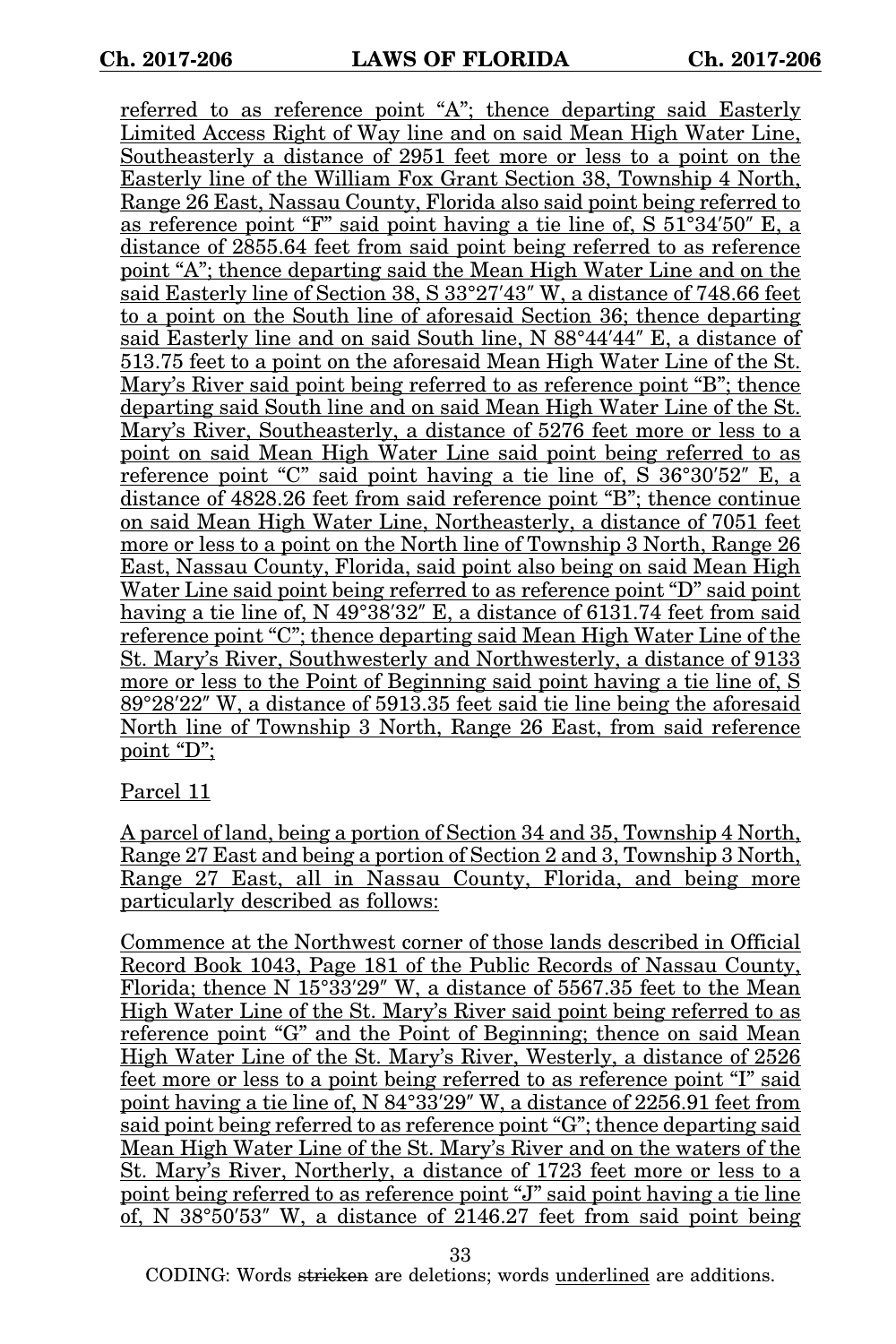referred to as reference point “A”; thence departing said Easterly Limited Access Right of Way line and on said Mean High Water Line, Southeasterly a distance of 2951 feet more or less to a point on the Easterly line of the William Fox Grant Section 38, Township 4 North, Range 26 East, Nassau County, Florida also said point being referred to as reference point “F” said point having a tie line of, S 51°34′50″ E, a distance of 2855.64 feet from said point being referred to as reference point “A”; thence departing said the Mean High Water Line and on the said Easterly line of Section 38, S 33°27′43″ W, a distance of 748.66 feet to a point on the South line of aforesaid Section 36; thence departing said Easterly line and on said South line, N 88°44′44″ E, a distance of 513.75 feet to a point on the aforesaid Mean High Water Line of the St. Mary’s River said point being referred to as reference point “B”; thence departing said South line and on said Mean High Water Line of the St. Mary’s River, Southeasterly, a distance of 5276 feet more or less to a point on said Mean High Water Line said point being referred to as reference point “C” said point having a tie line of, S 36°30′52″ E, a distance of 4828.26 feet from said reference point “B”; thence continue on said Mean High Water Line, Northeasterly, a distance of 7051 feet more or less to a point on the North line of Township 3 North, Range 26 East, Nassau County, Florida, said point also being on said Mean High Water Line said point being referred to as reference point “D” said point having a tie line of, N 49°38′32″ E, a distance of 6131.74 feet from said reference point “C”; thence departing said Mean High Water Line of the St. Mary’s River, Southwesterly and Northwesterly, a distance of 9133 more or less to the Point of Beginning said point having a tie line of, S 89°28′22″ W, a distance of 5913.35 feet said tie line being the aforesaid North line of Township 3 North, Range 26 East, from said reference point “D”;

Parcel 11

A parcel of land, being a portion of Section 34 and 35, Township 4 North, Range 27 East and being a portion of Section 2 and 3, Township 3 North, Range 27 East, all in Nassau County, Florida, and being more particularly described as follows:

Commence at the Northwest corner of those lands described in Official Record Book 1043, Page 181 of the Public Records of Nassau County, Florida; thence N 15°33′29″ W, a distance of 5567.35 feet to the Mean High Water Line of the St. Mary’s River said point being referred to as reference point “G” and the Point of Beginning; thence on said Mean High Water Line of the St. Mary’s River, Westerly, a distance of 2526 feet more or less to a point being referred to as reference point “I” said point having a tie line of, N 84°33′29″ W, a distance of 2256.91 feet from said point being referred to as reference point “G”; thence departing said Mean High Water Line of the St. Mary’s River and on the waters of the St. Mary’s River, Northerly, a distance of 1723 feet more or less to a point being referred to as reference point “J” said point having a tie line of, N 38°50′53″ W, a distance of 2146.27 feet from said point being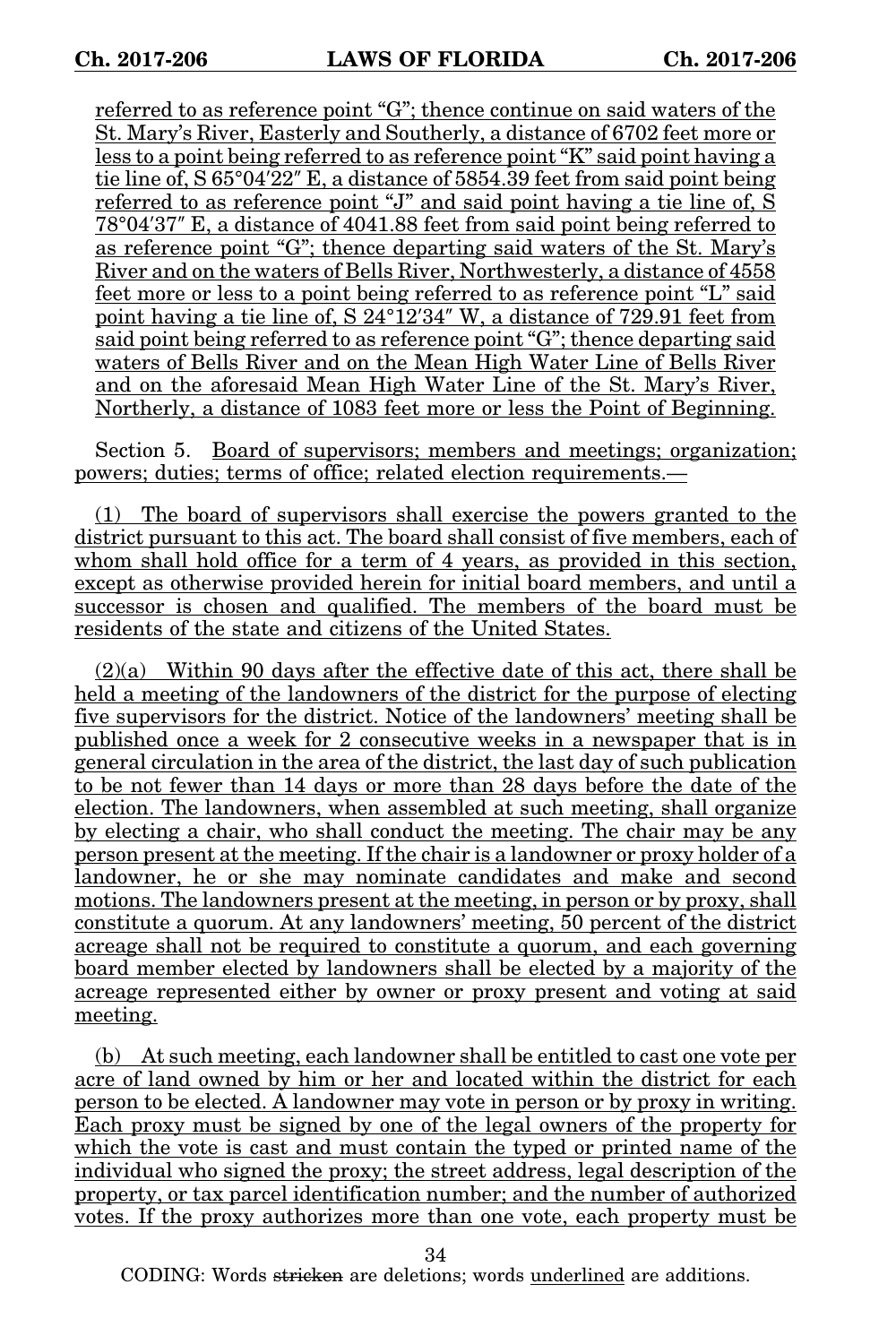referred to as reference point "G"; thence continue on said waters of the St. Mary's River, Easterly and Southerly, a distance of 6702 feet more or less to a point being referred to as reference point "K" said point having a tie line of, S 65°04′22″ E, a distance of 5854.39 feet from said point being referred to as reference point "J" and said point having a tie line of, S 78°04′37″ E, a distance of 4041.88 feet from said point being referred to as reference point "G"; thence departing said waters of the St. Mary's River and on the waters of Bells River, Northwesterly, a distance of 4558 feet more or less to a point being referred to as reference point "L" said point having a tie line of, S 24°12′34″ W, a distance of 729.91 feet from said point being referred to as reference point "G"; thence departing said waters of Bells River and on the Mean High Water Line of Bells River and on the aforesaid Mean High Water Line of the St. Mary's River, Northerly, a distance of 1083 feet more or less the Point of Beginning.

Section 5. Board of supervisors; members and meetings; organization; powers; duties; terms of office; related election requirements.—

(1) The board of supervisors shall exercise the powers granted to the district pursuant to this act. The board shall consist of five members, each of whom shall hold office for a term of 4 years, as provided in this section, except as otherwise provided herein for initial board members, and until a successor is chosen and qualified. The members of the board must be residents of the state and citizens of the United States.

(2)(a) Within 90 days after the effective date of this act, there shall be held a meeting of the landowners of the district for the purpose of electing five supervisors for the district. Notice of the landowners' meeting shall be published once a week for 2 consecutive weeks in a newspaper that is in general circulation in the area of the district, the last day of such publication to be not fewer than 14 days or more than 28 days before the date of the election. The landowners, when assembled at such meeting, shall organize by electing a chair, who shall conduct the meeting. The chair may be any person present at the meeting. If the chair is a landowner or proxy holder of a landowner, he or she may nominate candidates and make and second motions. The landowners present at the meeting, in person or by proxy, shall constitute a quorum. At any landowners' meeting, 50 percent of the district acreage shall not be required to constitute a quorum, and each governing board member elected by landowners shall be elected by a majority of the acreage represented either by owner or proxy present and voting at said meeting.

(b) At such meeting, each landowner shall be entitled to cast one vote per acre of land owned by him or her and located within the district for each person to be elected. A landowner may vote in person or by proxy in writing. Each proxy must be signed by one of the legal owners of the property for which the vote is cast and must contain the typed or printed name of the individual who signed the proxy; the street address, legal description of the property, or tax parcel identification number; and the number of authorized votes. If the proxy authorizes more than one vote, each property must be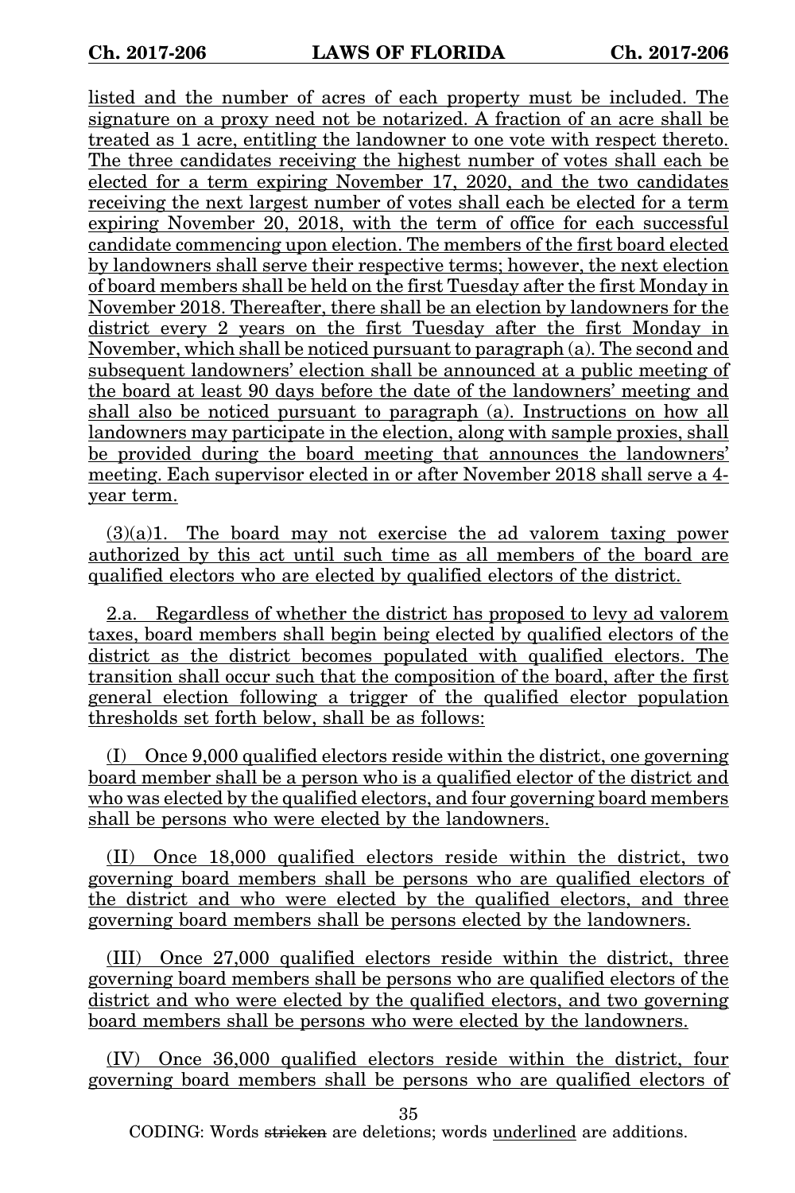listed and the number of acres of each property must be included. The signature on a proxy need not be notarized. A fraction of an acre shall be treated as 1 acre, entitling the landowner to one vote with respect thereto. The three candidates receiving the highest number of votes shall each be elected for a term expiring November 17, 2020, and the two candidates receiving the next largest number of votes shall each be elected for a term expiring November 20, 2018, with the term of office for each successful candidate commencing upon election. The members of the first board elected by landowners shall serve their respective terms; however, the next election of board members shall be held on the first Tuesday after the first Monday in November 2018. Thereafter, there shall be an election by landowners for the district every 2 years on the first Tuesday after the first Monday in November, which shall be noticed pursuant to paragraph (a). The second and subsequent landowners' election shall be announced at a public meeting of the board at least 90 days before the date of the landowners' meeting and shall also be noticed pursuant to paragraph (a). Instructions on how all landowners may participate in the election, along with sample proxies, shall be provided during the board meeting that announces the landowners' meeting. Each supervisor elected in or after November 2018 shall serve a 4-year term.

(3)(a)1. The board may not exercise the ad valorem taxing power authorized by this act until such time as all members of the board are qualified electors who are elected by qualified electors of the district.

2.a. Regardless of whether the district has proposed to levy ad valorem taxes, board members shall begin being elected by qualified electors of the district as the district becomes populated with qualified electors. The transition shall occur such that the composition of the board, after the first general election following a trigger of the qualified elector population thresholds set forth below, shall be as follows:

(I) Once 9,000 qualified electors reside within the district, one governing board member shall be a person who is a qualified elector of the district and who was elected by the qualified electors, and four governing board members shall be persons who were elected by the landowners.

(II) Once 18,000 qualified electors reside within the district, two governing board members shall be persons who are qualified electors of the district and who were elected by the qualified electors, and three governing board members shall be persons elected by the landowners.

(III) Once 27,000 qualified electors reside within the district, three governing board members shall be persons who are qualified electors of the district and who were elected by the qualified electors, and two governing board members shall be persons who were elected by the landowners.

(IV) Once 36,000 qualified electors reside within the district, four governing board members shall be persons who are qualified electors of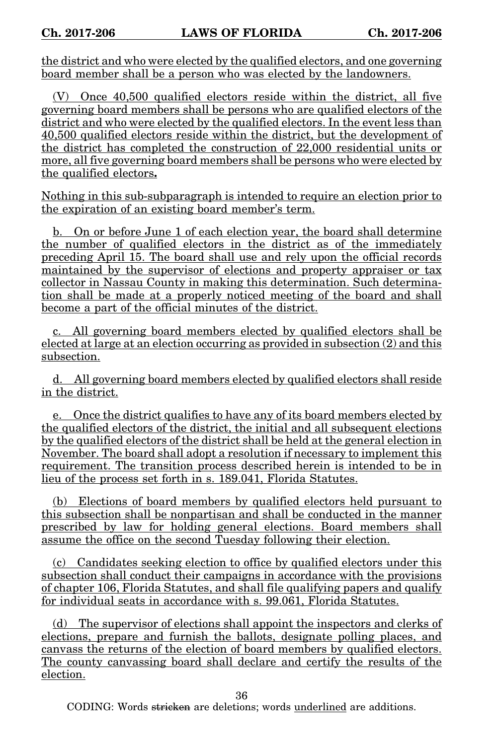the district and who were elected by the qualified electors, and one governing board member shall be a person who was elected by the landowners.

(V) Once 40,500 qualified electors reside within the district, all five governing board members shall be persons who are qualified electors of the district and who were elected by the qualified electors. In the event less than 40,500 qualified electors reside within the district, but the development of the district has completed the construction of 22,000 residential units or more, all five governing board members shall be persons who were elected by the qualified electors**.**

Nothing in this sub-subparagraph is intended to require an election prior to the expiration of an existing board member's term.

b. On or before June 1 of each election year, the board shall determine the number of qualified electors in the district as of the immediately preceding April 15. The board shall use and rely upon the official records maintained by the supervisor of elections and property appraiser or tax collector in Nassau County in making this determination. Such determination shall be made at a properly noticed meeting of the board and shall become a part of the official minutes of the district.

c. All governing board members elected by qualified electors shall be elected at large at an election occurring as provided in subsection (2) and this subsection.

d. All governing board members elected by qualified electors shall reside in the district.

e. Once the district qualifies to have any of its board members elected by the qualified electors of the district, the initial and all subsequent elections by the qualified electors of the district shall be held at the general election in November. The board shall adopt a resolution if necessary to implement this requirement. The transition process described herein is intended to be in lieu of the process set forth in s. 189.041, Florida Statutes.

(b) Elections of board members by qualified electors held pursuant to this subsection shall be nonpartisan and shall be conducted in the manner prescribed by law for holding general elections. Board members shall assume the office on the second Tuesday following their election.

(c) Candidates seeking election to office by qualified electors under this subsection shall conduct their campaigns in accordance with the provisions of chapter 106, Florida Statutes, and shall file qualifying papers and qualify for individual seats in accordance with s. 99.061, Florida Statutes.

(d) The supervisor of elections shall appoint the inspectors and clerks of elections, prepare and furnish the ballots, designate polling places, and canvass the returns of the election of board members by qualified electors. The county canvassing board shall declare and certify the results of the election.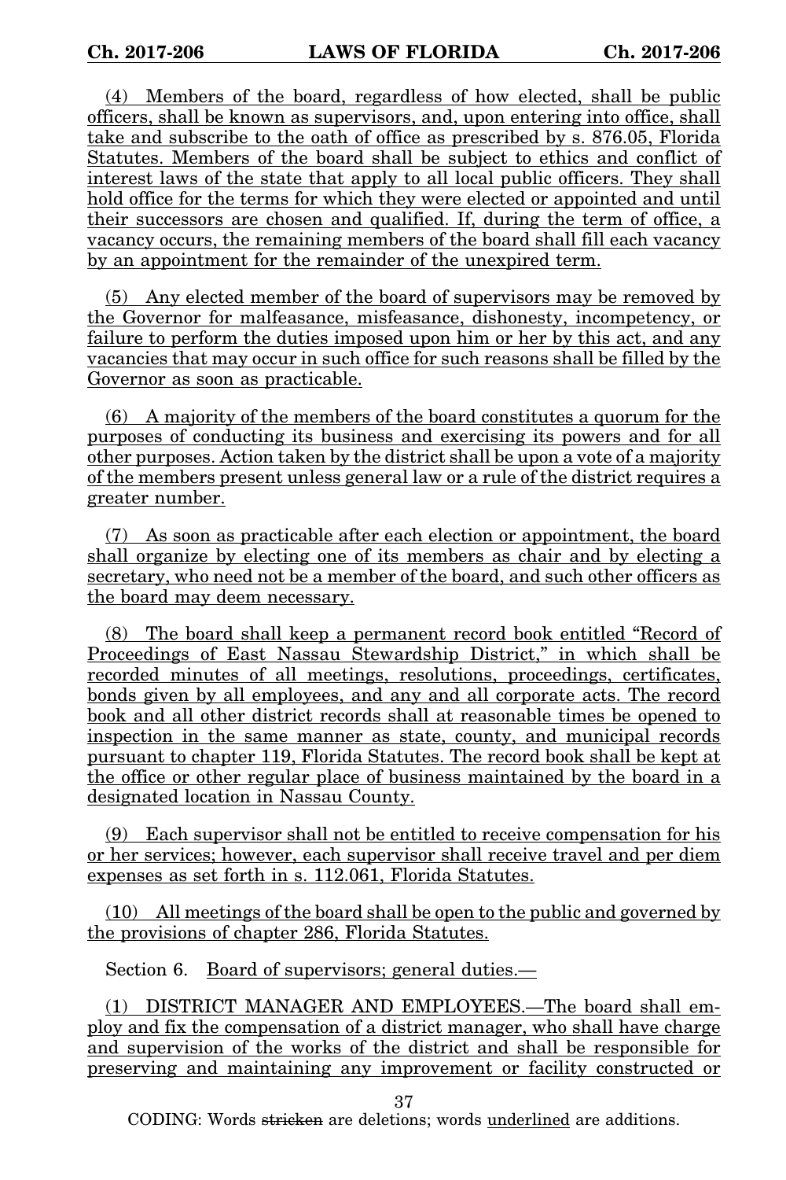(4) Members of the board, regardless of how elected, shall be public officers, shall be known as supervisors, and, upon entering into office, shall take and subscribe to the oath of office as prescribed by s. 876.05, Florida Statutes. Members of the board shall be subject to ethics and conflict of interest laws of the state that apply to all local public officers. They shall hold office for the terms for which they were elected or appointed and until their successors are chosen and qualified. If, during the term of office, a vacancy occurs, the remaining members of the board shall fill each vacancy by an appointment for the remainder of the unexpired term.

(5) Any elected member of the board of supervisors may be removed by the Governor for malfeasance, misfeasance, dishonesty, incompetency, or failure to perform the duties imposed upon him or her by this act, and any vacancies that may occur in such office for such reasons shall be filled by the Governor as soon as practicable.

(6) A majority of the members of the board constitutes a quorum for the purposes of conducting its business and exercising its powers and for all other purposes. Action taken by the district shall be upon a vote of a majority of the members present unless general law or a rule of the district requires a greater number.

(7) As soon as practicable after each election or appointment, the board shall organize by electing one of its members as chair and by electing a secretary, who need not be a member of the board, and such other officers as the board may deem necessary.

(8) The board shall keep a permanent record book entitled "Record of Proceedings of East Nassau Stewardship District," in which shall be recorded minutes of all meetings, resolutions, proceedings, certificates, bonds given by all employees, and any and all corporate acts. The record book and all other district records shall at reasonable times be opened to inspection in the same manner as state, county, and municipal records pursuant to chapter 119, Florida Statutes. The record book shall be kept at the office or other regular place of business maintained by the board in a designated location in Nassau County.

(9) Each supervisor shall not be entitled to receive compensation for his or her services; however, each supervisor shall receive travel and per diem expenses as set forth in s. 112.061, Florida Statutes.

(10) All meetings of the board shall be open to the public and governed by the provisions of chapter 286, Florida Statutes.

Section 6. Board of supervisors; general duties.—

(1) DISTRICT MANAGER AND EMPLOYEES.—The board shall employ and fix the compensation of a district manager, who shall have charge and supervision of the works of the district and shall be responsible for preserving and maintaining any improvement or facility constructed or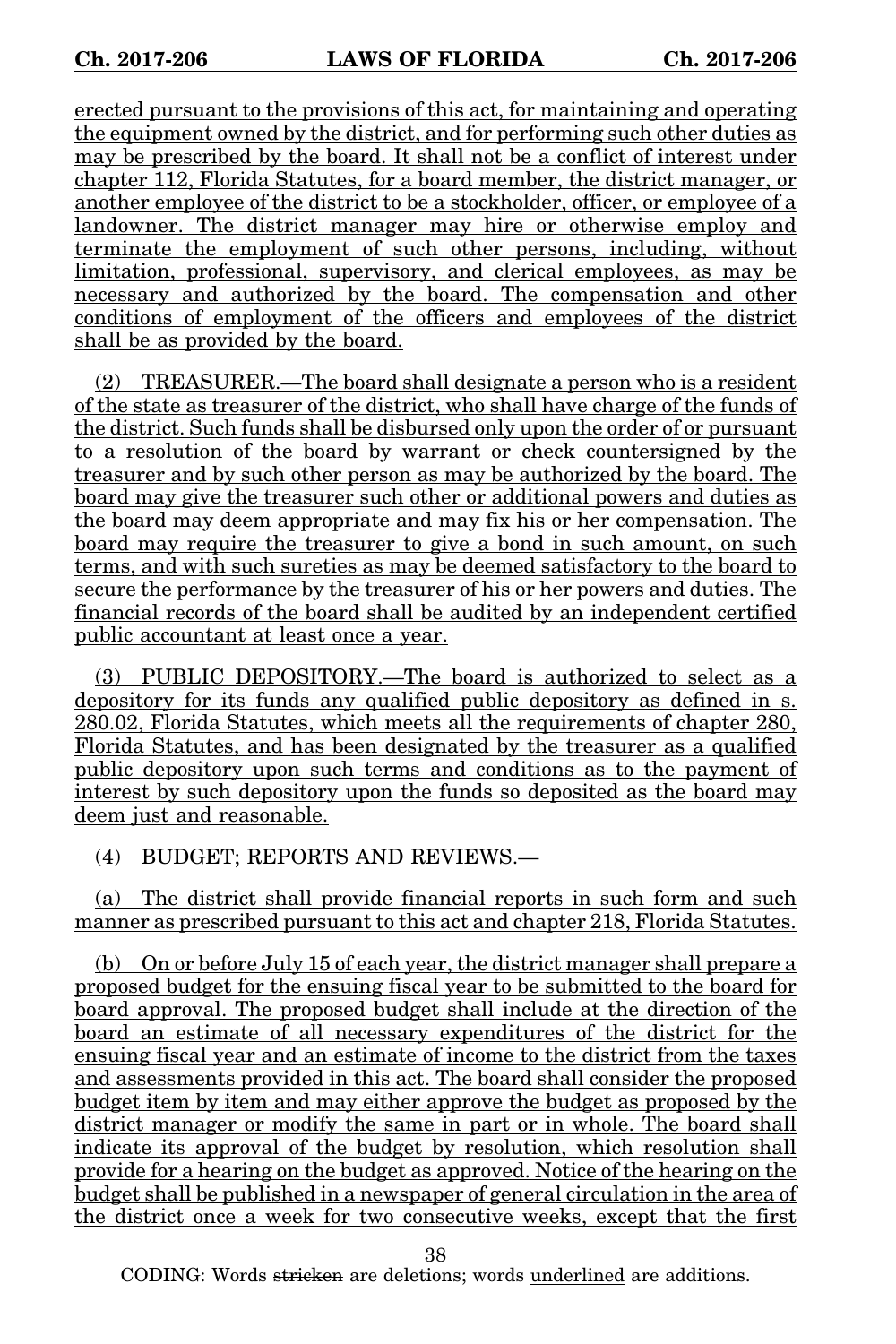erected pursuant to the provisions of this act, for maintaining and operating the equipment owned by the district, and for performing such other duties as may be prescribed by the board. It shall not be a conflict of interest under chapter 112, Florida Statutes, for a board member, the district manager, or another employee of the district to be a stockholder, officer, or employee of a landowner. The district manager may hire or otherwise employ and terminate the employment of such other persons, including, without limitation, professional, supervisory, and clerical employees, as may be necessary and authorized by the board. The compensation and other conditions of employment of the officers and employees of the district shall be as provided by the board.

(2) TREASURER.—The board shall designate a person who is a resident of the state as treasurer of the district, who shall have charge of the funds of the district. Such funds shall be disbursed only upon the order of or pursuant to a resolution of the board by warrant or check countersigned by the treasurer and by such other person as may be authorized by the board. The board may give the treasurer such other or additional powers and duties as the board may deem appropriate and may fix his or her compensation. The board may require the treasurer to give a bond in such amount, on such terms, and with such sureties as may be deemed satisfactory to the board to secure the performance by the treasurer of his or her powers and duties. The financial records of the board shall be audited by an independent certified public accountant at least once a year.

(3) PUBLIC DEPOSITORY.—The board is authorized to select as a depository for its funds any qualified public depository as defined in s. 280.02, Florida Statutes, which meets all the requirements of chapter 280, Florida Statutes, and has been designated by the treasurer as a qualified public depository upon such terms and conditions as to the payment of interest by such depository upon the funds so deposited as the board may deem just and reasonable.

(4) BUDGET; REPORTS AND REVIEWS.—

(a) The district shall provide financial reports in such form and such manner as prescribed pursuant to this act and chapter 218, Florida Statutes.

(b) On or before July 15 of each year, the district manager shall prepare a proposed budget for the ensuing fiscal year to be submitted to the board for board approval. The proposed budget shall include at the direction of the board an estimate of all necessary expenditures of the district for the ensuing fiscal year and an estimate of income to the district from the taxes and assessments provided in this act. The board shall consider the proposed budget item by item and may either approve the budget as proposed by the district manager or modify the same in part or in whole. The board shall indicate its approval of the budget by resolution, which resolution shall provide for a hearing on the budget as approved. Notice of the hearing on the budget shall be published in a newspaper of general circulation in the area of the district once a week for two consecutive weeks, except that the first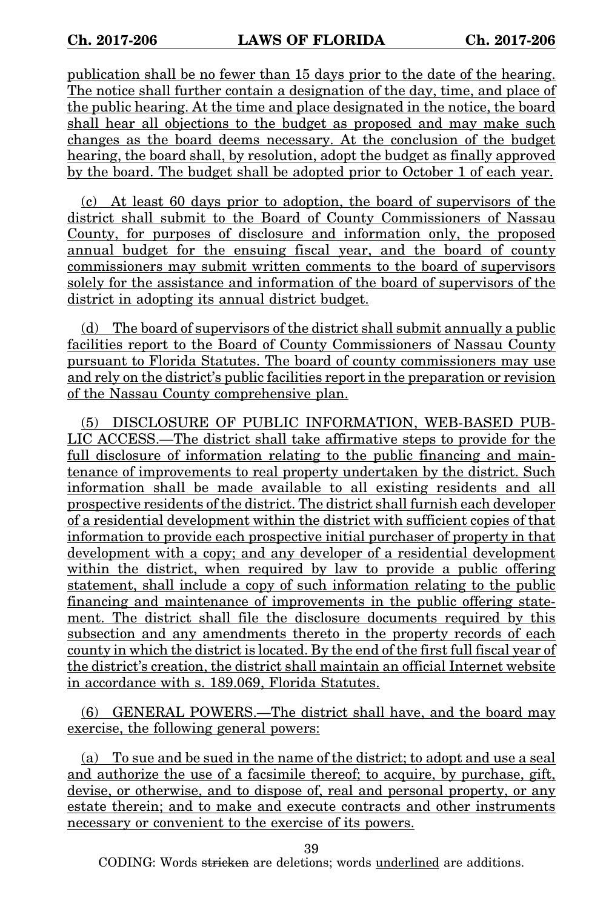publication shall be no fewer than 15 days prior to the date of the hearing. The notice shall further contain a designation of the day, time, and place of the public hearing. At the time and place designated in the notice, the board shall hear all objections to the budget as proposed and may make such changes as the board deems necessary. At the conclusion of the budget hearing, the board shall, by resolution, adopt the budget as finally approved by the board. The budget shall be adopted prior to October 1 of each year.

(c) At least 60 days prior to adoption, the board of supervisors of the district shall submit to the Board of County Commissioners of Nassau County, for purposes of disclosure and information only, the proposed annual budget for the ensuing fiscal year, and the board of county commissioners may submit written comments to the board of supervisors solely for the assistance and information of the board of supervisors of the district in adopting its annual district budget.

(d) The board of supervisors of the district shall submit annually a public facilities report to the Board of County Commissioners of Nassau County pursuant to Florida Statutes. The board of county commissioners may use and rely on the district's public facilities report in the preparation or revision of the Nassau County comprehensive plan.

(5) DISCLOSURE OF PUBLIC INFORMATION, WEB-BASED PUBLIC ACCESS.—The district shall take affirmative steps to provide for the full disclosure of information relating to the public financing and maintenance of improvements to real property undertaken by the district. Such information shall be made available to all existing residents and all prospective residents of the district. The district shall furnish each developer of a residential development within the district with sufficient copies of that information to provide each prospective initial purchaser of property in that development with a copy; and any developer of a residential development within the district, when required by law to provide a public offering statement, shall include a copy of such information relating to the public financing and maintenance of improvements in the public offering statement. The district shall file the disclosure documents required by this subsection and any amendments thereto in the property records of each county in which the district is located. By the end of the first full fiscal year of the district's creation, the district shall maintain an official Internet website in accordance with s. 189.069, Florida Statutes.

(6) GENERAL POWERS.—The district shall have, and the board may exercise, the following general powers:

(a) To sue and be sued in the name of the district; to adopt and use a seal and authorize the use of a facsimile thereof; to acquire, by purchase, gift, devise, or otherwise, and to dispose of, real and personal property, or any estate therein; and to make and execute contracts and other instruments necessary or convenient to the exercise of its powers.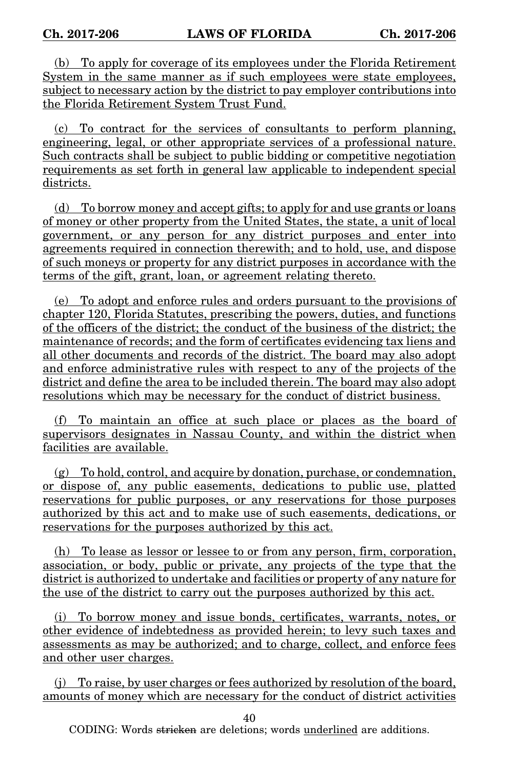(b) To apply for coverage of its employees under the Florida Retirement System in the same manner as if such employees were state employees, subject to necessary action by the district to pay employer contributions into the Florida Retirement System Trust Fund.

(c) To contract for the services of consultants to perform planning, engineering, legal, or other appropriate services of a professional nature. Such contracts shall be subject to public bidding or competitive negotiation requirements as set forth in general law applicable to independent special districts.

(d) To borrow money and accept gifts; to apply for and use grants or loans of money or other property from the United States, the state, a unit of local government, or any person for any district purposes and enter into agreements required in connection therewith; and to hold, use, and dispose of such moneys or property for any district purposes in accordance with the terms of the gift, grant, loan, or agreement relating thereto.

(e) To adopt and enforce rules and orders pursuant to the provisions of chapter 120, Florida Statutes, prescribing the powers, duties, and functions of the officers of the district; the conduct of the business of the district; the maintenance of records; and the form of certificates evidencing tax liens and all other documents and records of the district. The board may also adopt and enforce administrative rules with respect to any of the projects of the district and define the area to be included therein. The board may also adopt resolutions which may be necessary for the conduct of district business.

(f) To maintain an office at such place or places as the board of supervisors designates in Nassau County, and within the district when facilities are available.

(g) To hold, control, and acquire by donation, purchase, or condemnation, or dispose of, any public easements, dedications to public use, platted reservations for public purposes, or any reservations for those purposes authorized by this act and to make use of such easements, dedications, or reservations for the purposes authorized by this act.

(h) To lease as lessor or lessee to or from any person, firm, corporation, association, or body, public or private, any projects of the type that the district is authorized to undertake and facilities or property of any nature for the use of the district to carry out the purposes authorized by this act.

(i) To borrow money and issue bonds, certificates, warrants, notes, or other evidence of indebtedness as provided herein; to levy such taxes and assessments as may be authorized; and to charge, collect, and enforce fees and other user charges.

(j) To raise, by user charges or fees authorized by resolution of the board, amounts of money which are necessary for the conduct of district activities

CODING: Words stricken are deletions; words underlined are additions.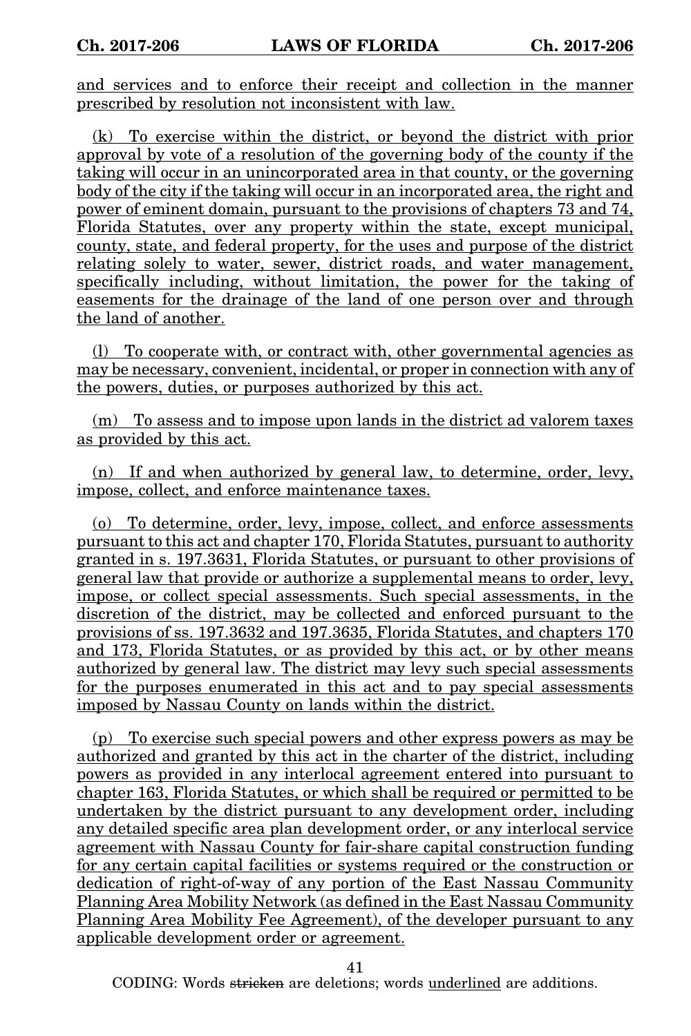and services and to enforce their receipt and collection in the manner prescribed by resolution not inconsistent with law.

(k) To exercise within the district, or beyond the district with prior approval by vote of a resolution of the governing body of the county if the taking will occur in an unincorporated area in that county, or the governing body of the city if the taking will occur in an incorporated area, the right and power of eminent domain, pursuant to the provisions of chapters 73 and 74, Florida Statutes, over any property within the state, except municipal, county, state, and federal property, for the uses and purpose of the district relating solely to water, sewer, district roads, and water management, specifically including, without limitation, the power for the taking of easements for the drainage of the land of one person over and through the land of another.

(l) To cooperate with, or contract with, other governmental agencies as may be necessary, convenient, incidental, or proper in connection with any of the powers, duties, or purposes authorized by this act.

(m) To assess and to impose upon lands in the district ad valorem taxes as provided by this act.

(n) If and when authorized by general law, to determine, order, levy, impose, collect, and enforce maintenance taxes.

(o) To determine, order, levy, impose, collect, and enforce assessments pursuant to this act and chapter 170, Florida Statutes, pursuant to authority granted in s. 197.3631, Florida Statutes, or pursuant to other provisions of general law that provide or authorize a supplemental means to order, levy, impose, or collect special assessments. Such special assessments, in the discretion of the district, may be collected and enforced pursuant to the provisions of ss. 197.3632 and 197.3635, Florida Statutes, and chapters 170 and 173, Florida Statutes, or as provided by this act, or by other means authorized by general law. The district may levy such special assessments for the purposes enumerated in this act and to pay special assessments imposed by Nassau County on lands within the district.

(p) To exercise such special powers and other express powers as may be authorized and granted by this act in the charter of the district, including powers as provided in any interlocal agreement entered into pursuant to chapter 163, Florida Statutes, or which shall be required or permitted to be undertaken by the district pursuant to any development order, including any detailed specific area plan development order, or any interlocal service agreement with Nassau County for fair-share capital construction funding for any certain capital facilities or systems required or the construction or dedication of right-of-way of any portion of the East Nassau Community Planning Area Mobility Network (as defined in the East Nassau Community Planning Area Mobility Fee Agreement), of the developer pursuant to any applicable development order or agreement.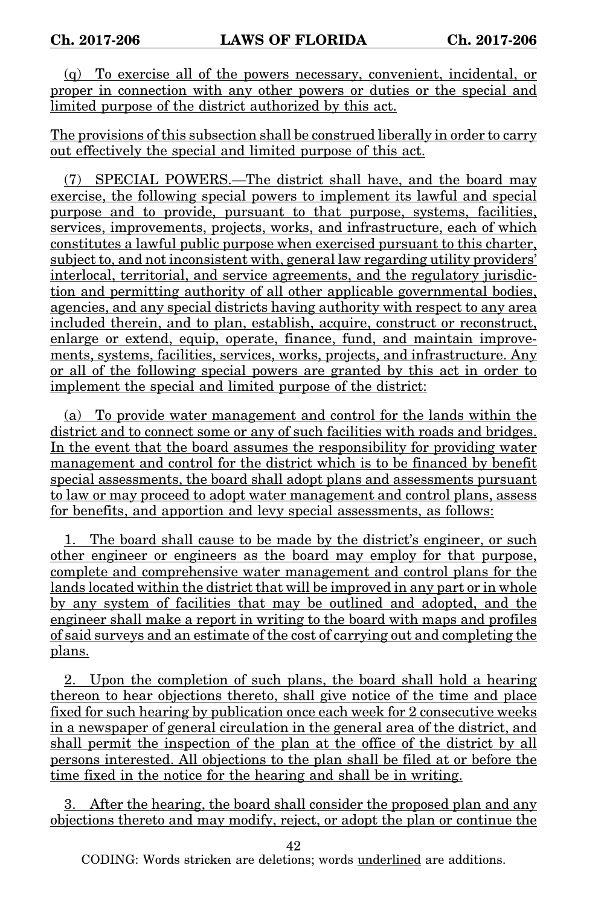(q) To exercise all of the powers necessary, convenient, incidental, or proper in connection with any other powers or duties or the special and limited purpose of the district authorized by this act.

The provisions of this subsection shall be construed liberally in order to carry out effectively the special and limited purpose of this act.

(7) SPECIAL POWERS.—The district shall have, and the board may exercise, the following special powers to implement its lawful and special purpose and to provide, pursuant to that purpose, systems, facilities, services, improvements, projects, works, and infrastructure, each of which constitutes a lawful public purpose when exercised pursuant to this charter, subject to, and not inconsistent with, general law regarding utility providers' interlocal, territorial, and service agreements, and the regulatory jurisdiction and permitting authority of all other applicable governmental bodies, agencies, and any special districts having authority with respect to any area included therein, and to plan, establish, acquire, construct or reconstruct, enlarge or extend, equip, operate, finance, fund, and maintain improvements, systems, facilities, services, works, projects, and infrastructure. Any or all of the following special powers are granted by this act in order to implement the special and limited purpose of the district:

(a) To provide water management and control for the lands within the district and to connect some or any of such facilities with roads and bridges. In the event that the board assumes the responsibility for providing water management and control for the district which is to be financed by benefit special assessments, the board shall adopt plans and assessments pursuant to law or may proceed to adopt water management and control plans, assess for benefits, and apportion and levy special assessments, as follows:

1. The board shall cause to be made by the district's engineer, or such other engineer or engineers as the board may employ for that purpose, complete and comprehensive water management and control plans for the lands located within the district that will be improved in any part or in whole by any system of facilities that may be outlined and adopted, and the engineer shall make a report in writing to the board with maps and profiles of said surveys and an estimate of the cost of carrying out and completing the plans.

2. Upon the completion of such plans, the board shall hold a hearing thereon to hear objections thereto, shall give notice of the time and place fixed for such hearing by publication once each week for 2 consecutive weeks in a newspaper of general circulation in the general area of the district, and shall permit the inspection of the plan at the office of the district by all persons interested. All objections to the plan shall be filed at or before the time fixed in the notice for the hearing and shall be in writing.

3. After the hearing, the board shall consider the proposed plan and any objections thereto and may modify, reject, or adopt the plan or continue the

CODING: Words stricken are deletions; words underlined are additions.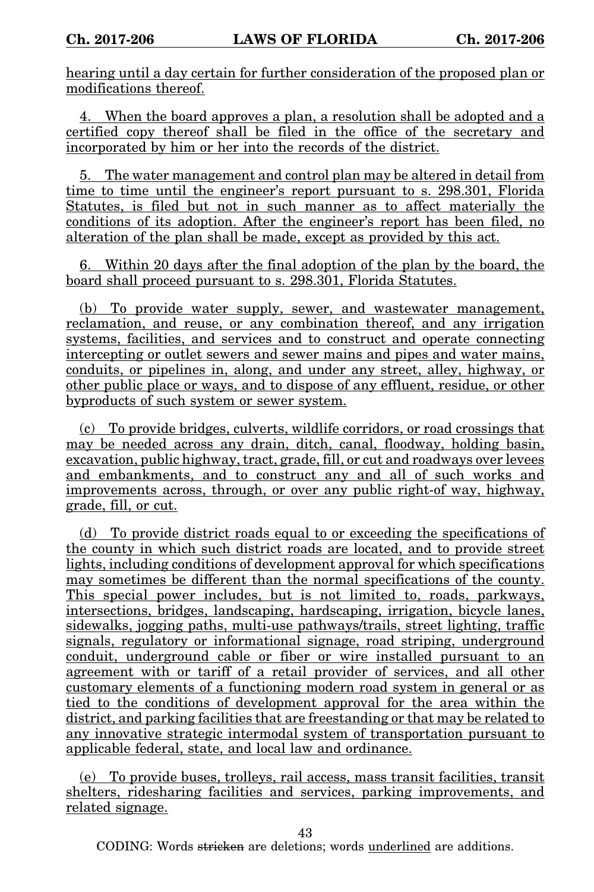hearing until a day certain for further consideration of the proposed plan or modifications thereof.

4. When the board approves a plan, a resolution shall be adopted and a certified copy thereof shall be filed in the office of the secretary and incorporated by him or her into the records of the district.

5. The water management and control plan may be altered in detail from time to time until the engineer's report pursuant to s. 298.301, Florida Statutes, is filed but not in such manner as to affect materially the conditions of its adoption. After the engineer's report has been filed, no alteration of the plan shall be made, except as provided by this act.

6. Within 20 days after the final adoption of the plan by the board, the board shall proceed pursuant to s. 298.301, Florida Statutes.

(b) To provide water supply, sewer, and wastewater management, reclamation, and reuse, or any combination thereof, and any irrigation systems, facilities, and services and to construct and operate connecting intercepting or outlet sewers and sewer mains and pipes and water mains, conduits, or pipelines in, along, and under any street, alley, highway, or other public place or ways, and to dispose of any effluent, residue, or other byproducts of such system or sewer system.

(c) To provide bridges, culverts, wildlife corridors, or road crossings that may be needed across any drain, ditch, canal, floodway, holding basin, excavation, public highway, tract, grade, fill, or cut and roadways over levees and embankments, and to construct any and all of such works and improvements across, through, or over any public right-of way, highway, grade, fill, or cut.

(d) To provide district roads equal to or exceeding the specifications of the county in which such district roads are located, and to provide street lights, including conditions of development approval for which specifications may sometimes be different than the normal specifications of the county. This special power includes, but is not limited to, roads, parkways, intersections, bridges, landscaping, hardscaping, irrigation, bicycle lanes, sidewalks, jogging paths, multi-use pathways/trails, street lighting, traffic signals, regulatory or informational signage, road striping, underground conduit, underground cable or fiber or wire installed pursuant to an agreement with or tariff of a retail provider of services, and all other customary elements of a functioning modern road system in general or as tied to the conditions of development approval for the area within the district, and parking facilities that are freestanding or that may be related to any innovative strategic intermodal system of transportation pursuant to applicable federal, state, and local law and ordinance.

(e) To provide buses, trolleys, rail access, mass transit facilities, transit shelters, ridesharing facilities and services, parking improvements, and related signage.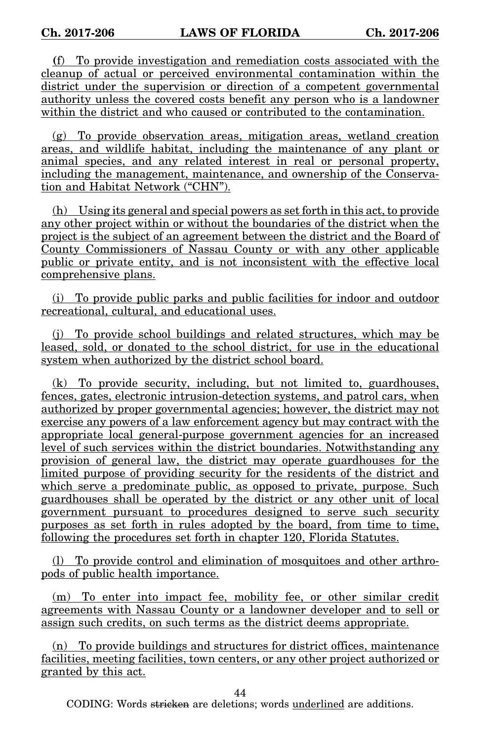(f) To provide investigation and remediation costs associated with the cleanup of actual or perceived environmental contamination within the district under the supervision or direction of a competent governmental authority unless the covered costs benefit any person who is a landowner within the district and who caused or contributed to the contamination.

(g) To provide observation areas, mitigation areas, wetland creation areas, and wildlife habitat, including the maintenance of any plant or animal species, and any related interest in real or personal property, including the management, maintenance, and ownership of the Conservation and Habitat Network ("CHN").

(h) Using its general and special powers as set forth in this act, to provide any other project within or without the boundaries of the district when the project is the subject of an agreement between the district and the Board of County Commissioners of Nassau County or with any other applicable public or private entity, and is not inconsistent with the effective local comprehensive plans.

(i) To provide public parks and public facilities for indoor and outdoor recreational, cultural, and educational uses.

(j) To provide school buildings and related structures, which may be leased, sold, or donated to the school district, for use in the educational system when authorized by the district school board.

(k) To provide security, including, but not limited to, guardhouses, fences, gates, electronic intrusion-detection systems, and patrol cars, when authorized by proper governmental agencies; however, the district may not exercise any powers of a law enforcement agency but may contract with the appropriate local general-purpose government agencies for an increased level of such services within the district boundaries. Notwithstanding any provision of general law, the district may operate guardhouses for the limited purpose of providing security for the residents of the district and which serve a predominate public, as opposed to private, purpose. Such guardhouses shall be operated by the district or any other unit of local government pursuant to procedures designed to serve such security purposes as set forth in rules adopted by the board, from time to time, following the procedures set forth in chapter 120, Florida Statutes.

(l) To provide control and elimination of mosquitoes and other arthropods of public health importance.

(m) To enter into impact fee, mobility fee, or other similar credit agreements with Nassau County or a landowner developer and to sell or assign such credits, on such terms as the district deems appropriate.

(n) To provide buildings and structures for district offices, maintenance facilities, meeting facilities, town centers, or any other project authorized or granted by this act.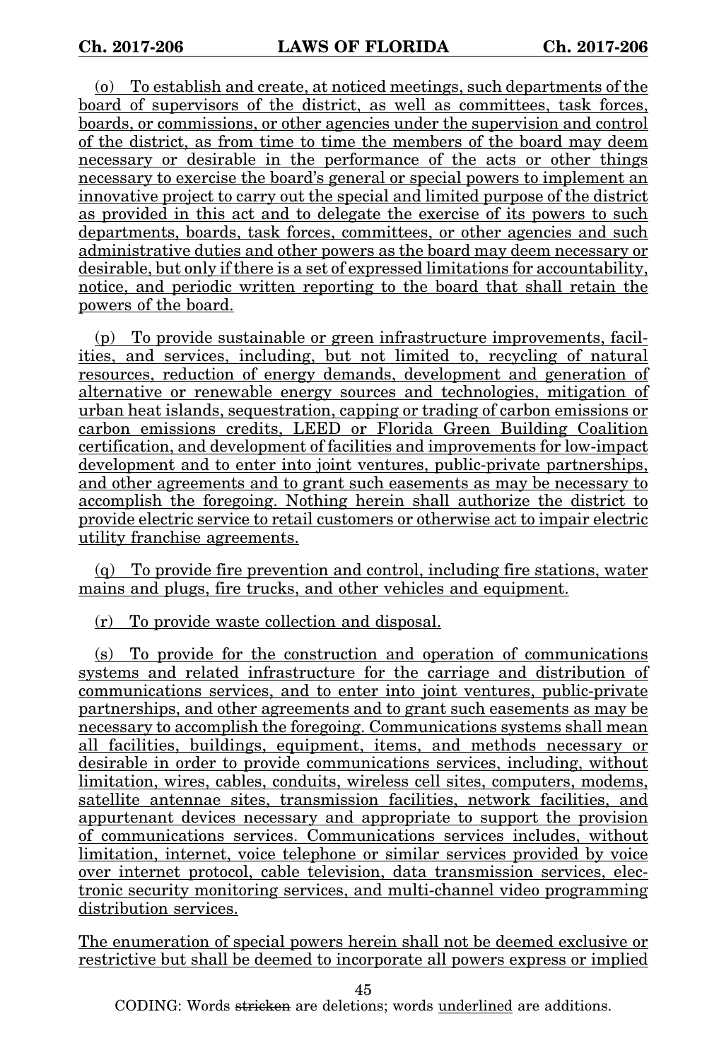(o) To establish and create, at noticed meetings, such departments of the board of supervisors of the district, as well as committees, task forces, boards, or commissions, or other agencies under the supervision and control of the district, as from time to time the members of the board may deem necessary or desirable in the performance of the acts or other things necessary to exercise the board's general or special powers to implement an innovative project to carry out the special and limited purpose of the district as provided in this act and to delegate the exercise of its powers to such departments, boards, task forces, committees, or other agencies and such administrative duties and other powers as the board may deem necessary or desirable, but only if there is a set of expressed limitations for accountability, notice, and periodic written reporting to the board that shall retain the powers of the board.

(p) To provide sustainable or green infrastructure improvements, facilities, and services, including, but not limited to, recycling of natural resources, reduction of energy demands, development and generation of alternative or renewable energy sources and technologies, mitigation of urban heat islands, sequestration, capping or trading of carbon emissions or carbon emissions credits, LEED or Florida Green Building Coalition certification, and development of facilities and improvements for low-impact development and to enter into joint ventures, public-private partnerships, and other agreements and to grant such easements as may be necessary to accomplish the foregoing. Nothing herein shall authorize the district to provide electric service to retail customers or otherwise act to impair electric utility franchise agreements.

(q) To provide fire prevention and control, including fire stations, water mains and plugs, fire trucks, and other vehicles and equipment.

(r) To provide waste collection and disposal.

(s) To provide for the construction and operation of communications systems and related infrastructure for the carriage and distribution of communications services, and to enter into joint ventures, public-private partnerships, and other agreements and to grant such easements as may be necessary to accomplish the foregoing. Communications systems shall mean all facilities, buildings, equipment, items, and methods necessary or desirable in order to provide communications services, including, without limitation, wires, cables, conduits, wireless cell sites, computers, modems, satellite antennae sites, transmission facilities, network facilities, and appurtenant devices necessary and appropriate to support the provision of communications services. Communications services includes, without limitation, internet, voice telephone or similar services provided by voice over internet protocol, cable television, data transmission services, electronic security monitoring services, and multi-channel video programming distribution services.

The enumeration of special powers herein shall not be deemed exclusive or restrictive but shall be deemed to incorporate all powers express or implied

CODING: Words stricken are deletions; words underlined are additions.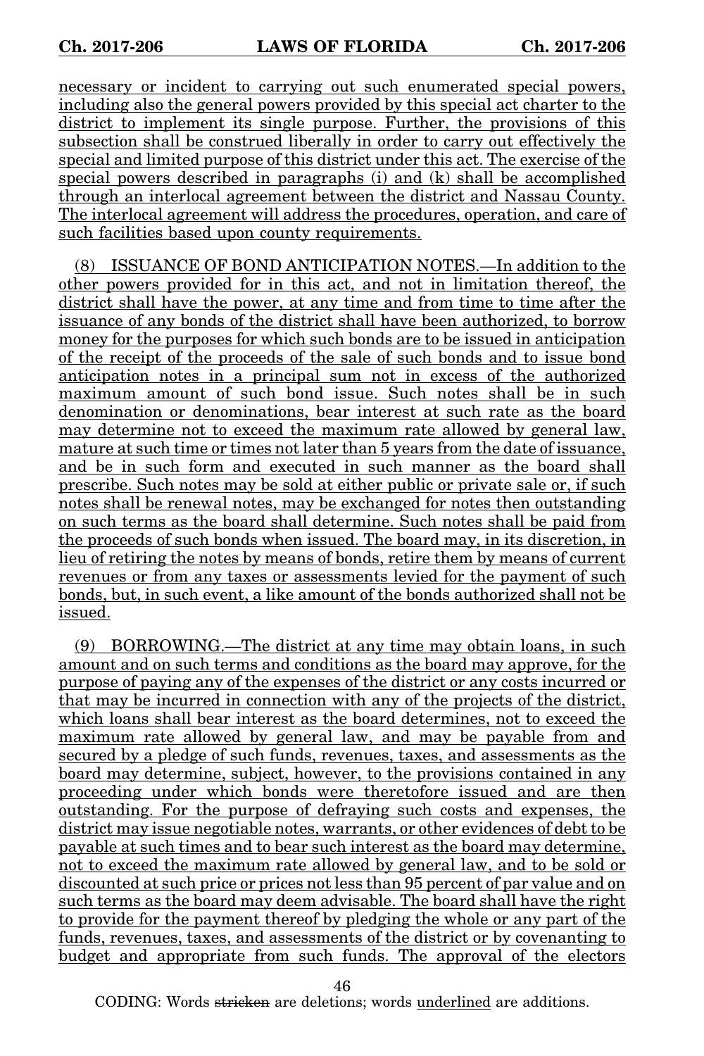necessary or incident to carrying out such enumerated special powers, including also the general powers provided by this special act charter to the district to implement its single purpose. Further, the provisions of this subsection shall be construed liberally in order to carry out effectively the special and limited purpose of this district under this act. The exercise of the special powers described in paragraphs (i) and (k) shall be accomplished through an interlocal agreement between the district and Nassau County. The interlocal agreement will address the procedures, operation, and care of such facilities based upon county requirements.

(8) ISSUANCE OF BOND ANTICIPATION NOTES.—In addition to the other powers provided for in this act, and not in limitation thereof, the district shall have the power, at any time and from time to time after the issuance of any bonds of the district shall have been authorized, to borrow money for the purposes for which such bonds are to be issued in anticipation of the receipt of the proceeds of the sale of such bonds and to issue bond anticipation notes in a principal sum not in excess of the authorized maximum amount of such bond issue. Such notes shall be in such denomination or denominations, bear interest at such rate as the board may determine not to exceed the maximum rate allowed by general law, mature at such time or times not later than 5 years from the date of issuance, and be in such form and executed in such manner as the board shall prescribe. Such notes may be sold at either public or private sale or, if such notes shall be renewal notes, may be exchanged for notes then outstanding on such terms as the board shall determine. Such notes shall be paid from the proceeds of such bonds when issued. The board may, in its discretion, in lieu of retiring the notes by means of bonds, retire them by means of current revenues or from any taxes or assessments levied for the payment of such bonds, but, in such event, a like amount of the bonds authorized shall not be issued.

(9) BORROWING.—The district at any time may obtain loans, in such amount and on such terms and conditions as the board may approve, for the purpose of paying any of the expenses of the district or any costs incurred or that may be incurred in connection with any of the projects of the district, which loans shall bear interest as the board determines, not to exceed the maximum rate allowed by general law, and may be payable from and secured by a pledge of such funds, revenues, taxes, and assessments as the board may determine, subject, however, to the provisions contained in any proceeding under which bonds were theretofore issued and are then outstanding. For the purpose of defraying such costs and expenses, the district may issue negotiable notes, warrants, or other evidences of debt to be payable at such times and to bear such interest as the board may determine, not to exceed the maximum rate allowed by general law, and to be sold or discounted at such price or prices not less than 95 percent of par value and on such terms as the board may deem advisable. The board shall have the right to provide for the payment thereof by pledging the whole or any part of the funds, revenues, taxes, and assessments of the district or by covenanting to budget and appropriate from such funds. The approval of the electors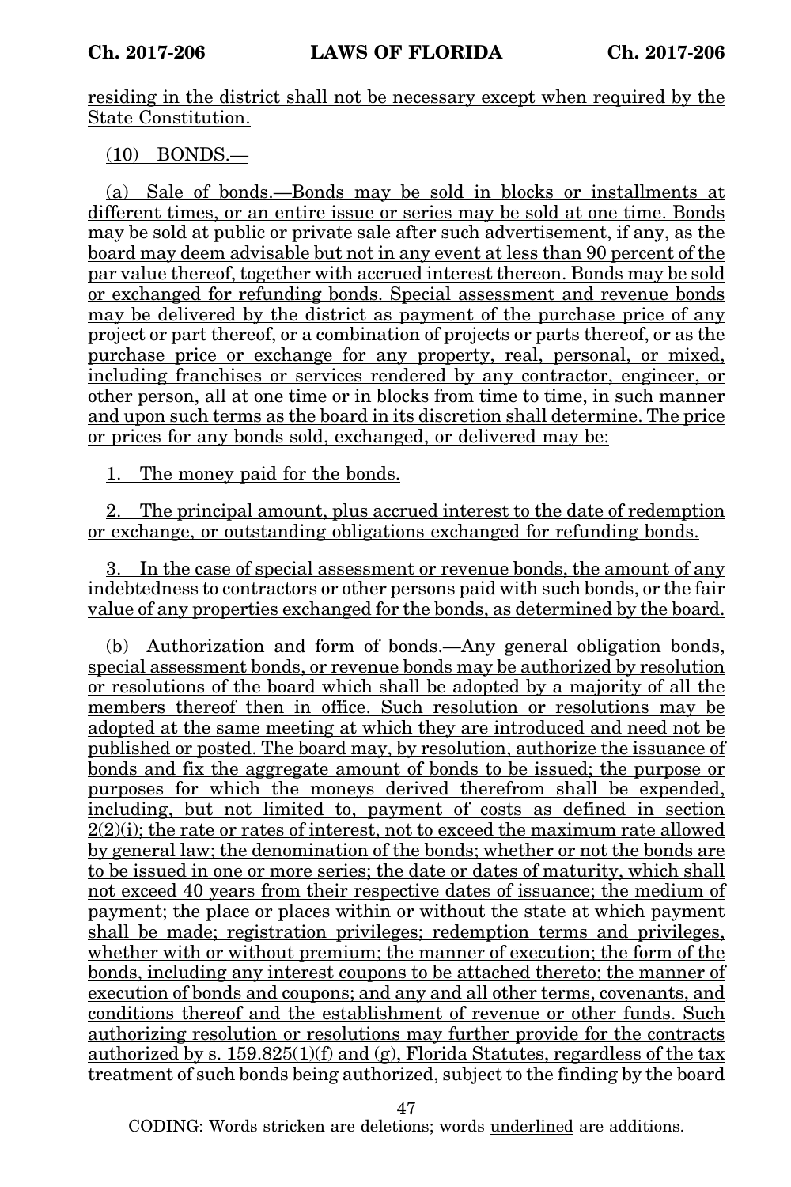residing in the district shall not be necessary except when required by the State Constitution.

(10) BONDS.—

(a) Sale of bonds.—Bonds may be sold in blocks or installments at different times, or an entire issue or series may be sold at one time. Bonds may be sold at public or private sale after such advertisement, if any, as the board may deem advisable but not in any event at less than 90 percent of the par value thereof, together with accrued interest thereon. Bonds may be sold or exchanged for refunding bonds. Special assessment and revenue bonds may be delivered by the district as payment of the purchase price of any project or part thereof, or a combination of projects or parts thereof, or as the purchase price or exchange for any property, real, personal, or mixed, including franchises or services rendered by any contractor, engineer, or other person, all at one time or in blocks from time to time, in such manner and upon such terms as the board in its discretion shall determine. The price or prices for any bonds sold, exchanged, or delivered may be:

1. The money paid for the bonds.

2. The principal amount, plus accrued interest to the date of redemption or exchange, or outstanding obligations exchanged for refunding bonds.

3. In the case of special assessment or revenue bonds, the amount of any indebtedness to contractors or other persons paid with such bonds, or the fair value of any properties exchanged for the bonds, as determined by the board.

(b) Authorization and form of bonds.—Any general obligation bonds, special assessment bonds, or revenue bonds may be authorized by resolution or resolutions of the board which shall be adopted by a majority of all the members thereof then in office. Such resolution or resolutions may be adopted at the same meeting at which they are introduced and need not be published or posted. The board may, by resolution, authorize the issuance of bonds and fix the aggregate amount of bonds to be issued; the purpose or purposes for which the moneys derived therefrom shall be expended, including, but not limited to, payment of costs as defined in section 2(2)(i); the rate or rates of interest, not to exceed the maximum rate allowed by general law; the denomination of the bonds; whether or not the bonds are to be issued in one or more series; the date or dates of maturity, which shall not exceed 40 years from their respective dates of issuance; the medium of payment; the place or places within or without the state at which payment shall be made; registration privileges; redemption terms and privileges, whether with or without premium; the manner of execution; the form of the bonds, including any interest coupons to be attached thereto; the manner of execution of bonds and coupons; and any and all other terms, covenants, and conditions thereof and the establishment of revenue or other funds. Such authorizing resolution or resolutions may further provide for the contracts authorized by s. 159.825(1)(f) and (g), Florida Statutes, regardless of the tax treatment of such bonds being authorized, subject to the finding by the board

CODING: Words stricken are deletions; words underlined are additions.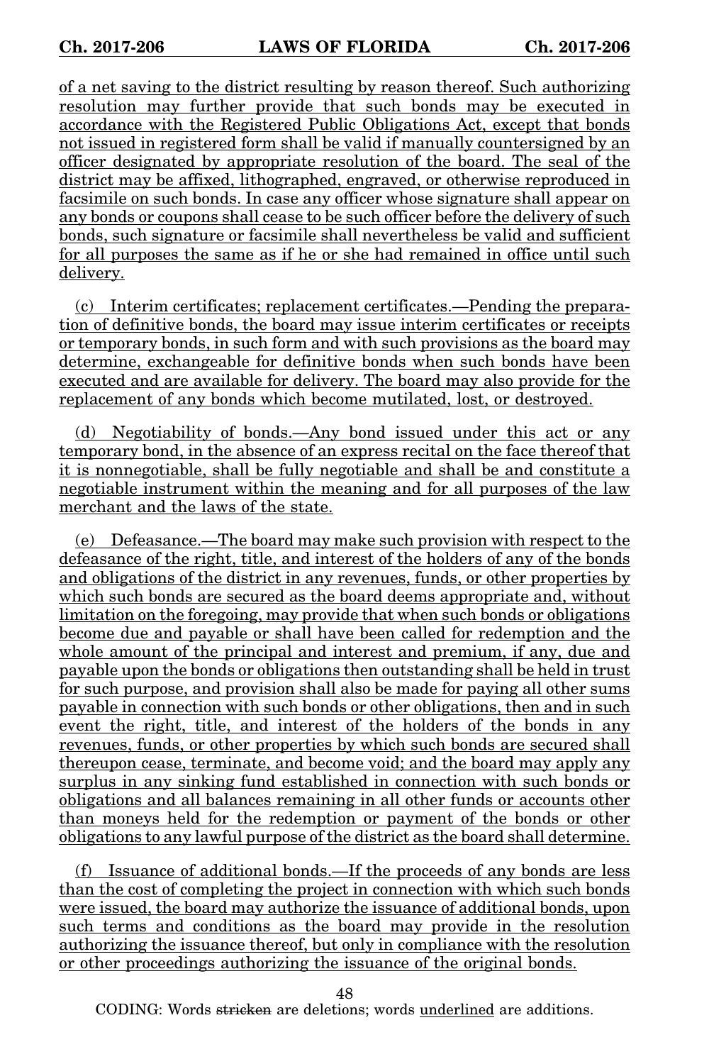of a net saving to the district resulting by reason thereof. Such authorizing resolution may further provide that such bonds may be executed in accordance with the Registered Public Obligations Act, except that bonds not issued in registered form shall be valid if manually countersigned by an officer designated by appropriate resolution of the board. The seal of the district may be affixed, lithographed, engraved, or otherwise reproduced in facsimile on such bonds. In case any officer whose signature shall appear on any bonds or coupons shall cease to be such officer before the delivery of such bonds, such signature or facsimile shall nevertheless be valid and sufficient for all purposes the same as if he or she had remained in office until such delivery.

(c) Interim certificates; replacement certificates.—Pending the preparation of definitive bonds, the board may issue interim certificates or receipts or temporary bonds, in such form and with such provisions as the board may determine, exchangeable for definitive bonds when such bonds have been executed and are available for delivery. The board may also provide for the replacement of any bonds which become mutilated, lost, or destroyed.

(d) Negotiability of bonds.—Any bond issued under this act or any temporary bond, in the absence of an express recital on the face thereof that it is nonnegotiable, shall be fully negotiable and shall be and constitute a negotiable instrument within the meaning and for all purposes of the law merchant and the laws of the state.

(e) Defeasance.—The board may make such provision with respect to the defeasance of the right, title, and interest of the holders of any of the bonds and obligations of the district in any revenues, funds, or other properties by which such bonds are secured as the board deems appropriate and, without limitation on the foregoing, may provide that when such bonds or obligations become due and payable or shall have been called for redemption and the whole amount of the principal and interest and premium, if any, due and payable upon the bonds or obligations then outstanding shall be held in trust for such purpose, and provision shall also be made for paying all other sums payable in connection with such bonds or other obligations, then and in such event the right, title, and interest of the holders of the bonds in any revenues, funds, or other properties by which such bonds are secured shall thereupon cease, terminate, and become void; and the board may apply any surplus in any sinking fund established in connection with such bonds or obligations and all balances remaining in all other funds or accounts other than moneys held for the redemption or payment of the bonds or other obligations to any lawful purpose of the district as the board shall determine.

(f) Issuance of additional bonds.—If the proceeds of any bonds are less than the cost of completing the project in connection with which such bonds were issued, the board may authorize the issuance of additional bonds, upon such terms and conditions as the board may provide in the resolution authorizing the issuance thereof, but only in compliance with the resolution or other proceedings authorizing the issuance of the original bonds.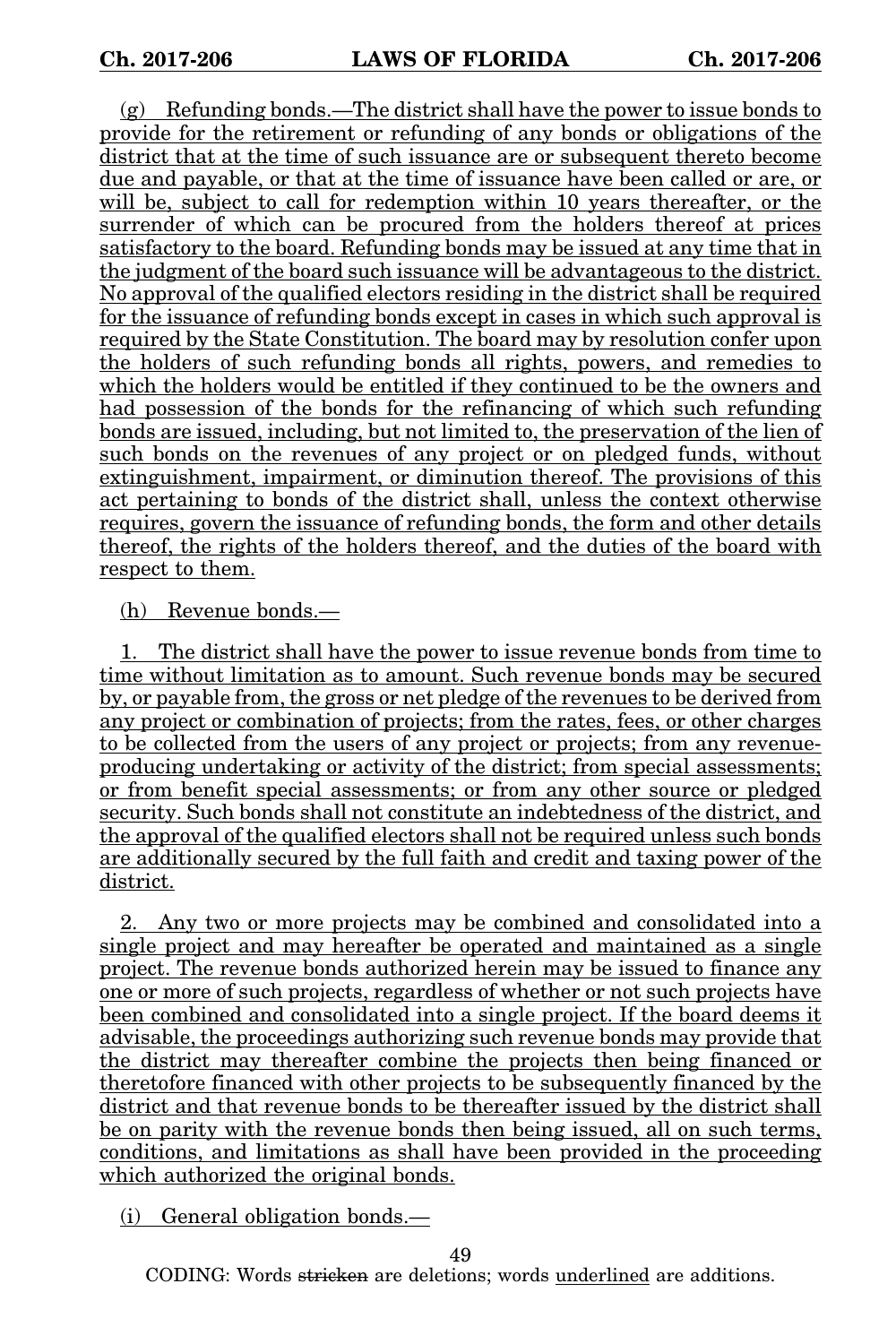(g) Refunding bonds.—The district shall have the power to issue bonds to provide for the retirement or refunding of any bonds or obligations of the district that at the time of such issuance are or subsequent thereto become due and payable, or that at the time of issuance have been called or are, or will be, subject to call for redemption within 10 years thereafter, or the surrender of which can be procured from the holders thereof at prices satisfactory to the board. Refunding bonds may be issued at any time that in the judgment of the board such issuance will be advantageous to the district. No approval of the qualified electors residing in the district shall be required for the issuance of refunding bonds except in cases in which such approval is required by the State Constitution. The board may by resolution confer upon the holders of such refunding bonds all rights, powers, and remedies to which the holders would be entitled if they continued to be the owners and had possession of the bonds for the refinancing of which such refunding bonds are issued, including, but not limited to, the preservation of the lien of such bonds on the revenues of any project or on pledged funds, without extinguishment, impairment, or diminution thereof. The provisions of this act pertaining to bonds of the district shall, unless the context otherwise requires, govern the issuance of refunding bonds, the form and other details thereof, the rights of the holders thereof, and the duties of the board with respect to them.

(h) Revenue bonds.—

1. The district shall have the power to issue revenue bonds from time to time without limitation as to amount. Such revenue bonds may be secured by, or payable from, the gross or net pledge of the revenues to be derived from any project or combination of projects; from the rates, fees, or other charges to be collected from the users of any project or projects; from any revenue-producing undertaking or activity of the district; from special assessments; or from benefit special assessments; or from any other source or pledged security. Such bonds shall not constitute an indebtedness of the district, and the approval of the qualified electors shall not be required unless such bonds are additionally secured by the full faith and credit and taxing power of the district.

2. Any two or more projects may be combined and consolidated into a single project and may hereafter be operated and maintained as a single project. The revenue bonds authorized herein may be issued to finance any one or more of such projects, regardless of whether or not such projects have been combined and consolidated into a single project. If the board deems it advisable, the proceedings authorizing such revenue bonds may provide that the district may thereafter combine the projects then being financed or theretofore financed with other projects to be subsequently financed by the district and that revenue bonds to be thereafter issued by the district shall be on parity with the revenue bonds then being issued, all on such terms, conditions, and limitations as shall have been provided in the proceeding which authorized the original bonds.

(i) General obligation bonds.—

CODING: Words stricken are deletions; words underlined are additions.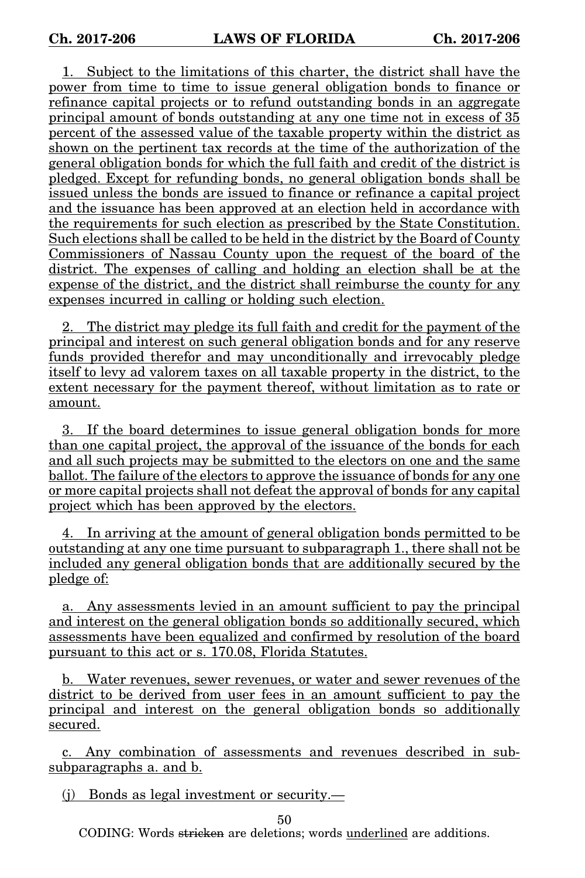1. Subject to the limitations of this charter, the district shall have the power from time to time to issue general obligation bonds to finance or refinance capital projects or to refund outstanding bonds in an aggregate principal amount of bonds outstanding at any one time not in excess of 35 percent of the assessed value of the taxable property within the district as shown on the pertinent tax records at the time of the authorization of the general obligation bonds for which the full faith and credit of the district is pledged. Except for refunding bonds, no general obligation bonds shall be issued unless the bonds are issued to finance or refinance a capital project and the issuance has been approved at an election held in accordance with the requirements for such election as prescribed by the State Constitution. Such elections shall be called to be held in the district by the Board of County Commissioners of Nassau County upon the request of the board of the district. The expenses of calling and holding an election shall be at the expense of the district, and the district shall reimburse the county for any expenses incurred in calling or holding such election.

2. The district may pledge its full faith and credit for the payment of the principal and interest on such general obligation bonds and for any reserve funds provided therefor and may unconditionally and irrevocably pledge itself to levy ad valorem taxes on all taxable property in the district, to the extent necessary for the payment thereof, without limitation as to rate or amount.

3. If the board determines to issue general obligation bonds for more than one capital project, the approval of the issuance of the bonds for each and all such projects may be submitted to the electors on one and the same ballot. The failure of the electors to approve the issuance of bonds for any one or more capital projects shall not defeat the approval of bonds for any capital project which has been approved by the electors.

4. In arriving at the amount of general obligation bonds permitted to be outstanding at any one time pursuant to subparagraph 1., there shall not be included any general obligation bonds that are additionally secured by the pledge of:

a. Any assessments levied in an amount sufficient to pay the principal and interest on the general obligation bonds so additionally secured, which assessments have been equalized and confirmed by resolution of the board pursuant to this act or s. 170.08, Florida Statutes.

b. Water revenues, sewer revenues, or water and sewer revenues of the district to be derived from user fees in an amount sufficient to pay the principal and interest on the general obligation bonds so additionally secured.

c. Any combination of assessments and revenues described in sub-subparagraphs a. and b.

(j) Bonds as legal investment or security.—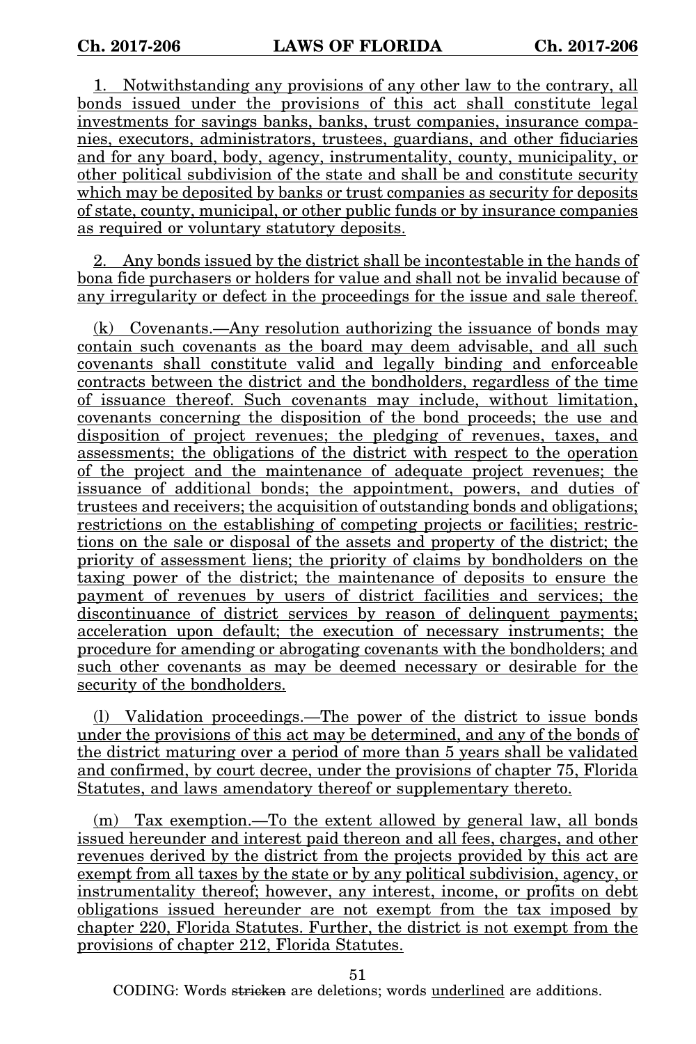1. Notwithstanding any provisions of any other law to the contrary, all bonds issued under the provisions of this act shall constitute legal investments for savings banks, banks, trust companies, insurance companies, executors, administrators, trustees, guardians, and other fiduciaries and for any board, body, agency, instrumentality, county, municipality, or other political subdivision of the state and shall be and constitute security which may be deposited by banks or trust companies as security for deposits of state, county, municipal, or other public funds or by insurance companies as required or voluntary statutory deposits.

2. Any bonds issued by the district shall be incontestable in the hands of bona fide purchasers or holders for value and shall not be invalid because of any irregularity or defect in the proceedings for the issue and sale thereof.

(k) Covenants.—Any resolution authorizing the issuance of bonds may contain such covenants as the board may deem advisable, and all such covenants shall constitute valid and legally binding and enforceable contracts between the district and the bondholders, regardless of the time of issuance thereof. Such covenants may include, without limitation, covenants concerning the disposition of the bond proceeds; the use and disposition of project revenues; the pledging of revenues, taxes, and assessments; the obligations of the district with respect to the operation of the project and the maintenance of adequate project revenues; the issuance of additional bonds; the appointment, powers, and duties of trustees and receivers; the acquisition of outstanding bonds and obligations; restrictions on the establishing of competing projects or facilities; restrictions on the sale or disposal of the assets and property of the district; the priority of assessment liens; the priority of claims by bondholders on the taxing power of the district; the maintenance of deposits to ensure the payment of revenues by users of district facilities and services; the discontinuance of district services by reason of delinquent payments; acceleration upon default; the execution of necessary instruments; the procedure for amending or abrogating covenants with the bondholders; and such other covenants as may be deemed necessary or desirable for the security of the bondholders.

(l) Validation proceedings.—The power of the district to issue bonds under the provisions of this act may be determined, and any of the bonds of the district maturing over a period of more than 5 years shall be validated and confirmed, by court decree, under the provisions of chapter 75, Florida Statutes, and laws amendatory thereof or supplementary thereto.

(m) Tax exemption.—To the extent allowed by general law, all bonds issued hereunder and interest paid thereon and all fees, charges, and other revenues derived by the district from the projects provided by this act are exempt from all taxes by the state or by any political subdivision, agency, or instrumentality thereof; however, any interest, income, or profits on debt obligations issued hereunder are not exempt from the tax imposed by chapter 220, Florida Statutes. Further, the district is not exempt from the provisions of chapter 212, Florida Statutes.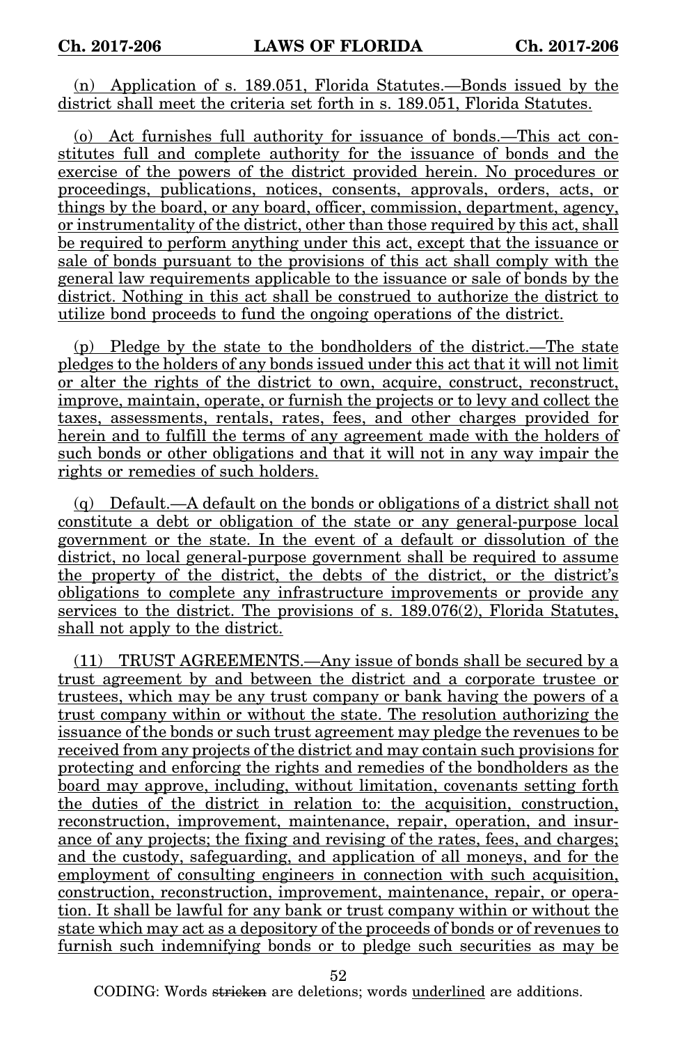(n) Application of s. 189.051, Florida Statutes.—Bonds issued by the district shall meet the criteria set forth in s. 189.051, Florida Statutes.

(o) Act furnishes full authority for issuance of bonds.—This act constitutes full and complete authority for the issuance of bonds and the exercise of the powers of the district provided herein. No procedures or proceedings, publications, notices, consents, approvals, orders, acts, or things by the board, or any board, officer, commission, department, agency, or instrumentality of the district, other than those required by this act, shall be required to perform anything under this act, except that the issuance or sale of bonds pursuant to the provisions of this act shall comply with the general law requirements applicable to the issuance or sale of bonds by the district. Nothing in this act shall be construed to authorize the district to utilize bond proceeds to fund the ongoing operations of the district.

(p) Pledge by the state to the bondholders of the district.—The state pledges to the holders of any bonds issued under this act that it will not limit or alter the rights of the district to own, acquire, construct, reconstruct, improve, maintain, operate, or furnish the projects or to levy and collect the taxes, assessments, rentals, rates, fees, and other charges provided for herein and to fulfill the terms of any agreement made with the holders of such bonds or other obligations and that it will not in any way impair the rights or remedies of such holders.

(q) Default.—A default on the bonds or obligations of a district shall not constitute a debt or obligation of the state or any general-purpose local government or the state. In the event of a default or dissolution of the district, no local general-purpose government shall be required to assume the property of the district, the debts of the district, or the district's obligations to complete any infrastructure improvements or provide any services to the district. The provisions of s. 189.076(2), Florida Statutes, shall not apply to the district.

(11) TRUST AGREEMENTS.—Any issue of bonds shall be secured by a trust agreement by and between the district and a corporate trustee or trustees, which may be any trust company or bank having the powers of a trust company within or without the state. The resolution authorizing the issuance of the bonds or such trust agreement may pledge the revenues to be received from any projects of the district and may contain such provisions for protecting and enforcing the rights and remedies of the bondholders as the board may approve, including, without limitation, covenants setting forth the duties of the district in relation to: the acquisition, construction, reconstruction, improvement, maintenance, repair, operation, and insurance of any projects; the fixing and revising of the rates, fees, and charges; and the custody, safeguarding, and application of all moneys, and for the employment of consulting engineers in connection with such acquisition, construction, reconstruction, improvement, maintenance, repair, or operation. It shall be lawful for any bank or trust company within or without the state which may act as a depository of the proceeds of bonds or of revenues to furnish such indemnifying bonds or to pledge such securities as may be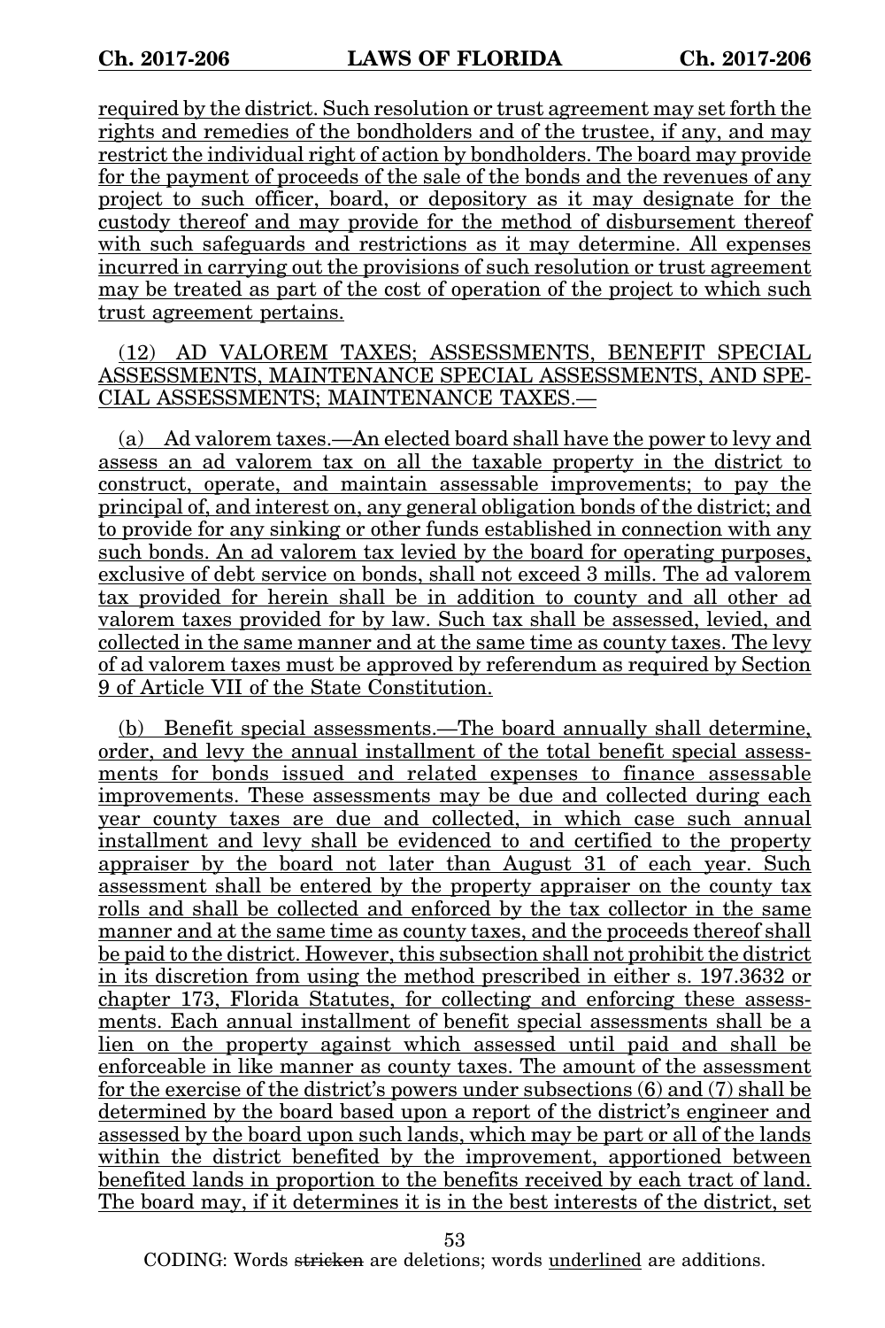required by the district. Such resolution or trust agreement may set forth the rights and remedies of the bondholders and of the trustee, if any, and may restrict the individual right of action by bondholders. The board may provide for the payment of proceeds of the sale of the bonds and the revenues of any project to such officer, board, or depository as it may designate for the custody thereof and may provide for the method of disbursement thereof with such safeguards and restrictions as it may determine. All expenses incurred in carrying out the provisions of such resolution or trust agreement may be treated as part of the cost of operation of the project to which such trust agreement pertains.

(12) AD VALOREM TAXES; ASSESSMENTS, BENEFIT SPECIAL ASSESSMENTS, MAINTENANCE SPECIAL ASSESSMENTS, AND SPECIAL ASSESSMENTS; MAINTENANCE TAXES.—

(a) Ad valorem taxes.—An elected board shall have the power to levy and assess an ad valorem tax on all the taxable property in the district to construct, operate, and maintain assessable improvements; to pay the principal of, and interest on, any general obligation bonds of the district; and to provide for any sinking or other funds established in connection with any such bonds. An ad valorem tax levied by the board for operating purposes, exclusive of debt service on bonds, shall not exceed 3 mills. The ad valorem tax provided for herein shall be in addition to county and all other ad valorem taxes provided for by law. Such tax shall be assessed, levied, and collected in the same manner and at the same time as county taxes. The levy of ad valorem taxes must be approved by referendum as required by Section 9 of Article VII of the State Constitution.

(b) Benefit special assessments.—The board annually shall determine, order, and levy the annual installment of the total benefit special assessments for bonds issued and related expenses to finance assessable improvements. These assessments may be due and collected during each year county taxes are due and collected, in which case such annual installment and levy shall be evidenced to and certified to the property appraiser by the board not later than August 31 of each year. Such assessment shall be entered by the property appraiser on the county tax rolls and shall be collected and enforced by the tax collector in the same manner and at the same time as county taxes, and the proceeds thereof shall be paid to the district. However, this subsection shall not prohibit the district in its discretion from using the method prescribed in either s. 197.3632 or chapter 173, Florida Statutes, for collecting and enforcing these assessments. Each annual installment of benefit special assessments shall be a lien on the property against which assessed until paid and shall be enforceable in like manner as county taxes. The amount of the assessment for the exercise of the district's powers under subsections (6) and (7) shall be determined by the board based upon a report of the district's engineer and assessed by the board upon such lands, which may be part or all of the lands within the district benefited by the improvement, apportioned between benefited lands in proportion to the benefits received by each tract of land. The board may, if it determines it is in the best interests of the district, set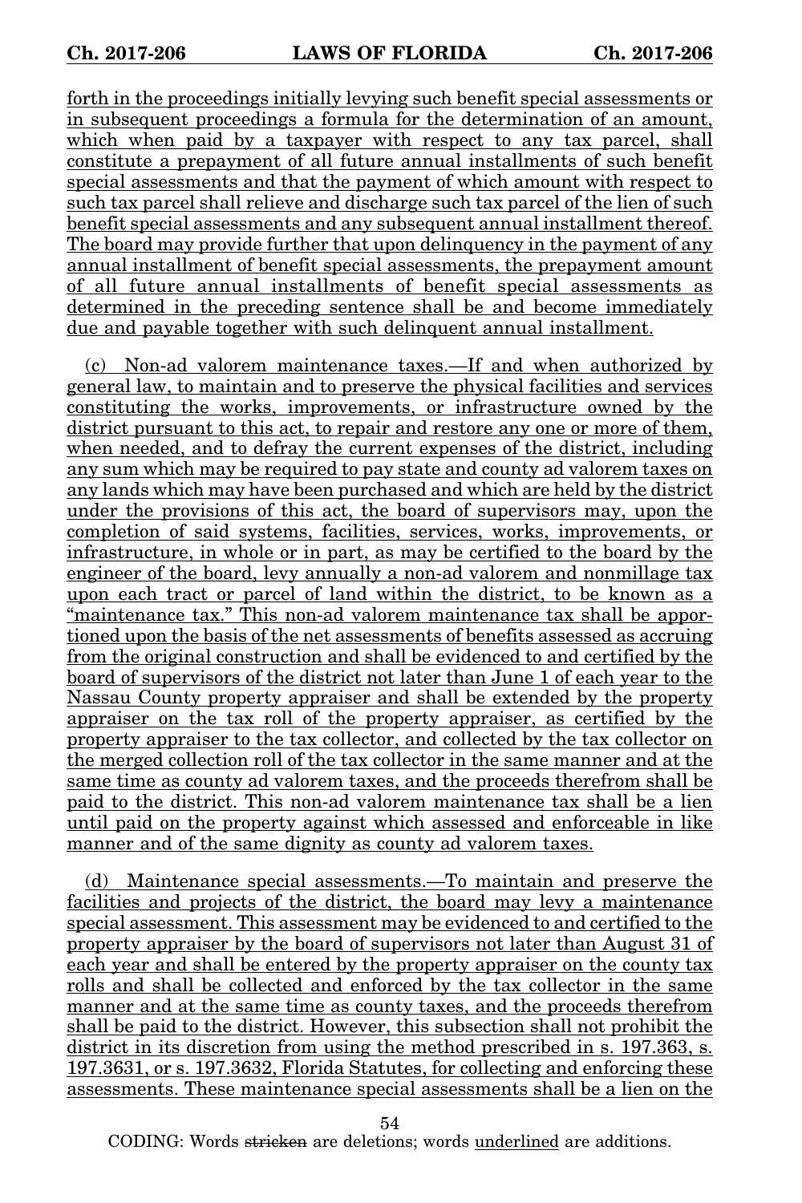forth in the proceedings initially levying such benefit special assessments or in subsequent proceedings a formula for the determination of an amount, which when paid by a taxpayer with respect to any tax parcel, shall constitute a prepayment of all future annual installments of such benefit special assessments and that the payment of which amount with respect to such tax parcel shall relieve and discharge such tax parcel of the lien of such benefit special assessments and any subsequent annual installment thereof. The board may provide further that upon delinquency in the payment of any annual installment of benefit special assessments, the prepayment amount of all future annual installments of benefit special assessments as determined in the preceding sentence shall be and become immediately due and payable together with such delinquent annual installment.

(c) Non-ad valorem maintenance taxes.—If and when authorized by general law, to maintain and to preserve the physical facilities and services constituting the works, improvements, or infrastructure owned by the district pursuant to this act, to repair and restore any one or more of them, when needed, and to defray the current expenses of the district, including any sum which may be required to pay state and county ad valorem taxes on any lands which may have been purchased and which are held by the district under the provisions of this act, the board of supervisors may, upon the completion of said systems, facilities, services, works, improvements, or infrastructure, in whole or in part, as may be certified to the board by the engineer of the board, levy annually a non-ad valorem and nonmillage tax upon each tract or parcel of land within the district, to be known as a "maintenance tax." This non-ad valorem maintenance tax shall be apportioned upon the basis of the net assessments of benefits assessed as accruing from the original construction and shall be evidenced to and certified by the board of supervisors of the district not later than June 1 of each year to the Nassau County property appraiser and shall be extended by the property appraiser on the tax roll of the property appraiser, as certified by the property appraiser to the tax collector, and collected by the tax collector on the merged collection roll of the tax collector in the same manner and at the same time as county ad valorem taxes, and the proceeds therefrom shall be paid to the district. This non-ad valorem maintenance tax shall be a lien until paid on the property against which assessed and enforceable in like manner and of the same dignity as county ad valorem taxes.

(d) Maintenance special assessments.—To maintain and preserve the facilities and projects of the district, the board may levy a maintenance special assessment. This assessment may be evidenced to and certified to the property appraiser by the board of supervisors not later than August 31 of each year and shall be entered by the property appraiser on the county tax rolls and shall be collected and enforced by the tax collector in the same manner and at the same time as county taxes, and the proceeds therefrom shall be paid to the district. However, this subsection shall not prohibit the district in its discretion from using the method prescribed in s. 197.363, s. 197.3631, or s. 197.3632, Florida Statutes, for collecting and enforcing these assessments. These maintenance special assessments shall be a lien on the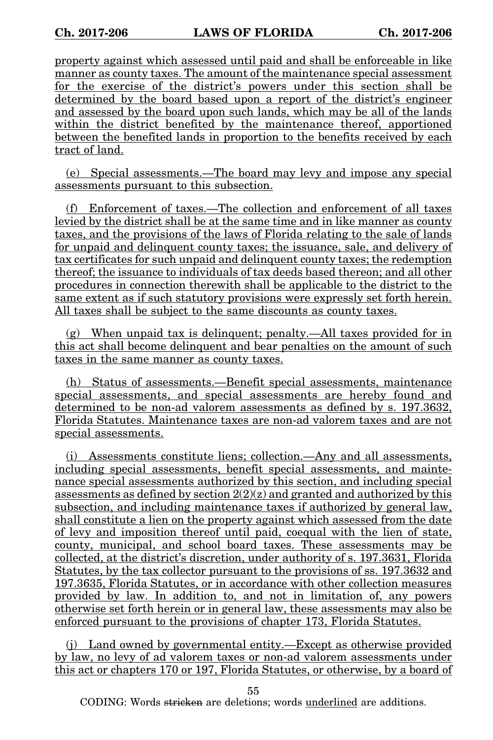property against which assessed until paid and shall be enforceable in like manner as county taxes. The amount of the maintenance special assessment for the exercise of the district's powers under this section shall be determined by the board based upon a report of the district's engineer and assessed by the board upon such lands, which may be all of the lands within the district benefited by the maintenance thereof, apportioned between the benefited lands in proportion to the benefits received by each tract of land.

(e) Special assessments.—The board may levy and impose any special assessments pursuant to this subsection.

(f) Enforcement of taxes.—The collection and enforcement of all taxes levied by the district shall be at the same time and in like manner as county taxes, and the provisions of the laws of Florida relating to the sale of lands for unpaid and delinquent county taxes; the issuance, sale, and delivery of tax certificates for such unpaid and delinquent county taxes; the redemption thereof; the issuance to individuals of tax deeds based thereon; and all other procedures in connection therewith shall be applicable to the district to the same extent as if such statutory provisions were expressly set forth herein. All taxes shall be subject to the same discounts as county taxes.

(g) When unpaid tax is delinquent; penalty.—All taxes provided for in this act shall become delinquent and bear penalties on the amount of such taxes in the same manner as county taxes.

(h) Status of assessments.—Benefit special assessments, maintenance special assessments, and special assessments are hereby found and determined to be non-ad valorem assessments as defined by s. 197.3632, Florida Statutes. Maintenance taxes are non-ad valorem taxes and are not special assessments.

(i) Assessments constitute liens; collection.—Any and all assessments, including special assessments, benefit special assessments, and maintenance special assessments authorized by this section, and including special assessments as defined by section 2(2)(z) and granted and authorized by this subsection, and including maintenance taxes if authorized by general law, shall constitute a lien on the property against which assessed from the date of levy and imposition thereof until paid, coequal with the lien of state, county, municipal, and school board taxes. These assessments may be collected, at the district's discretion, under authority of s. 197.3631, Florida Statutes, by the tax collector pursuant to the provisions of ss. 197.3632 and 197.3635, Florida Statutes, or in accordance with other collection measures provided by law. In addition to, and not in limitation of, any powers otherwise set forth herein or in general law, these assessments may also be enforced pursuant to the provisions of chapter 173, Florida Statutes.

(j) Land owned by governmental entity.—Except as otherwise provided by law, no levy of ad valorem taxes or non-ad valorem assessments under this act or chapters 170 or 197, Florida Statutes, or otherwise, by a board of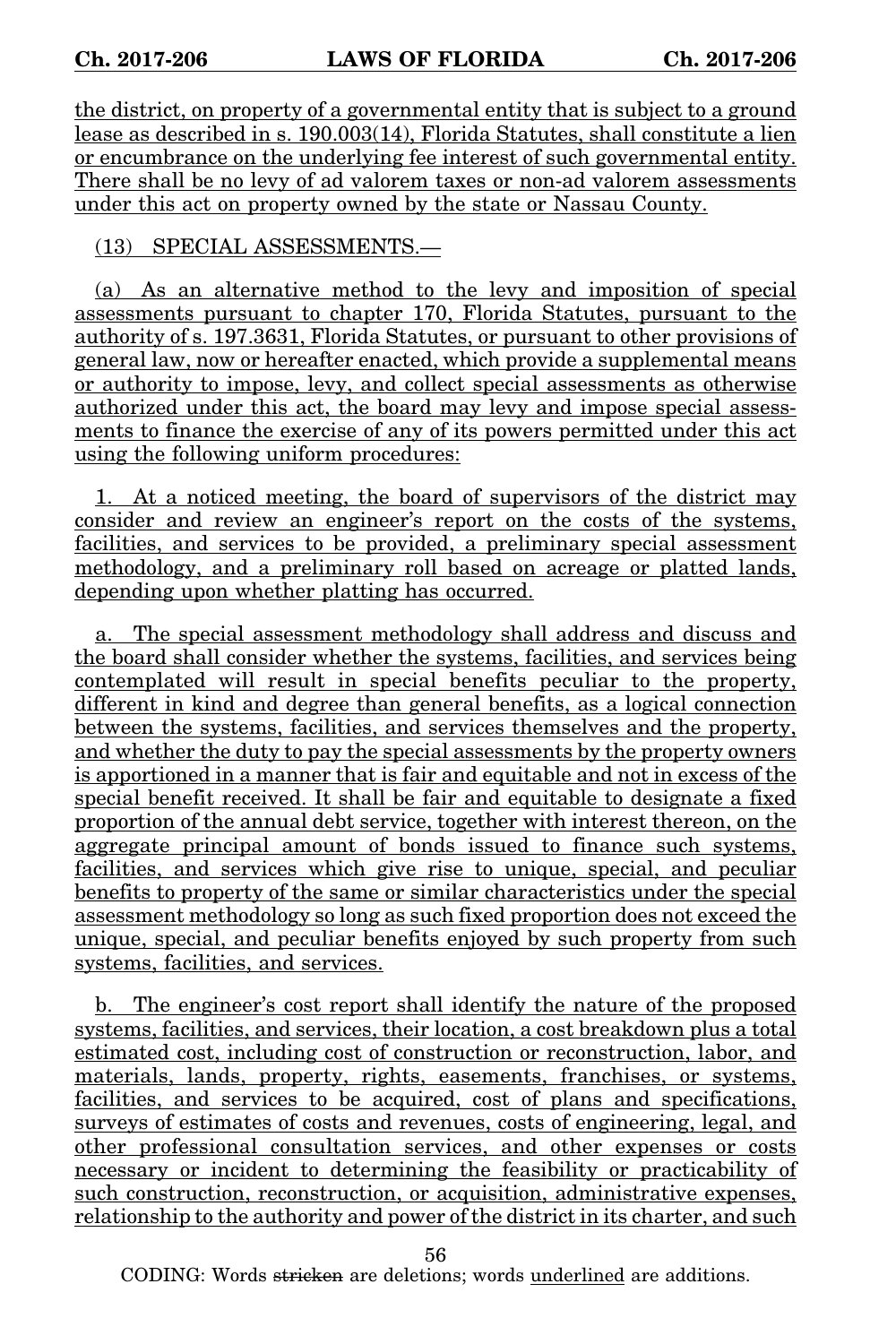the district, on property of a governmental entity that is subject to a ground lease as described in s. 190.003(14), Florida Statutes, shall constitute a lien or encumbrance on the underlying fee interest of such governmental entity. There shall be no levy of ad valorem taxes or non-ad valorem assessments under this act on property owned by the state or Nassau County.

(13) SPECIAL ASSESSMENTS.—

(a) As an alternative method to the levy and imposition of special assessments pursuant to chapter 170, Florida Statutes, pursuant to the authority of s. 197.3631, Florida Statutes, or pursuant to other provisions of general law, now or hereafter enacted, which provide a supplemental means or authority to impose, levy, and collect special assessments as otherwise authorized under this act, the board may levy and impose special assessments to finance the exercise of any of its powers permitted under this act using the following uniform procedures:

1. At a noticed meeting, the board of supervisors of the district may consider and review an engineer's report on the costs of the systems, facilities, and services to be provided, a preliminary special assessment methodology, and a preliminary roll based on acreage or platted lands, depending upon whether platting has occurred.

a. The special assessment methodology shall address and discuss and the board shall consider whether the systems, facilities, and services being contemplated will result in special benefits peculiar to the property, different in kind and degree than general benefits, as a logical connection between the systems, facilities, and services themselves and the property, and whether the duty to pay the special assessments by the property owners is apportioned in a manner that is fair and equitable and not in excess of the special benefit received. It shall be fair and equitable to designate a fixed proportion of the annual debt service, together with interest thereon, on the aggregate principal amount of bonds issued to finance such systems, facilities, and services which give rise to unique, special, and peculiar benefits to property of the same or similar characteristics under the special assessment methodology so long as such fixed proportion does not exceed the unique, special, and peculiar benefits enjoyed by such property from such systems, facilities, and services.

b. The engineer's cost report shall identify the nature of the proposed systems, facilities, and services, their location, a cost breakdown plus a total estimated cost, including cost of construction or reconstruction, labor, and materials, lands, property, rights, easements, franchises, or systems, facilities, and services to be acquired, cost of plans and specifications, surveys of estimates of costs and revenues, costs of engineering, legal, and other professional consultation services, and other expenses or costs necessary or incident to determining the feasibility or practicability of such construction, reconstruction, or acquisition, administrative expenses, relationship to the authority and power of the district in its charter, and such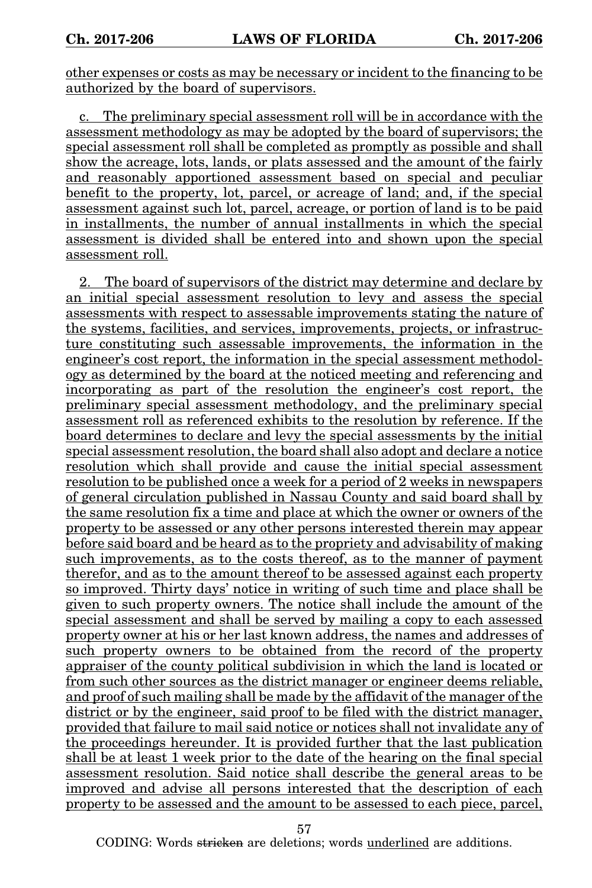other expenses or costs as may be necessary or incident to the financing to be authorized by the board of supervisors.

c. The preliminary special assessment roll will be in accordance with the assessment methodology as may be adopted by the board of supervisors; the special assessment roll shall be completed as promptly as possible and shall show the acreage, lots, lands, or plats assessed and the amount of the fairly and reasonably apportioned assessment based on special and peculiar benefit to the property, lot, parcel, or acreage of land; and, if the special assessment against such lot, parcel, acreage, or portion of land is to be paid in installments, the number of annual installments in which the special assessment is divided shall be entered into and shown upon the special assessment roll.

2. The board of supervisors of the district may determine and declare by an initial special assessment resolution to levy and assess the special assessments with respect to assessable improvements stating the nature of the systems, facilities, and services, improvements, projects, or infrastructure constituting such assessable improvements, the information in the engineer's cost report, the information in the special assessment methodology as determined by the board at the noticed meeting and referencing and incorporating as part of the resolution the engineer's cost report, the preliminary special assessment methodology, and the preliminary special assessment roll as referenced exhibits to the resolution by reference. If the board determines to declare and levy the special assessments by the initial special assessment resolution, the board shall also adopt and declare a notice resolution which shall provide and cause the initial special assessment resolution to be published once a week for a period of 2 weeks in newspapers of general circulation published in Nassau County and said board shall by the same resolution fix a time and place at which the owner or owners of the property to be assessed or any other persons interested therein may appear before said board and be heard as to the propriety and advisability of making such improvements, as to the costs thereof, as to the manner of payment therefor, and as to the amount thereof to be assessed against each property so improved. Thirty days' notice in writing of such time and place shall be given to such property owners. The notice shall include the amount of the special assessment and shall be served by mailing a copy to each assessed property owner at his or her last known address, the names and addresses of such property owners to be obtained from the record of the property appraiser of the county political subdivision in which the land is located or from such other sources as the district manager or engineer deems reliable, and proof of such mailing shall be made by the affidavit of the manager of the district or by the engineer, said proof to be filed with the district manager, provided that failure to mail said notice or notices shall not invalidate any of the proceedings hereunder. It is provided further that the last publication shall be at least 1 week prior to the date of the hearing on the final special assessment resolution. Said notice shall describe the general areas to be improved and advise all persons interested that the description of each property to be assessed and the amount to be assessed to each piece, parcel,

CODING: Words stricken are deletions; words underlined are additions.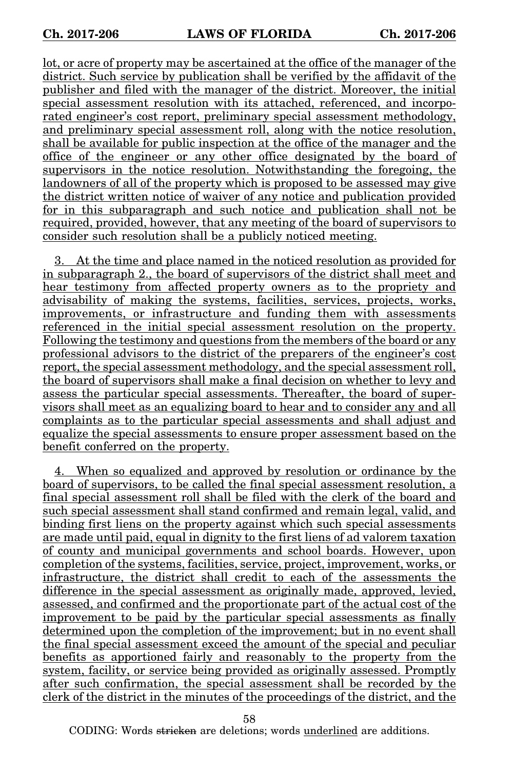lot, or acre of property may be ascertained at the office of the manager of the district. Such service by publication shall be verified by the affidavit of the publisher and filed with the manager of the district. Moreover, the initial special assessment resolution with its attached, referenced, and incorporated engineer's cost report, preliminary special assessment methodology, and preliminary special assessment roll, along with the notice resolution, shall be available for public inspection at the office of the manager and the office of the engineer or any other office designated by the board of supervisors in the notice resolution. Notwithstanding the foregoing, the landowners of all of the property which is proposed to be assessed may give the district written notice of waiver of any notice and publication provided for in this subparagraph and such notice and publication shall not be required, provided, however, that any meeting of the board of supervisors to consider such resolution shall be a publicly noticed meeting.

3. At the time and place named in the noticed resolution as provided for in subparagraph 2., the board of supervisors of the district shall meet and hear testimony from affected property owners as to the propriety and advisability of making the systems, facilities, services, projects, works, improvements, or infrastructure and funding them with assessments referenced in the initial special assessment resolution on the property. Following the testimony and questions from the members of the board or any professional advisors to the district of the preparers of the engineer's cost report, the special assessment methodology, and the special assessment roll, the board of supervisors shall make a final decision on whether to levy and assess the particular special assessments. Thereafter, the board of supervisors shall meet as an equalizing board to hear and to consider any and all complaints as to the particular special assessments and shall adjust and equalize the special assessments to ensure proper assessment based on the benefit conferred on the property.

4. When so equalized and approved by resolution or ordinance by the board of supervisors, to be called the final special assessment resolution, a final special assessment roll shall be filed with the clerk of the board and such special assessment shall stand confirmed and remain legal, valid, and binding first liens on the property against which such special assessments are made until paid, equal in dignity to the first liens of ad valorem taxation of county and municipal governments and school boards. However, upon completion of the systems, facilities, service, project, improvement, works, or infrastructure, the district shall credit to each of the assessments the difference in the special assessment as originally made, approved, levied, assessed, and confirmed and the proportionate part of the actual cost of the improvement to be paid by the particular special assessments as finally determined upon the completion of the improvement; but in no event shall the final special assessment exceed the amount of the special and peculiar benefits as apportioned fairly and reasonably to the property from the system, facility, or service being provided as originally assessed. Promptly after such confirmation, the special assessment shall be recorded by the clerk of the district in the minutes of the proceedings of the district, and the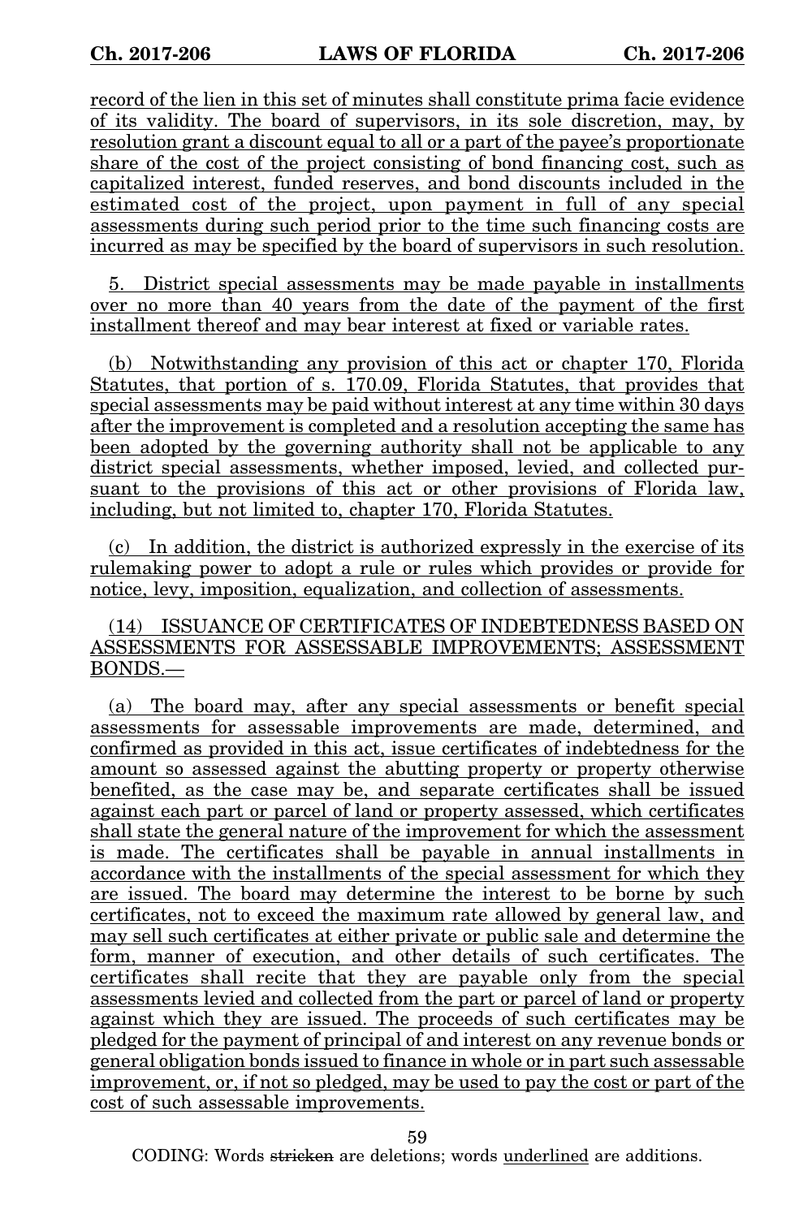record of the lien in this set of minutes shall constitute prima facie evidence of its validity. The board of supervisors, in its sole discretion, may, by resolution grant a discount equal to all or a part of the payee's proportionate share of the cost of the project consisting of bond financing cost, such as capitalized interest, funded reserves, and bond discounts included in the estimated cost of the project, upon payment in full of any special assessments during such period prior to the time such financing costs are incurred as may be specified by the board of supervisors in such resolution.

5. District special assessments may be made payable in installments over no more than 40 years from the date of the payment of the first installment thereof and may bear interest at fixed or variable rates.

(b) Notwithstanding any provision of this act or chapter 170, Florida Statutes, that portion of s. 170.09, Florida Statutes, that provides that special assessments may be paid without interest at any time within 30 days after the improvement is completed and a resolution accepting the same has been adopted by the governing authority shall not be applicable to any district special assessments, whether imposed, levied, and collected pursuant to the provisions of this act or other provisions of Florida law, including, but not limited to, chapter 170, Florida Statutes.

(c) In addition, the district is authorized expressly in the exercise of its rulemaking power to adopt a rule or rules which provides or provide for notice, levy, imposition, equalization, and collection of assessments.

(14) ISSUANCE OF CERTIFICATES OF INDEBTEDNESS BASED ON ASSESSMENTS FOR ASSESSABLE IMPROVEMENTS; ASSESSMENT BONDS.—

(a) The board may, after any special assessments or benefit special assessments for assessable improvements are made, determined, and confirmed as provided in this act, issue certificates of indebtedness for the amount so assessed against the abutting property or property otherwise benefited, as the case may be, and separate certificates shall be issued against each part or parcel of land or property assessed, which certificates shall state the general nature of the improvement for which the assessment is made. The certificates shall be payable in annual installments in accordance with the installments of the special assessment for which they are issued. The board may determine the interest to be borne by such certificates, not to exceed the maximum rate allowed by general law, and may sell such certificates at either private or public sale and determine the form, manner of execution, and other details of such certificates. The certificates shall recite that they are payable only from the special assessments levied and collected from the part or parcel of land or property against which they are issued. The proceeds of such certificates may be pledged for the payment of principal of and interest on any revenue bonds or general obligation bonds issued to finance in whole or in part such assessable improvement, or, if not so pledged, may be used to pay the cost or part of the cost of such assessable improvements.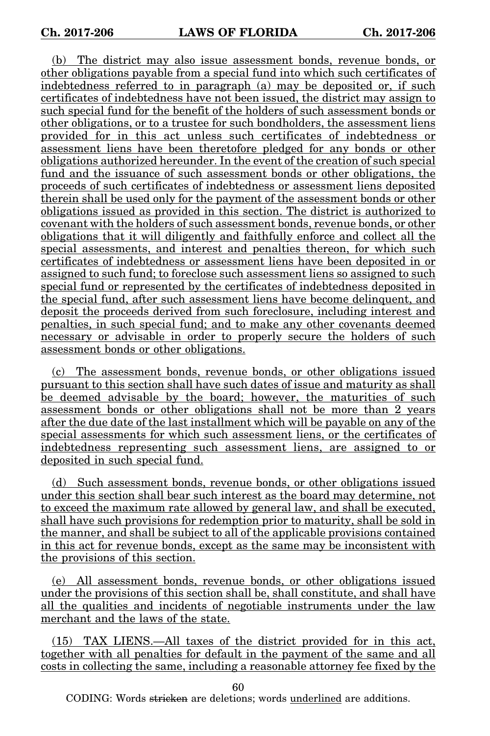(b) The district may also issue assessment bonds, revenue bonds, or other obligations payable from a special fund into which such certificates of indebtedness referred to in paragraph (a) may be deposited or, if such certificates of indebtedness have not been issued, the district may assign to such special fund for the benefit of the holders of such assessment bonds or other obligations, or to a trustee for such bondholders, the assessment liens provided for in this act unless such certificates of indebtedness or assessment liens have been theretofore pledged for any bonds or other obligations authorized hereunder. In the event of the creation of such special fund and the issuance of such assessment bonds or other obligations, the proceeds of such certificates of indebtedness or assessment liens deposited therein shall be used only for the payment of the assessment bonds or other obligations issued as provided in this section. The district is authorized to covenant with the holders of such assessment bonds, revenue bonds, or other obligations that it will diligently and faithfully enforce and collect all the special assessments, and interest and penalties thereon, for which such certificates of indebtedness or assessment liens have been deposited in or assigned to such fund; to foreclose such assessment liens so assigned to such special fund or represented by the certificates of indebtedness deposited in the special fund, after such assessment liens have become delinquent, and deposit the proceeds derived from such foreclosure, including interest and penalties, in such special fund; and to make any other covenants deemed necessary or advisable in order to properly secure the holders of such assessment bonds or other obligations.

(c) The assessment bonds, revenue bonds, or other obligations issued pursuant to this section shall have such dates of issue and maturity as shall be deemed advisable by the board; however, the maturities of such assessment bonds or other obligations shall not be more than 2 years after the due date of the last installment which will be payable on any of the special assessments for which such assessment liens, or the certificates of indebtedness representing such assessment liens, are assigned to or deposited in such special fund.

(d) Such assessment bonds, revenue bonds, or other obligations issued under this section shall bear such interest as the board may determine, not to exceed the maximum rate allowed by general law, and shall be executed, shall have such provisions for redemption prior to maturity, shall be sold in the manner, and shall be subject to all of the applicable provisions contained in this act for revenue bonds, except as the same may be inconsistent with the provisions of this section.

(e) All assessment bonds, revenue bonds, or other obligations issued under the provisions of this section shall be, shall constitute, and shall have all the qualities and incidents of negotiable instruments under the law merchant and the laws of the state.

(15) TAX LIENS.—All taxes of the district provided for in this act, together with all penalties for default in the payment of the same and all costs in collecting the same, including a reasonable attorney fee fixed by the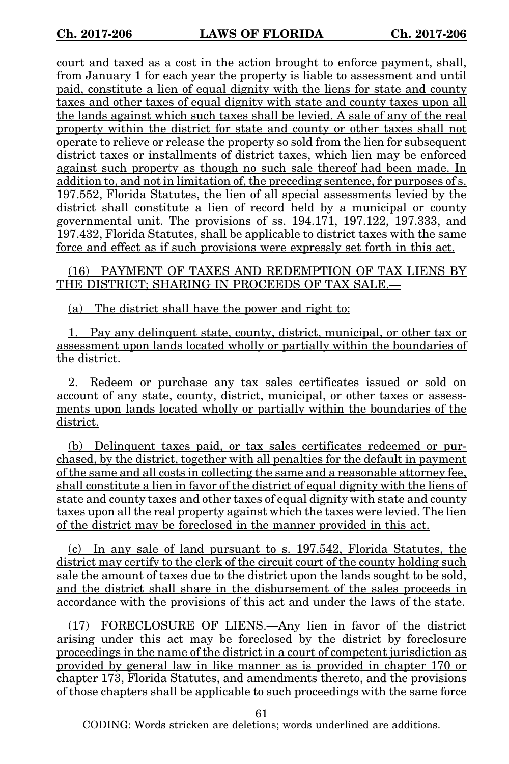court and taxed as a cost in the action brought to enforce payment, shall, from January 1 for each year the property is liable to assessment and until paid, constitute a lien of equal dignity with the liens for state and county taxes and other taxes of equal dignity with state and county taxes upon all the lands against which such taxes shall be levied. A sale of any of the real property within the district for state and county or other taxes shall not operate to relieve or release the property so sold from the lien for subsequent district taxes or installments of district taxes, which lien may be enforced against such property as though no such sale thereof had been made. In addition to, and not in limitation of, the preceding sentence, for purposes of s. 197.552, Florida Statutes, the lien of all special assessments levied by the district shall constitute a lien of record held by a municipal or county governmental unit. The provisions of ss. 194.171, 197.122, 197.333, and 197.432, Florida Statutes, shall be applicable to district taxes with the same force and effect as if such provisions were expressly set forth in this act.

(16) PAYMENT OF TAXES AND REDEMPTION OF TAX LIENS BY THE DISTRICT; SHARING IN PROCEEDS OF TAX SALE.—

(a) The district shall have the power and right to:

1. Pay any delinquent state, county, district, municipal, or other tax or assessment upon lands located wholly or partially within the boundaries of the district.

2. Redeem or purchase any tax sales certificates issued or sold on account of any state, county, district, municipal, or other taxes or assessments upon lands located wholly or partially within the boundaries of the district.

(b) Delinquent taxes paid, or tax sales certificates redeemed or purchased, by the district, together with all penalties for the default in payment of the same and all costs in collecting the same and a reasonable attorney fee, shall constitute a lien in favor of the district of equal dignity with the liens of state and county taxes and other taxes of equal dignity with state and county taxes upon all the real property against which the taxes were levied. The lien of the district may be foreclosed in the manner provided in this act.

(c) In any sale of land pursuant to s. 197.542, Florida Statutes, the district may certify to the clerk of the circuit court of the county holding such sale the amount of taxes due to the district upon the lands sought to be sold, and the district shall share in the disbursement of the sales proceeds in accordance with the provisions of this act and under the laws of the state.

(17) FORECLOSURE OF LIENS.—Any lien in favor of the district arising under this act may be foreclosed by the district by foreclosure proceedings in the name of the district in a court of competent jurisdiction as provided by general law in like manner as is provided in chapter 170 or chapter 173, Florida Statutes, and amendments thereto, and the provisions of those chapters shall be applicable to such proceedings with the same force

CODING: Words stricken are deletions; words underlined are additions.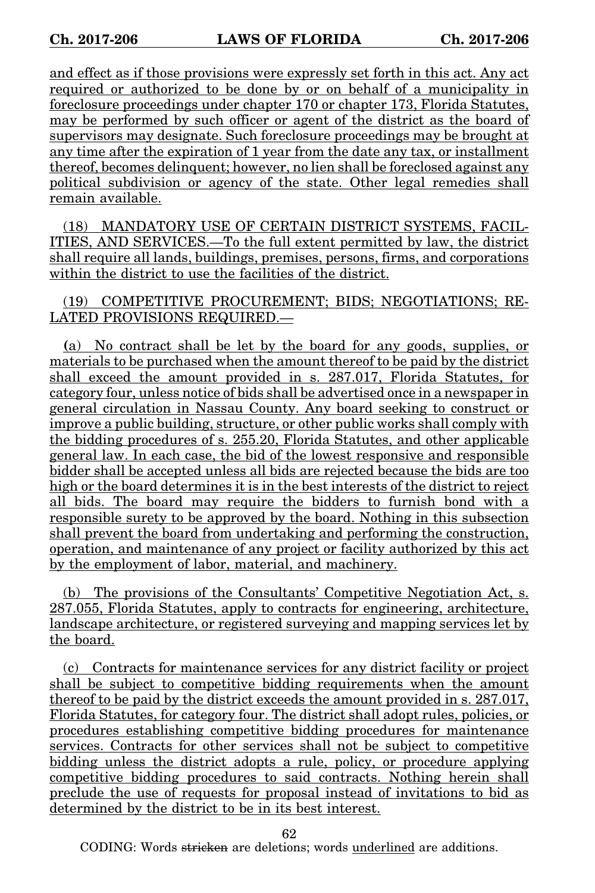and effect as if those provisions were expressly set forth in this act. Any act required or authorized to be done by or on behalf of a municipality in foreclosure proceedings under chapter 170 or chapter 173, Florida Statutes, may be performed by such officer or agent of the district as the board of supervisors may designate. Such foreclosure proceedings may be brought at any time after the expiration of 1 year from the date any tax, or installment thereof, becomes delinquent; however, no lien shall be foreclosed against any political subdivision or agency of the state. Other legal remedies shall remain available.

(18) MANDATORY USE OF CERTAIN DISTRICT SYSTEMS, FACILITIES, AND SERVICES.—To the full extent permitted by law, the district shall require all lands, buildings, premises, persons, firms, and corporations within the district to use the facilities of the district.

(19) COMPETITIVE PROCUREMENT; BIDS; NEGOTIATIONS; RELATED PROVISIONS REQUIRED.—

(a) No contract shall be let by the board for any goods, supplies, or materials to be purchased when the amount thereof to be paid by the district shall exceed the amount provided in s. 287.017, Florida Statutes, for category four, unless notice of bids shall be advertised once in a newspaper in general circulation in Nassau County. Any board seeking to construct or improve a public building, structure, or other public works shall comply with the bidding procedures of s. 255.20, Florida Statutes, and other applicable general law. In each case, the bid of the lowest responsive and responsible bidder shall be accepted unless all bids are rejected because the bids are too high or the board determines it is in the best interests of the district to reject all bids. The board may require the bidders to furnish bond with a responsible surety to be approved by the board. Nothing in this subsection shall prevent the board from undertaking and performing the construction, operation, and maintenance of any project or facility authorized by this act by the employment of labor, material, and machinery.

(b) The provisions of the Consultants' Competitive Negotiation Act, s. 287.055, Florida Statutes, apply to contracts for engineering, architecture, landscape architecture, or registered surveying and mapping services let by the board.

(c) Contracts for maintenance services for any district facility or project shall be subject to competitive bidding requirements when the amount thereof to be paid by the district exceeds the amount provided in s. 287.017, Florida Statutes, for category four. The district shall adopt rules, policies, or procedures establishing competitive bidding procedures for maintenance services. Contracts for other services shall not be subject to competitive bidding unless the district adopts a rule, policy, or procedure applying competitive bidding procedures to said contracts. Nothing herein shall preclude the use of requests for proposal instead of invitations to bid as determined by the district to be in its best interest.

CODING: Words ~~stricken~~ are deletions; words underlined are additions.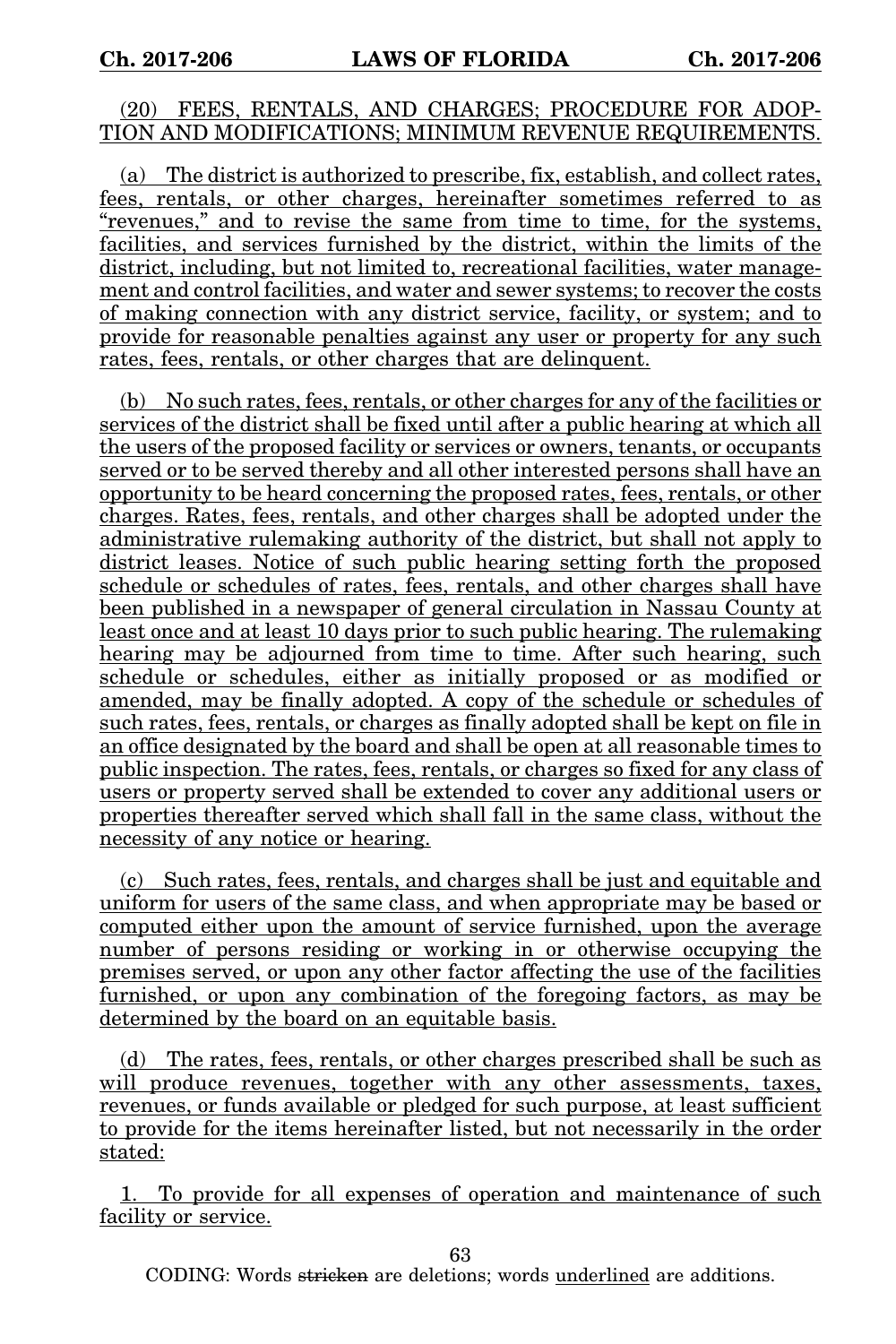(20) FEES, RENTALS, AND CHARGES; PROCEDURE FOR ADOPTION AND MODIFICATIONS; MINIMUM REVENUE REQUIREMENTS.

(a) The district is authorized to prescribe, fix, establish, and collect rates, fees, rentals, or other charges, hereinafter sometimes referred to as "revenues," and to revise the same from time to time, for the systems, facilities, and services furnished by the district, within the limits of the district, including, but not limited to, recreational facilities, water management and control facilities, and water and sewer systems; to recover the costs of making connection with any district service, facility, or system; and to provide for reasonable penalties against any user or property for any such rates, fees, rentals, or other charges that are delinquent.

(b) No such rates, fees, rentals, or other charges for any of the facilities or services of the district shall be fixed until after a public hearing at which all the users of the proposed facility or services or owners, tenants, or occupants served or to be served thereby and all other interested persons shall have an opportunity to be heard concerning the proposed rates, fees, rentals, or other charges. Rates, fees, rentals, and other charges shall be adopted under the administrative rulemaking authority of the district, but shall not apply to district leases. Notice of such public hearing setting forth the proposed schedule or schedules of rates, fees, rentals, and other charges shall have been published in a newspaper of general circulation in Nassau County at least once and at least 10 days prior to such public hearing. The rulemaking hearing may be adjourned from time to time. After such hearing, such schedule or schedules, either as initially proposed or as modified or amended, may be finally adopted. A copy of the schedule or schedules of such rates, fees, rentals, or charges as finally adopted shall be kept on file in an office designated by the board and shall be open at all reasonable times to public inspection. The rates, fees, rentals, or charges so fixed for any class of users or property served shall be extended to cover any additional users or properties thereafter served which shall fall in the same class, without the necessity of any notice or hearing.

(c) Such rates, fees, rentals, and charges shall be just and equitable and uniform for users of the same class, and when appropriate may be based or computed either upon the amount of service furnished, upon the average number of persons residing or working in or otherwise occupying the premises served, or upon any other factor affecting the use of the facilities furnished, or upon any combination of the foregoing factors, as may be determined by the board on an equitable basis.

(d) The rates, fees, rentals, or other charges prescribed shall be such as will produce revenues, together with any other assessments, taxes, revenues, or funds available or pledged for such purpose, at least sufficient to provide for the items hereinafter listed, but not necessarily in the order stated:

1. To provide for all expenses of operation and maintenance of such facility or service.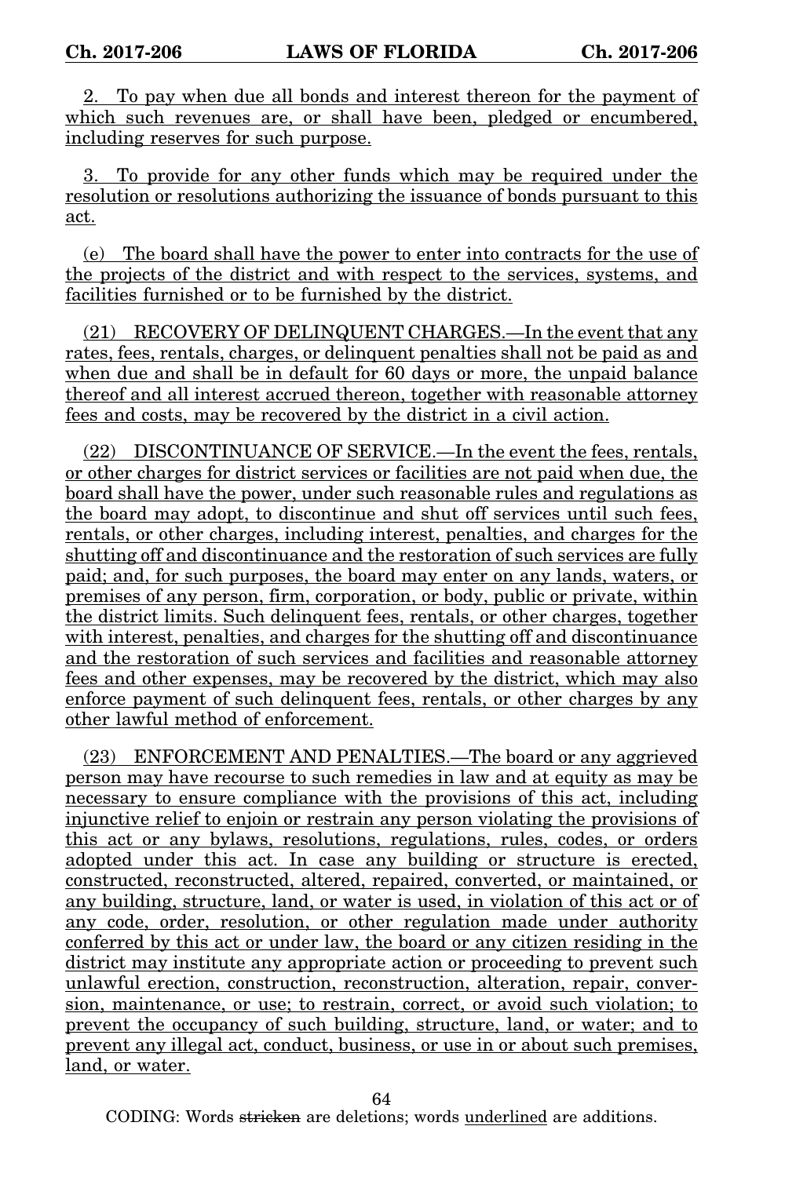2. To pay when due all bonds and interest thereon for the payment of which such revenues are, or shall have been, pledged or encumbered, including reserves for such purpose.

3. To provide for any other funds which may be required under the resolution or resolutions authorizing the issuance of bonds pursuant to this act.

(e) The board shall have the power to enter into contracts for the use of the projects of the district and with respect to the services, systems, and facilities furnished or to be furnished by the district.

(21) RECOVERY OF DELINQUENT CHARGES.—In the event that any rates, fees, rentals, charges, or delinquent penalties shall not be paid as and when due and shall be in default for 60 days or more, the unpaid balance thereof and all interest accrued thereon, together with reasonable attorney fees and costs, may be recovered by the district in a civil action.

(22) DISCONTINUANCE OF SERVICE.—In the event the fees, rentals, or other charges for district services or facilities are not paid when due, the board shall have the power, under such reasonable rules and regulations as the board may adopt, to discontinue and shut off services until such fees, rentals, or other charges, including interest, penalties, and charges for the shutting off and discontinuance and the restoration of such services are fully paid; and, for such purposes, the board may enter on any lands, waters, or premises of any person, firm, corporation, or body, public or private, within the district limits. Such delinquent fees, rentals, or other charges, together with interest, penalties, and charges for the shutting off and discontinuance and the restoration of such services and facilities and reasonable attorney fees and other expenses, may be recovered by the district, which may also enforce payment of such delinquent fees, rentals, or other charges by any other lawful method of enforcement.

(23) ENFORCEMENT AND PENALTIES.—The board or any aggrieved person may have recourse to such remedies in law and at equity as may be necessary to ensure compliance with the provisions of this act, including injunctive relief to enjoin or restrain any person violating the provisions of this act or any bylaws, resolutions, regulations, rules, codes, or orders adopted under this act. In case any building or structure is erected, constructed, reconstructed, altered, repaired, converted, or maintained, or any building, structure, land, or water is used, in violation of this act or of any code, order, resolution, or other regulation made under authority conferred by this act or under law, the board or any citizen residing in the district may institute any appropriate action or proceeding to prevent such unlawful erection, construction, reconstruction, alteration, repair, conversion, maintenance, or use; to restrain, correct, or avoid such violation; to prevent the occupancy of such building, structure, land, or water; and to prevent any illegal act, conduct, business, or use in or about such premises, land, or water.

CODING: Words ~~stricken~~ are deletions; words underlined are additions.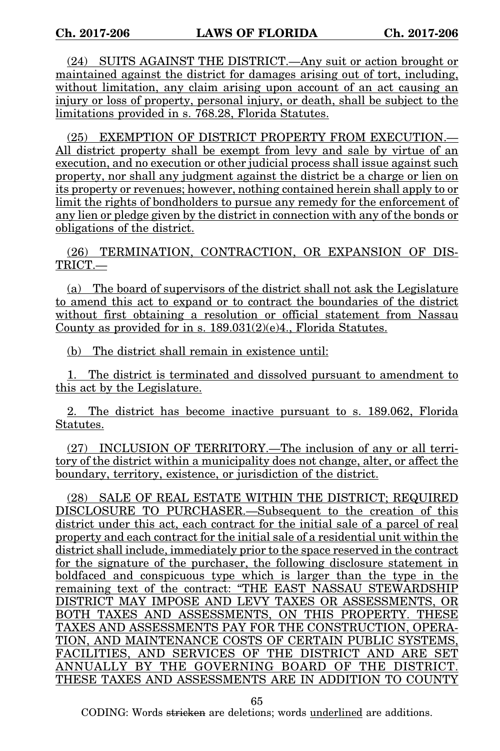(24) SUITS AGAINST THE DISTRICT.—Any suit or action brought or maintained against the district for damages arising out of tort, including, without limitation, any claim arising upon account of an act causing an injury or loss of property, personal injury, or death, shall be subject to the limitations provided in s. 768.28, Florida Statutes.

(25) EXEMPTION OF DISTRICT PROPERTY FROM EXECUTION.—All district property shall be exempt from levy and sale by virtue of an execution, and no execution or other judicial process shall issue against such property, nor shall any judgment against the district be a charge or lien on its property or revenues; however, nothing contained herein shall apply to or limit the rights of bondholders to pursue any remedy for the enforcement of any lien or pledge given by the district in connection with any of the bonds or obligations of the district.

(26) TERMINATION, CONTRACTION, OR EXPANSION OF DISTRICT.—

(a) The board of supervisors of the district shall not ask the Legislature to amend this act to expand or to contract the boundaries of the district without first obtaining a resolution or official statement from Nassau County as provided for in s. 189.031(2)(e)4., Florida Statutes.

(b) The district shall remain in existence until:

1. The district is terminated and dissolved pursuant to amendment to this act by the Legislature.

2. The district has become inactive pursuant to s. 189.062, Florida Statutes.

(27) INCLUSION OF TERRITORY.—The inclusion of any or all territory of the district within a municipality does not change, alter, or affect the boundary, territory, existence, or jurisdiction of the district.

(28) SALE OF REAL ESTATE WITHIN THE DISTRICT; REQUIRED DISCLOSURE TO PURCHASER.—Subsequent to the creation of this district under this act, each contract for the initial sale of a parcel of real property and each contract for the initial sale of a residential unit within the district shall include, immediately prior to the space reserved in the contract for the signature of the purchaser, the following disclosure statement in boldfaced and conspicuous type which is larger than the type in the remaining text of the contract: "THE EAST NASSAU STEWARDSHIP DISTRICT MAY IMPOSE AND LEVY TAXES OR ASSESSMENTS, OR BOTH TAXES AND ASSESSMENTS, ON THIS PROPERTY. THESE TAXES AND ASSESSMENTS PAY FOR THE CONSTRUCTION, OPERATION, AND MAINTENANCE COSTS OF CERTAIN PUBLIC SYSTEMS, FACILITIES, AND SERVICES OF THE DISTRICT AND ARE SET ANNUALLY BY THE GOVERNING BOARD OF THE DISTRICT. THESE TAXES AND ASSESSMENTS ARE IN ADDITION TO COUNTY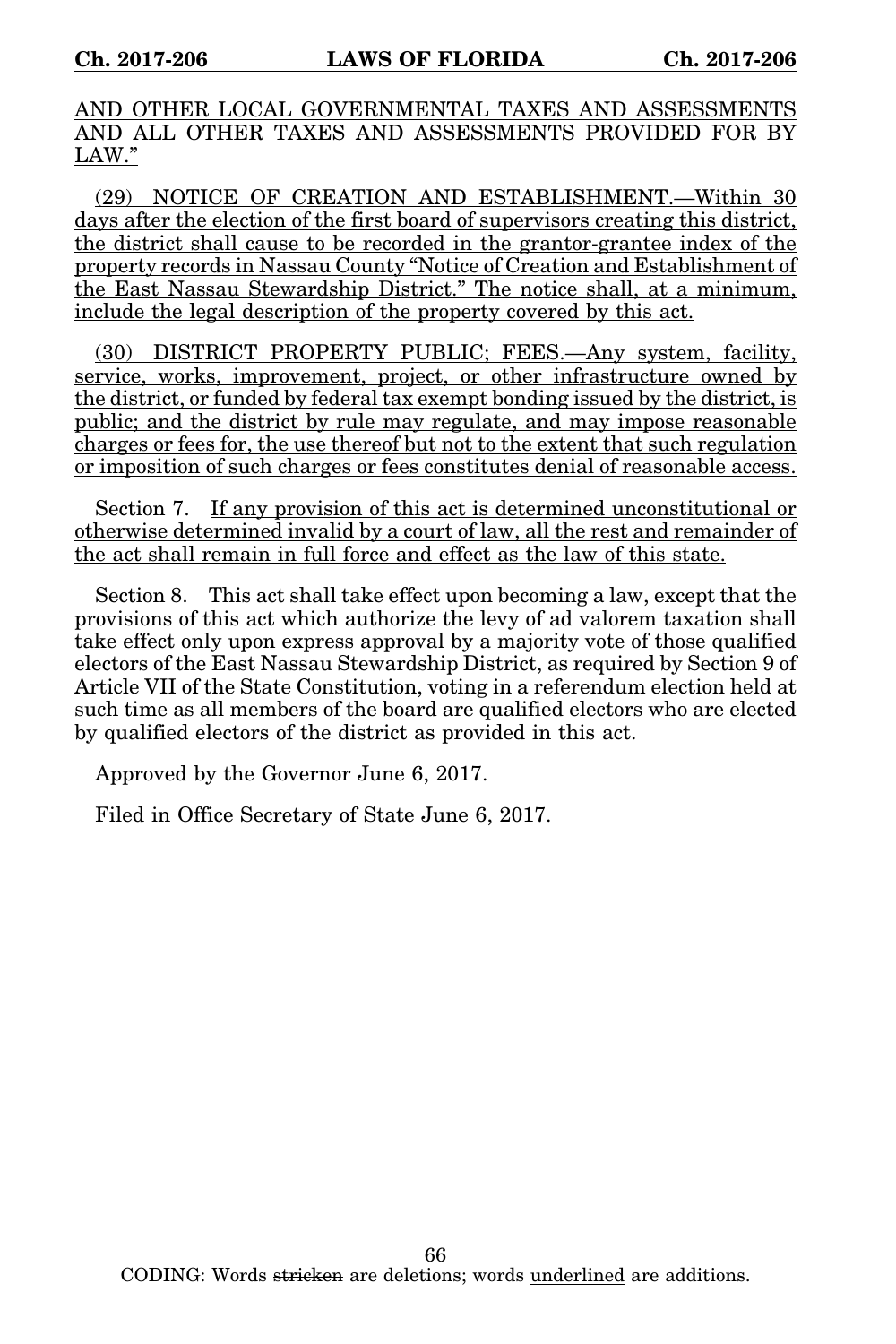AND OTHER LOCAL GOVERNMENTAL TAXES AND ASSESSMENTS AND ALL OTHER TAXES AND ASSESSMENTS PROVIDED FOR BY LAW."

(29) NOTICE OF CREATION AND ESTABLISHMENT.—Within 30 days after the election of the first board of supervisors creating this district, the district shall cause to be recorded in the grantor-grantee index of the property records in Nassau County "Notice of Creation and Establishment of the East Nassau Stewardship District." The notice shall, at a minimum, include the legal description of the property covered by this act.

(30) DISTRICT PROPERTY PUBLIC; FEES.—Any system, facility, service, works, improvement, project, or other infrastructure owned by the district, or funded by federal tax exempt bonding issued by the district, is public; and the district by rule may regulate, and may impose reasonable charges or fees for, the use thereof but not to the extent that such regulation or imposition of such charges or fees constitutes denial of reasonable access.

Section 7. If any provision of this act is determined unconstitutional or otherwise determined invalid by a court of law, all the rest and remainder of the act shall remain in full force and effect as the law of this state.

Section 8. This act shall take effect upon becoming a law, except that the provisions of this act which authorize the levy of ad valorem taxation shall take effect only upon express approval by a majority vote of those qualified electors of the East Nassau Stewardship District, as required by Section 9 of Article VII of the State Constitution, voting in a referendum election held at such time as all members of the board are qualified electors who are elected by qualified electors of the district as provided in this act.

Approved by the Governor June 6, 2017.

Filed in Office Secretary of State June 6, 2017.

CODING: Words stricken are deletions; words underlined are additions.